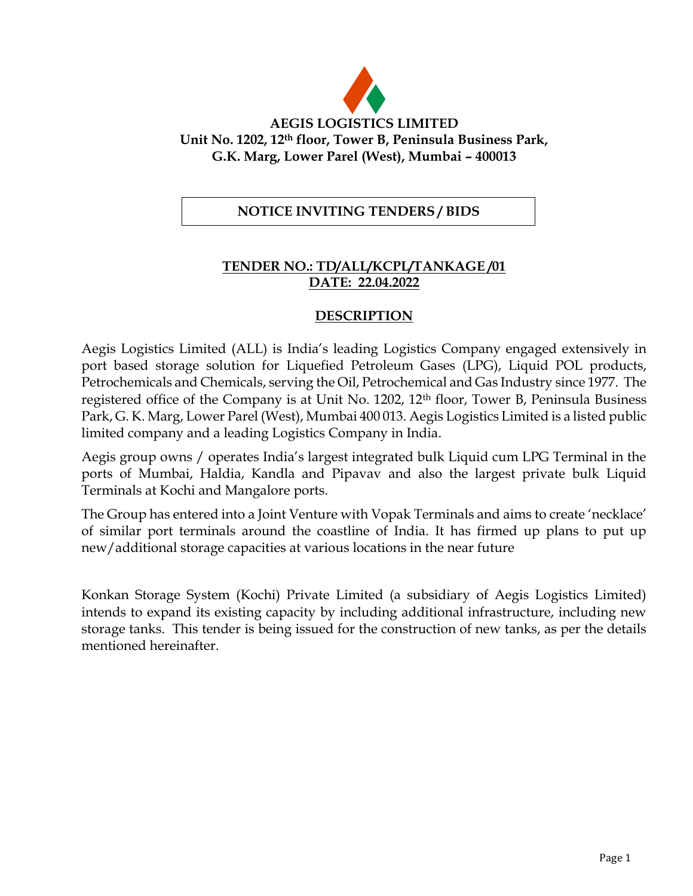**AEGIS LOGISTICS LIMITED**
**Unit No. 1202, 12th floor, Tower B, Peninsula Business Park,**
**G.K. Marg, Lower Parel (West), Mumbai – 400013**

# NOTICE INVITING TENDERS / BIDS

**TENDER NO.: TD/ALL/KCPL/TANKAGE /01**
**DATE: 22.04.2022**

## DESCRIPTION

Aegis Logistics Limited (ALL) is India's leading Logistics Company engaged extensively in port based storage solution for Liquefied Petroleum Gases (LPG), Liquid POL products, Petrochemicals and Chemicals, serving the Oil, Petrochemical and Gas Industry since 1977. The registered office of the Company is at Unit No. 1202, 12th floor, Tower B, Peninsula Business Park, G. K. Marg, Lower Parel (West), Mumbai 400 013. Aegis Logistics Limited is a listed public limited company and a leading Logistics Company in India.

Aegis group owns / operates India's largest integrated bulk Liquid cum LPG Terminal in the ports of Mumbai, Haldia, Kandla and Pipavav and also the largest private bulk Liquid Terminals at Kochi and Mangalore ports.

The Group has entered into a Joint Venture with Vopak Terminals and aims to create 'necklace' of similar port terminals around the coastline of India. It has firmed up plans to put up new/additional storage capacities at various locations in the near future

Konkan Storage System (Kochi) Private Limited (a subsidiary of Aegis Logistics Limited) intends to expand its existing capacity by including additional infrastructure, including new storage tanks. This tender is being issued for the construction of new tanks, as per the details mentioned hereinafter.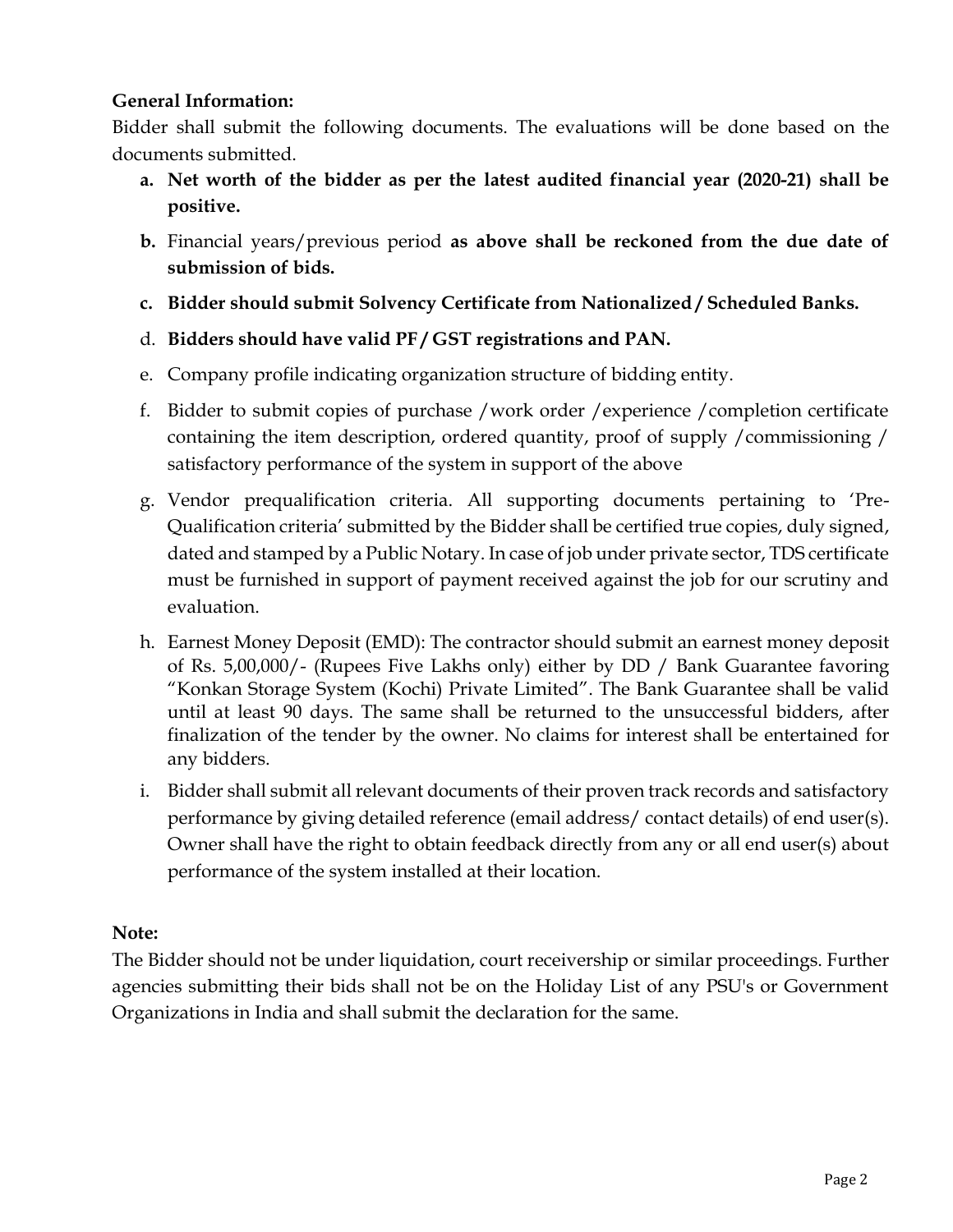**General Information:**

Bidder shall submit the following documents. The evaluations will be done based on the documents submitted.

a. **Net worth of the bidder as per the latest audited financial year (2020-21) shall be positive.**

b. **b.** Financial years/previous period **as above shall be reckoned from the due date of submission of bids.**

c. **Bidder should submit Solvency Certificate from Nationalized / Scheduled Banks.**

d. **Bidders should have valid PF / GST registrations and PAN.**

e. Company profile indicating organization structure of bidding entity.

f. Bidder to submit copies of purchase /work order /experience /completion certificate containing the item description, ordered quantity, proof of supply /commissioning / satisfactory performance of the system in support of the above

g. Vendor prequalification criteria. All supporting documents pertaining to 'Pre-Qualification criteria' submitted by the Bidder shall be certified true copies, duly signed, dated and stamped by a Public Notary. In case of job under private sector, TDS certificate must be furnished in support of payment received against the job for our scrutiny and evaluation.

h. Earnest Money Deposit (EMD): The contractor should submit an earnest money deposit of Rs. 5,00,000/- (Rupees Five Lakhs only) either by DD / Bank Guarantee favoring "Konkan Storage System (Kochi) Private Limited". The Bank Guarantee shall be valid until at least 90 days. The same shall be returned to the unsuccessful bidders, after finalization of the tender by the owner. No claims for interest shall be entertained for any bidders.

i. Bidder shall submit all relevant documents of their proven track records and satisfactory performance by giving detailed reference (email address/ contact details) of end user(s). Owner shall have the right to obtain feedback directly from any or all end user(s) about performance of the system installed at their location.

**Note:**

The Bidder should not be under liquidation, court receivership or similar proceedings. Further agencies submitting their bids shall not be on the Holiday List of any PSU's or Government Organizations in India and shall submit the declaration for the same.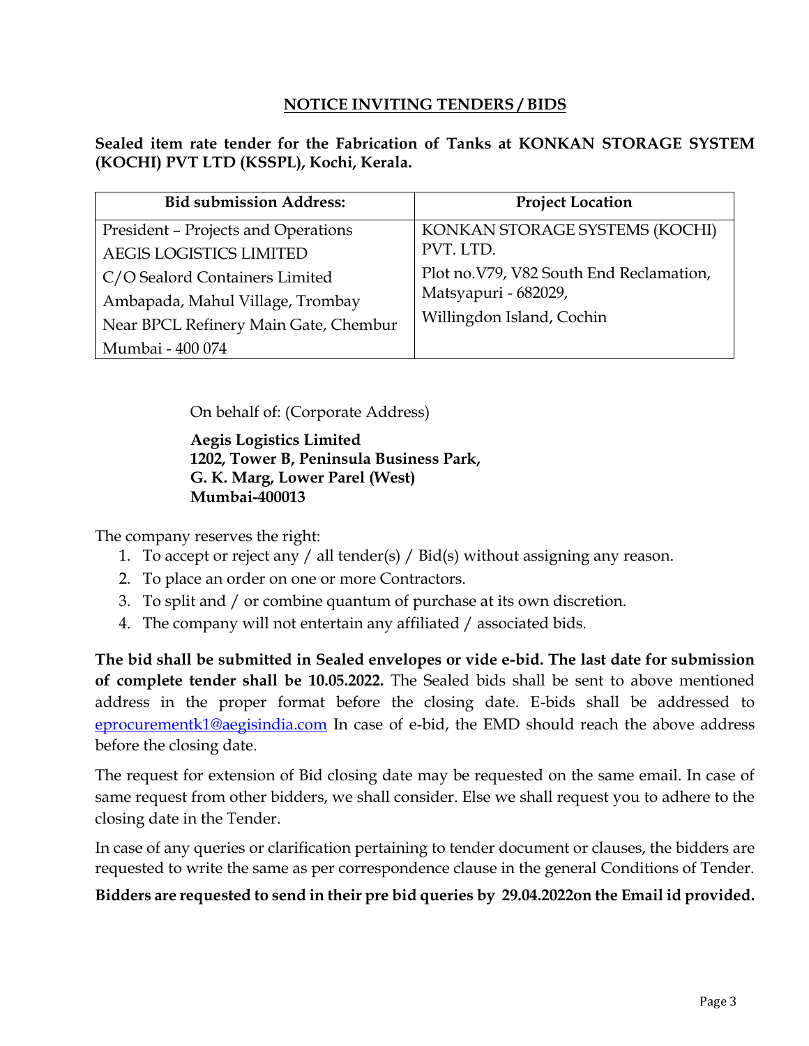## NOTICE INVITING TENDERS / BIDS

**Sealed item rate tender for the Fabrication of Tanks at KONKAN STORAGE SYSTEM (KOCHI) PVT LTD (KSSPL), Kochi, Kerala.**

| Bid submission Address: | Project Location |
| --- | --- |
| President – Projects and Operations<br>AEGIS LOGISTICS LIMITED<br>C/O Sealord Containers Limited<br>Ambapada, Mahul Village, Trombay<br>Near BPCL Refinery Main Gate, Chembur<br>Mumbai - 400 074 | KONKAN STORAGE SYSTEMS (KOCHI) PVT. LTD.<br>Plot no.V79, V82 South End Reclamation, Matsyapuri - 682029,<br>Willingdon Island, Cochin |

On behalf of: (Corporate Address)

**Aegis Logistics Limited**
**1202, Tower B, Peninsula Business Park,**
**G. K. Marg, Lower Parel (West)**
**Mumbai-400013**

The company reserves the right:

1. To accept or reject any / all tender(s) / Bid(s) without assigning any reason.
2. To place an order on one or more Contractors.
3. To split and / or combine quantum of purchase at its own discretion.
4. The company will not entertain any affiliated / associated bids.

**The bid shall be submitted in Sealed envelopes or vide e-bid. The last date for submission of complete tender shall be 10.05.2022.** The Sealed bids shall be sent to above mentioned address in the proper format before the closing date. E-bids shall be addressed to eprocurementk1@aegisindia.com In case of e-bid, the EMD should reach the above address before the closing date.

The request for extension of Bid closing date may be requested on the same email. In case of same request from other bidders, we shall consider. Else we shall request you to adhere to the closing date in the Tender.

In case of any queries or clarification pertaining to tender document or clauses, the bidders are requested to write the same as per correspondence clause in the general Conditions of Tender.

**Bidders are requested to send in their pre bid queries by 29.04.2022on the Email id provided.**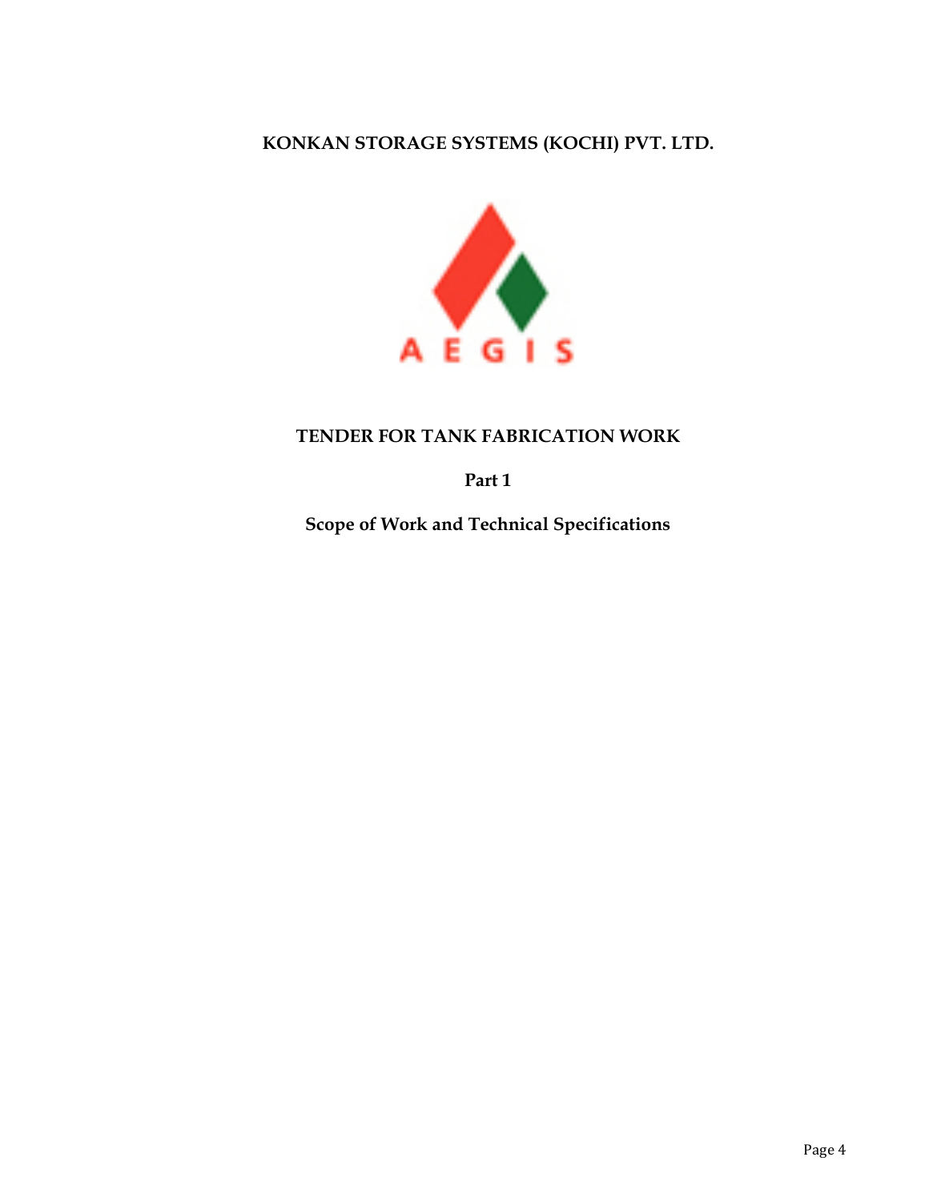# KONKAN STORAGE SYSTEMS (KOCHI) PVT. LTD.

AEGIS

## TENDER FOR TANK FABRICATION WORK

### Part 1

### Scope of Work and Technical Specifications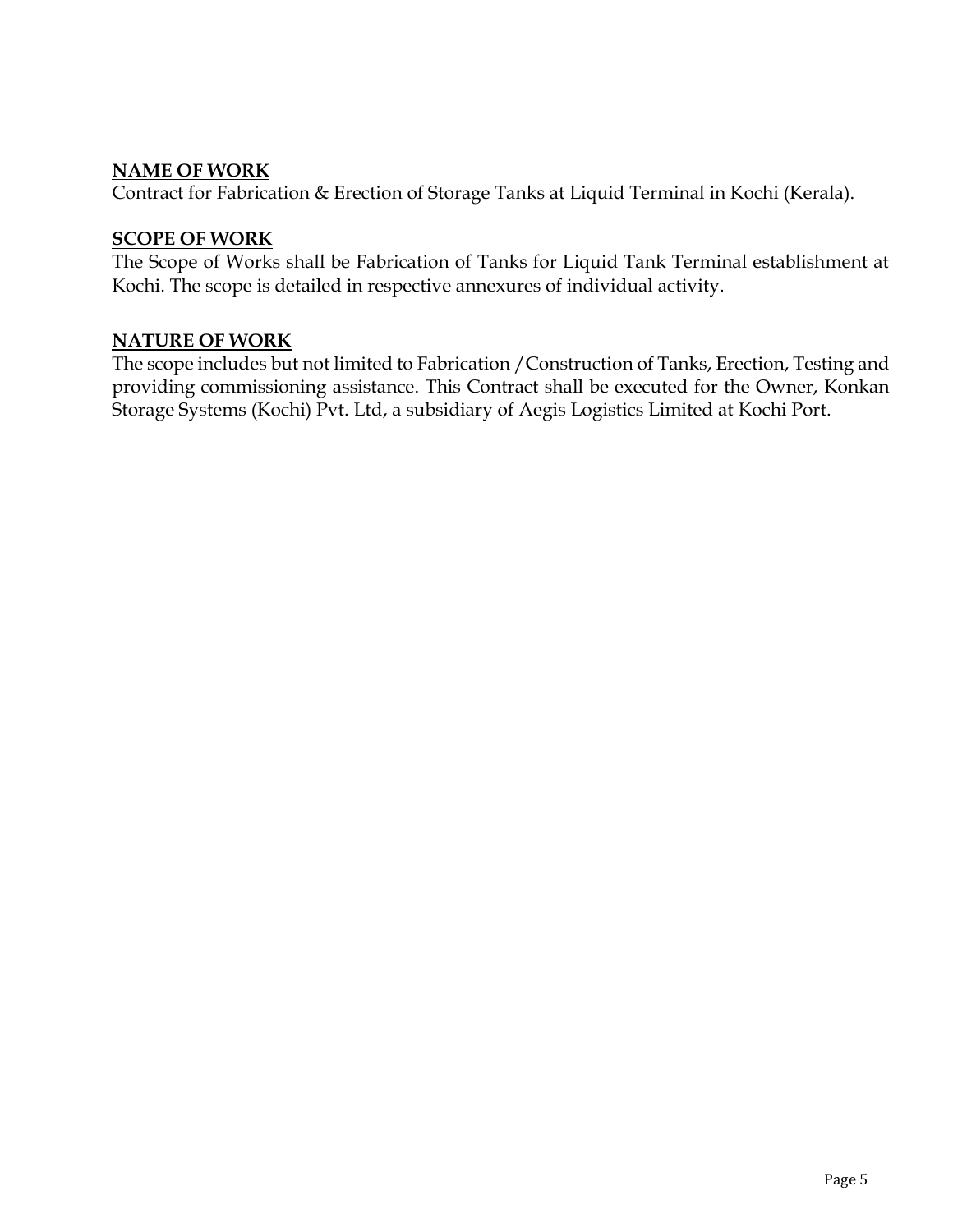## NAME OF WORK

Contract for Fabrication & Erection of Storage Tanks at Liquid Terminal in Kochi (Kerala).

## SCOPE OF WORK

The Scope of Works shall be Fabrication of Tanks for Liquid Tank Terminal establishment at Kochi. The scope is detailed in respective annexures of individual activity.

## NATURE OF WORK

The scope includes but not limited to Fabrication /Construction of Tanks, Erection, Testing and providing commissioning assistance. This Contract shall be executed for the Owner, Konkan Storage Systems (Kochi) Pvt. Ltd, a subsidiary of Aegis Logistics Limited at Kochi Port.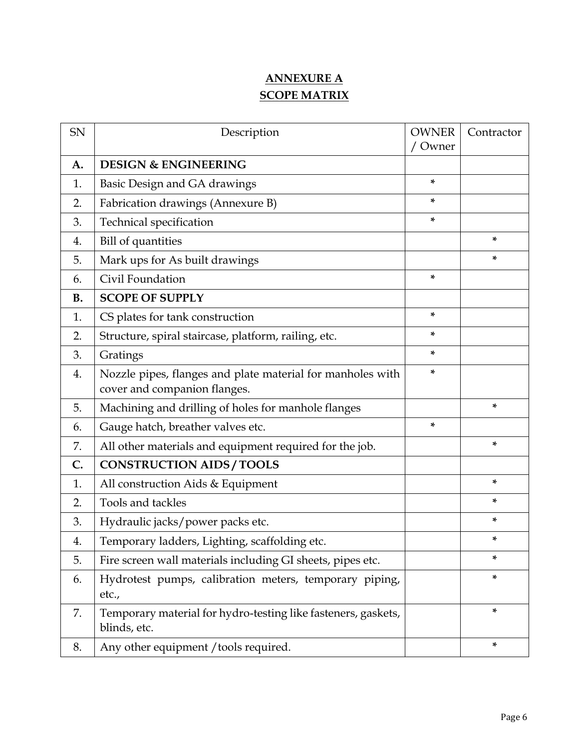## ANNEXURE A
## SCOPE MATRIX

| SN | Description | OWNER / Owner | Contractor |
|---|---|---|---|
| **A.** | **DESIGN & ENGINEERING** | | |
| 1. | Basic Design and GA drawings | * | |
| 2. | Fabrication drawings (Annexure B) | * | |
| 3. | Technical specification | * | |
| 4. | Bill of quantities | | * |
| 5. | Mark ups for As built drawings | | * |
| 6. | Civil Foundation | * | |
| **B.** | **SCOPE OF SUPPLY** | | |
| 1. | CS plates for tank construction | * | |
| 2. | Structure, spiral staircase, platform, railing, etc. | * | |
| 3. | Gratings | * | |
| 4. | Nozzle pipes, flanges and plate material for manholes with cover and companion flanges. | * | |
| 5. | Machining and drilling of holes for manhole flanges | | * |
| 6. | Gauge hatch, breather valves etc. | * | |
| 7. | All other materials and equipment required for the job. | | * |
| **C.** | **CONSTRUCTION AIDS / TOOLS** | | |
| 1. | All construction Aids & Equipment | | * |
| 2. | Tools and tackles | | * |
| 3. | Hydraulic jacks/power packs etc. | | * |
| 4. | Temporary ladders, Lighting, scaffolding etc. | | * |
| 5. | Fire screen wall materials including GI sheets, pipes etc. | | * |
| 6. | Hydrotest pumps, calibration meters, temporary piping, etc., | | * |
| 7. | Temporary material for hydro-testing like fasteners, gaskets, blinds, etc. | | * |
| 8. | Any other equipment /tools required. | | * |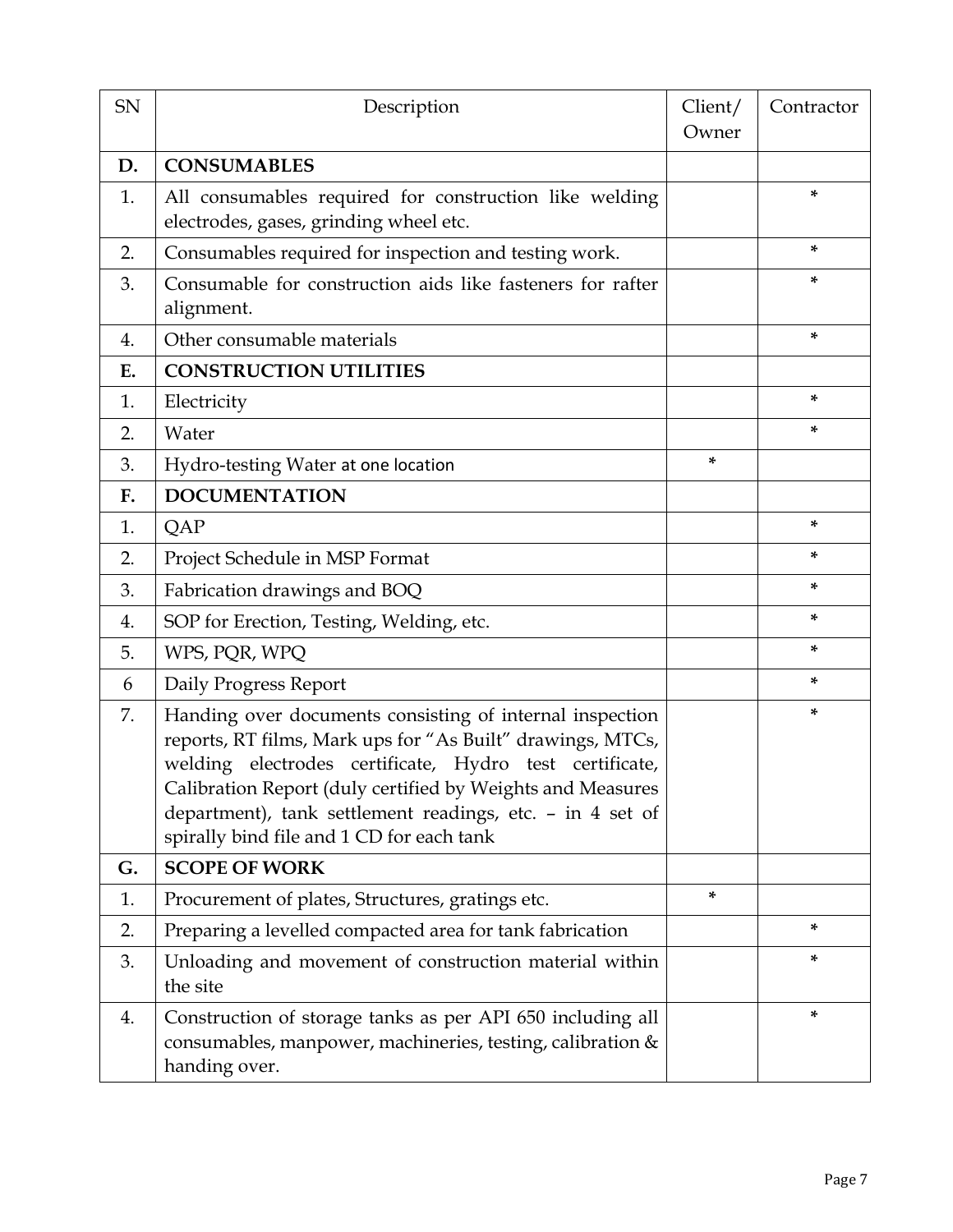| SN | Description | Client/ Owner | Contractor |
|---|---|---|---|
| **D.** | **CONSUMABLES** | | |
| 1. | All consumables required for construction like welding electrodes, gases, grinding wheel etc. | | * |
| 2. | Consumables required for inspection and testing work. | | * |
| 3. | Consumable for construction aids like fasteners for rafter alignment. | | * |
| 4. | Other consumable materials | | * |
| **E.** | **CONSTRUCTION UTILITIES** | | |
| 1. | Electricity | | * |
| 2. | Water | | * |
| 3. | Hydro-testing Water at one location | * | |
| **F.** | **DOCUMENTATION** | | |
| 1. | QAP | | * |
| 2. | Project Schedule in MSP Format | | * |
| 3. | Fabrication drawings and BOQ | | * |
| 4. | SOP for Erection, Testing, Welding, etc. | | * |
| 5. | WPS, PQR, WPQ | | * |
| 6 | Daily Progress Report | | * |
| 7. | Handing over documents consisting of internal inspection reports, RT films, Mark ups for "As Built" drawings, MTCs, welding electrodes certificate, Hydro test certificate, Calibration Report (duly certified by Weights and Measures department), tank settlement readings, etc. – in 4 set of spirally bind file and 1 CD for each tank | | * |
| **G.** | **SCOPE OF WORK** | | |
| 1. | Procurement of plates, Structures, gratings etc. | * | |
| 2. | Preparing a levelled compacted area for tank fabrication | | * |
| 3. | Unloading and movement of construction material within the site | | * |
| 4. | Construction of storage tanks as per API 650 including all consumables, manpower, machineries, testing, calibration & handing over. | | * |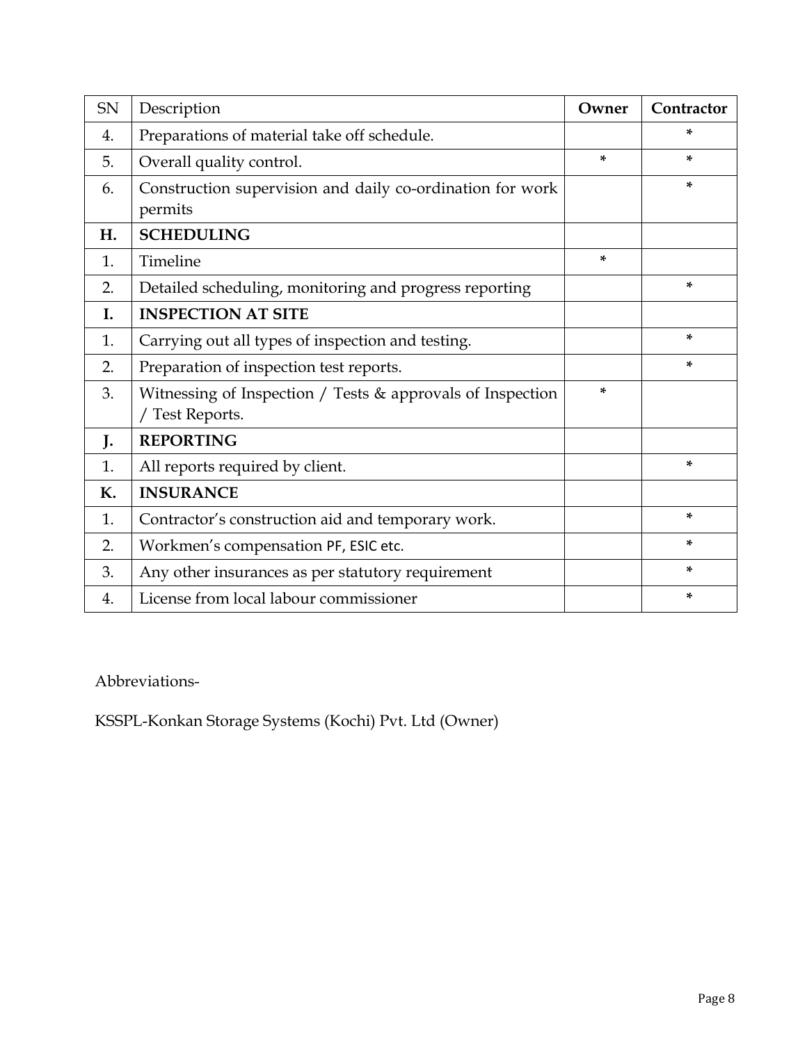| SN | Description | **Owner** | **Contractor** |
|---|---|---|---|
| 4. | Preparations of material take off schedule. | | * |
| 5. | Overall quality control. | * | * |
| 6. | Construction supervision and daily co-ordination for work permits | | * |
| **H.** | **SCHEDULING** | | |
| 1. | Timeline | * | |
| 2. | Detailed scheduling, monitoring and progress reporting | | * |
| **I.** | **INSPECTION AT SITE** | | |
| 1. | Carrying out all types of inspection and testing. | | * |
| 2. | Preparation of inspection test reports. | | * |
| 3. | Witnessing of Inspection / Tests & approvals of Inspection / Test Reports. | * | |
| **J.** | **REPORTING** | | |
| 1. | All reports required by client. | | * |
| **K.** | **INSURANCE** | | |
| 1. | Contractor's construction aid and temporary work. | | * |
| 2. | Workmen's compensation PF, ESIC etc. | | * |
| 3. | Any other insurances as per statutory requirement | | * |
| 4. | License from local labour commissioner | | * |

Abbreviations-

KSSPL-Konkan Storage Systems (Kochi) Pvt. Ltd (Owner)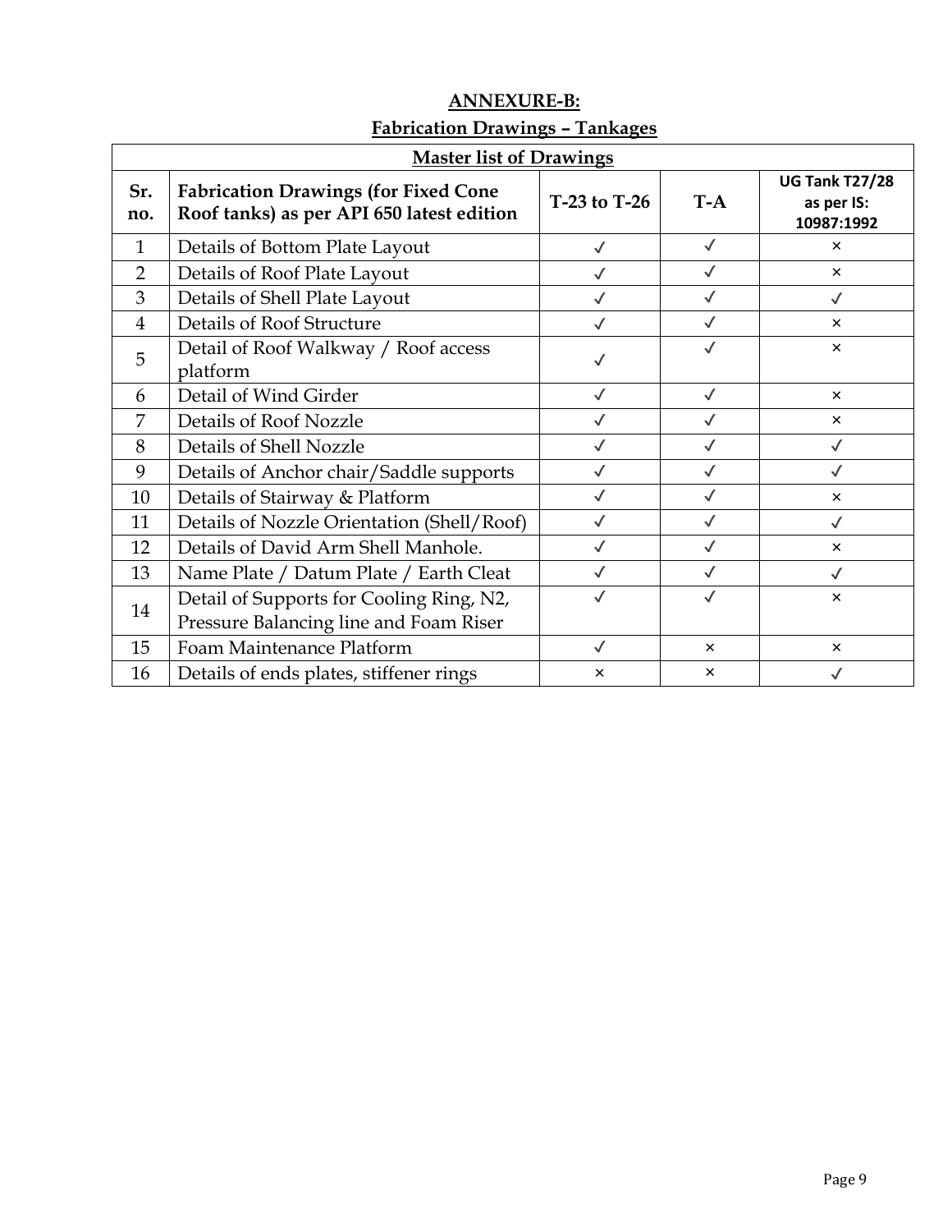## ANNEXURE-B:

### Fabrication Drawings – Tankages

| Master list of Drawings | | | | |
|---|---|---|---|---|
| **Sr. no.** | **Fabrication Drawings (for Fixed Cone Roof tanks) as per API 650 latest edition** | **T-23 to T-26** | **T-A** | **UG Tank T27/28 as per IS: 10987:1992** |
| 1 | Details of Bottom Plate Layout | ✓ | ✓ | × |
| 2 | Details of Roof Plate Layout | ✓ | ✓ | × |
| 3 | Details of Shell Plate Layout | ✓ | ✓ | ✓ |
| 4 | Details of Roof Structure | ✓ | ✓ | × |
| 5 | Detail of Roof Walkway / Roof access platform | ✓ | ✓ | × |
| 6 | Detail of Wind Girder | ✓ | ✓ | × |
| 7 | Details of Roof Nozzle | ✓ | ✓ | × |
| 8 | Details of Shell Nozzle | ✓ | ✓ | ✓ |
| 9 | Details of Anchor chair/Saddle supports | ✓ | ✓ | ✓ |
| 10 | Details of Stairway & Platform | ✓ | ✓ | × |
| 11 | Details of Nozzle Orientation (Shell/Roof) | ✓ | ✓ | ✓ |
| 12 | Details of David Arm Shell Manhole. | ✓ | ✓ | × |
| 13 | Name Plate / Datum Plate / Earth Cleat | ✓ | ✓ | ✓ |
| 14 | Detail of Supports for Cooling Ring, N2, Pressure Balancing line and Foam Riser | ✓ | ✓ | × |
| 15 | Foam Maintenance Platform | ✓ | × | × |
| 16 | Details of ends plates, stiffener rings | × | × | ✓ |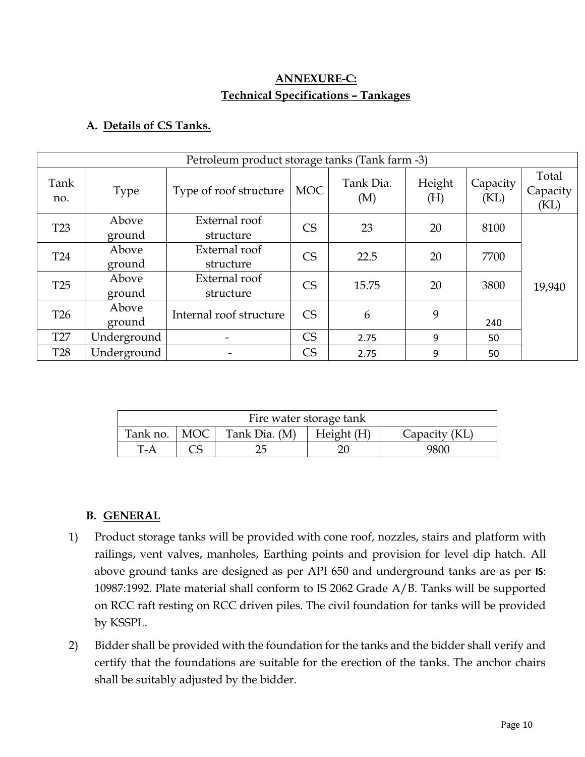## ANNEXURE-C:
## Technical Specifications – Tankages

### A. Details of CS Tanks.

| Petroleum product storage tanks (Tank farm -3) | | | | | | | |
|---|---|---|---|---|---|---|---|
| Tank no. | Type | Type of roof structure | MOC | Tank Dia. (M) | Height (H) | Capacity (KL) | Total Capacity (KL) |
| T23 | Above ground | External roof structure | CS | 23 | 20 | 8100 | 19,940 |
| T24 | Above ground | External roof structure | CS | 22.5 | 20 | 7700 | |
| T25 | Above ground | External roof structure | CS | 15.75 | 20 | 3800 | |
| T26 | Above ground | Internal roof structure | CS | 6 | 9 | 240 | |
| T27 | Underground | - | CS | 2.75 | 9 | 50 | |
| T28 | Underground | - | CS | 2.75 | 9 | 50 | |

| Fire water storage tank | | | | |
|---|---|---|---|---|
| Tank no. | MOC | Tank Dia. (M) | Height (H) | Capacity (KL) |
| T-A | CS | 25 | 20 | 9800 |

### B. GENERAL

1) Product storage tanks will be provided with cone roof, nozzles, stairs and platform with railings, vent valves, manholes, Earthing points and provision for level dip hatch. All above ground tanks are designed as per API 650 and underground tanks are as per **IS**: 10987:1992. Plate material shall conform to IS 2062 Grade A/B. Tanks will be supported on RCC raft resting on RCC driven piles. The civil foundation for tanks will be provided by KSSPL.

2) Bidder shall be provided with the foundation for the tanks and the bidder shall verify and certify that the foundations are suitable for the erection of the tanks. The anchor chairs shall be suitably adjusted by the bidder.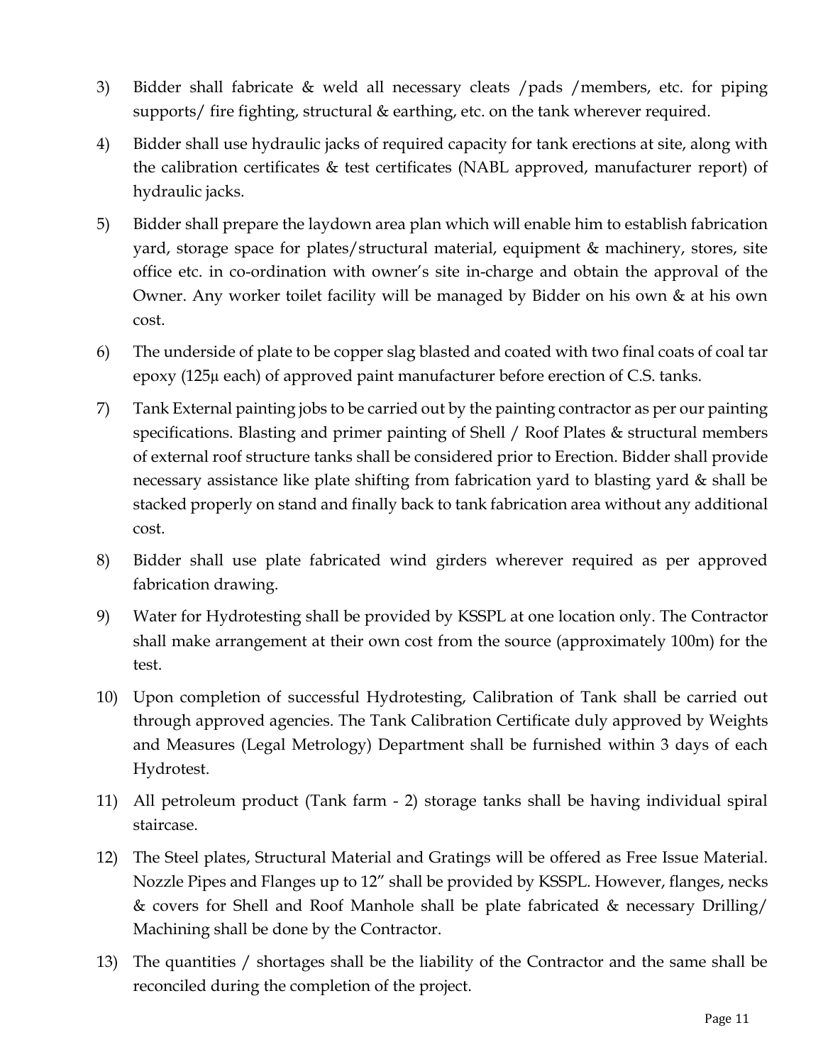3) Bidder shall fabricate & weld all necessary cleats /pads /members, etc. for piping supports/ fire fighting, structural & earthing, etc. on the tank wherever required.

4) Bidder shall use hydraulic jacks of required capacity for tank erections at site, along with the calibration certificates & test certificates (NABL approved, manufacturer report) of hydraulic jacks.

5) Bidder shall prepare the laydown area plan which will enable him to establish fabrication yard, storage space for plates/structural material, equipment & machinery, stores, site office etc. in co-ordination with owner's site in-charge and obtain the approval of the Owner. Any worker toilet facility will be managed by Bidder on his own & at his own cost.

6) The underside of plate to be copper slag blasted and coated with two final coats of coal tar epoxy (125μ each) of approved paint manufacturer before erection of C.S. tanks.

7) Tank External painting jobs to be carried out by the painting contractor as per our painting specifications. Blasting and primer painting of Shell / Roof Plates & structural members of external roof structure tanks shall be considered prior to Erection. Bidder shall provide necessary assistance like plate shifting from fabrication yard to blasting yard & shall be stacked properly on stand and finally back to tank fabrication area without any additional cost.

8) Bidder shall use plate fabricated wind girders wherever required as per approved fabrication drawing.

9) Water for Hydrotesting shall be provided by KSSPL at one location only. The Contractor shall make arrangement at their own cost from the source (approximately 100m) for the test.

10) Upon completion of successful Hydrotesting, Calibration of Tank shall be carried out through approved agencies. The Tank Calibration Certificate duly approved by Weights and Measures (Legal Metrology) Department shall be furnished within 3 days of each Hydrotest.

11) All petroleum product (Tank farm - 2) storage tanks shall be having individual spiral staircase.

12) The Steel plates, Structural Material and Gratings will be offered as Free Issue Material. Nozzle Pipes and Flanges up to 12" shall be provided by KSSPL. However, flanges, necks & covers for Shell and Roof Manhole shall be plate fabricated & necessary Drilling/ Machining shall be done by the Contractor.

13) The quantities / shortages shall be the liability of the Contractor and the same shall be reconciled during the completion of the project.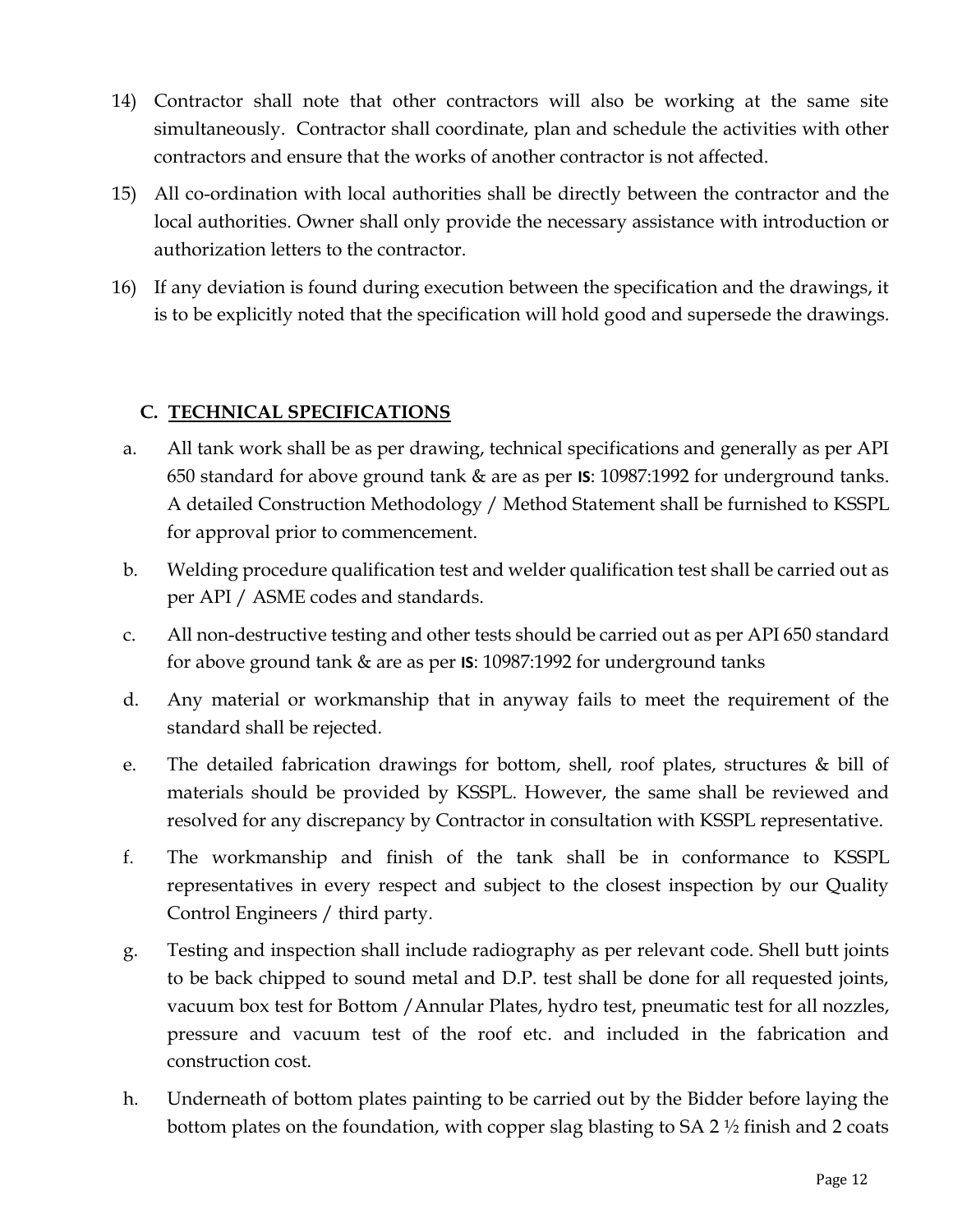14) Contractor shall note that other contractors will also be working at the same site simultaneously. Contractor shall coordinate, plan and schedule the activities with other contractors and ensure that the works of another contractor is not affected.

15) All co-ordination with local authorities shall be directly between the contractor and the local authorities. Owner shall only provide the necessary assistance with introduction or authorization letters to the contractor.

16) If any deviation is found during execution between the specification and the drawings, it is to be explicitly noted that the specification will hold good and supersede the drawings.

## C. TECHNICAL SPECIFICATIONS

a. All tank work shall be as per drawing, technical specifications and generally as per API 650 standard for above ground tank & are as per **IS**: 10987:1992 for underground tanks. A detailed Construction Methodology / Method Statement shall be furnished to KSSPL for approval prior to commencement.

b. Welding procedure qualification test and welder qualification test shall be carried out as per API / ASME codes and standards.

c. All non-destructive testing and other tests should be carried out as per API 650 standard for above ground tank & are as per **IS**: 10987:1992 for underground tanks

d. Any material or workmanship that in anyway fails to meet the requirement of the standard shall be rejected.

e. The detailed fabrication drawings for bottom, shell, roof plates, structures & bill of materials should be provided by KSSPL. However, the same shall be reviewed and resolved for any discrepancy by Contractor in consultation with KSSPL representative.

f. The workmanship and finish of the tank shall be in conformance to KSSPL representatives in every respect and subject to the closest inspection by our Quality Control Engineers / third party.

g. Testing and inspection shall include radiography as per relevant code. Shell butt joints to be back chipped to sound metal and D.P. test shall be done for all requested joints, vacuum box test for Bottom /Annular Plates, hydro test, pneumatic test for all nozzles, pressure and vacuum test of the roof etc. and included in the fabrication and construction cost.

h. Underneath of bottom plates painting to be carried out by the Bidder before laying the bottom plates on the foundation, with copper slag blasting to SA 2 ½ finish and 2 coats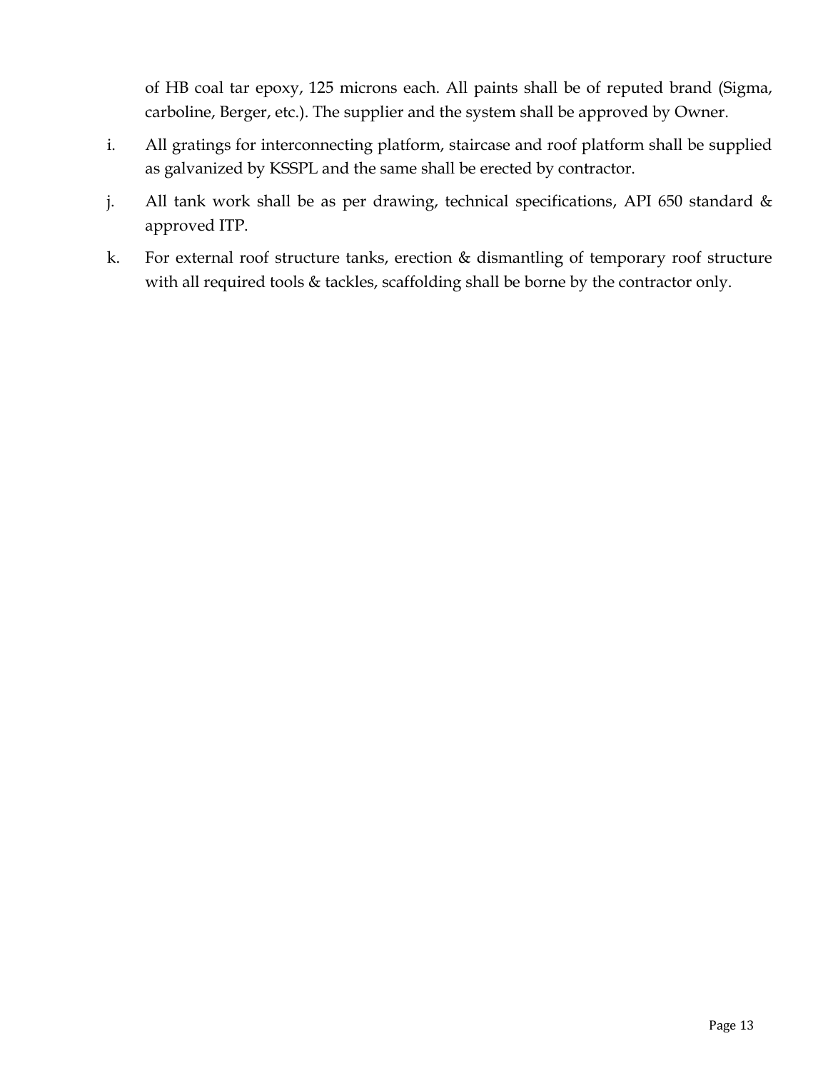of HB coal tar epoxy, 125 microns each. All paints shall be of reputed brand (Sigma, carboline, Berger, etc.). The supplier and the system shall be approved by Owner.

i. All gratings for interconnecting platform, staircase and roof platform shall be supplied as galvanized by KSSPL and the same shall be erected by contractor.

j. All tank work shall be as per drawing, technical specifications, API 650 standard & approved ITP.

k. For external roof structure tanks, erection & dismantling of temporary roof structure with all required tools & tackles, scaffolding shall be borne by the contractor only.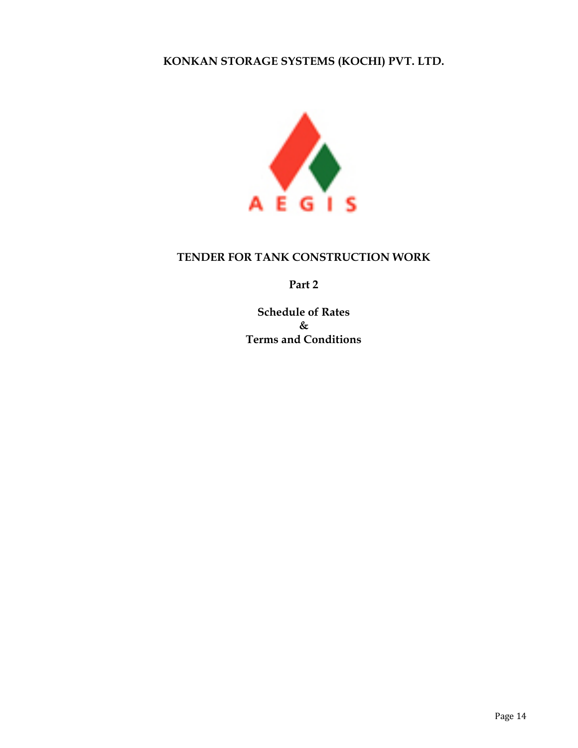# KONKAN STORAGE SYSTEMS (KOCHI) PVT. LTD.

AEGIS

## TENDER FOR TANK CONSTRUCTION WORK

**Part 2**

**Schedule of Rates**
**&**
**Terms and Conditions**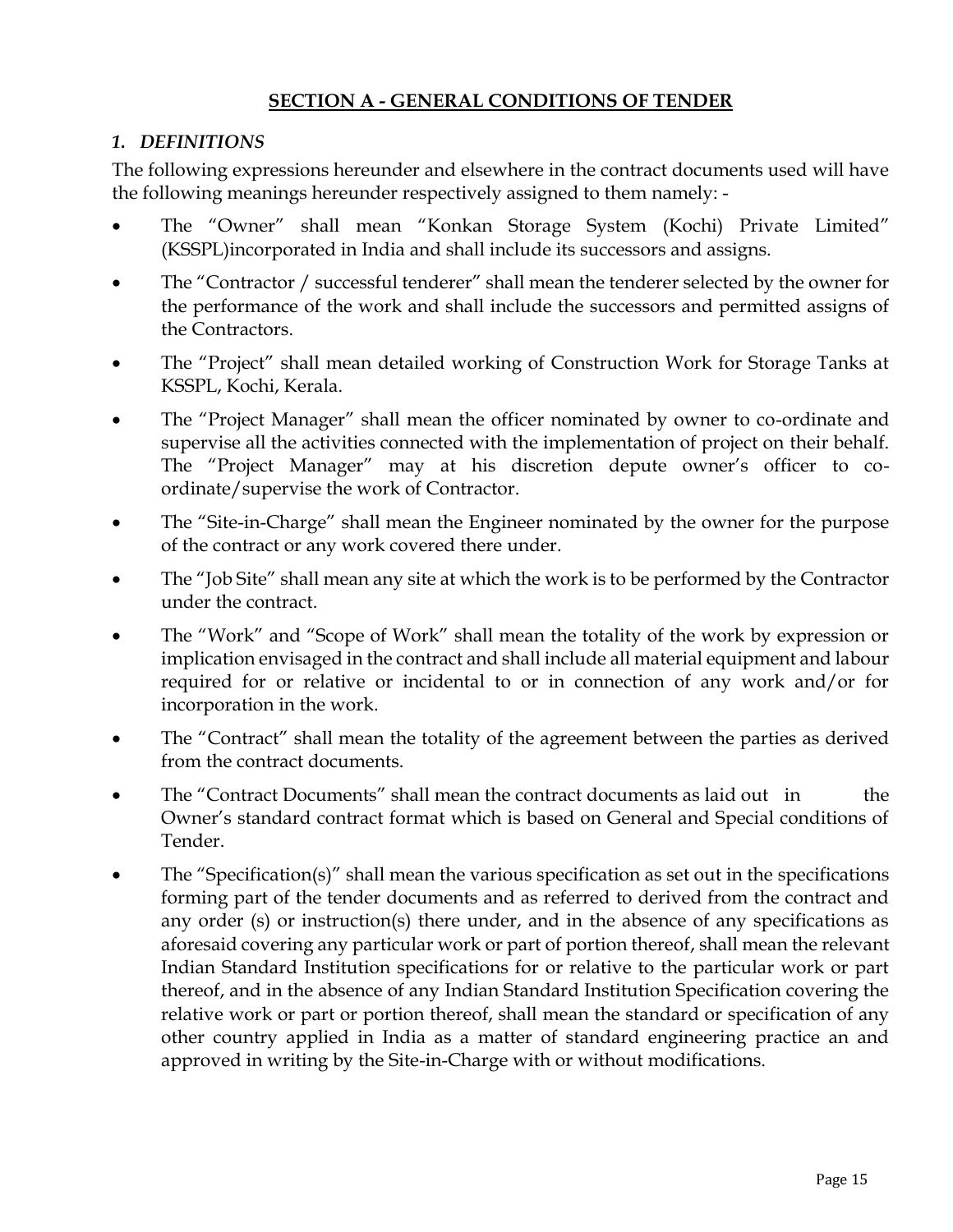## SECTION A - GENERAL CONDITIONS OF TENDER

### *1. DEFINITIONS*

The following expressions hereunder and elsewhere in the contract documents used will have the following meanings hereunder respectively assigned to them namely: -

- The "Owner" shall mean "Konkan Storage System (Kochi) Private Limited" (KSSPL)incorporated in India and shall include its successors and assigns.
- The "Contractor / successful tenderer" shall mean the tenderer selected by the owner for the performance of the work and shall include the successors and permitted assigns of the Contractors.
- The "Project" shall mean detailed working of Construction Work for Storage Tanks at KSSPL, Kochi, Kerala.
- The "Project Manager" shall mean the officer nominated by owner to co-ordinate and supervise all the activities connected with the implementation of project on their behalf. The "Project Manager" may at his discretion depute owner's officer to co-ordinate/supervise the work of Contractor.
- The "Site-in-Charge" shall mean the Engineer nominated by the owner for the purpose of the contract or any work covered there under.
- The "Job Site" shall mean any site at which the work is to be performed by the Contractor under the contract.
- The "Work" and "Scope of Work" shall mean the totality of the work by expression or implication envisaged in the contract and shall include all material equipment and labour required for or relative or incidental to or in connection of any work and/or for incorporation in the work.
- The "Contract" shall mean the totality of the agreement between the parties as derived from the contract documents.
- The "Contract Documents" shall mean the contract documents as laid out in the Owner's standard contract format which is based on General and Special conditions of Tender.
- The "Specification(s)" shall mean the various specification as set out in the specifications forming part of the tender documents and as referred to derived from the contract and any order (s) or instruction(s) there under, and in the absence of any specifications as aforesaid covering any particular work or part of portion thereof, shall mean the relevant Indian Standard Institution specifications for or relative to the particular work or part thereof, and in the absence of any Indian Standard Institution Specification covering the relative work or part or portion thereof, shall mean the standard or specification of any other country applied in India as a matter of standard engineering practice an and approved in writing by the Site-in-Charge with or without modifications.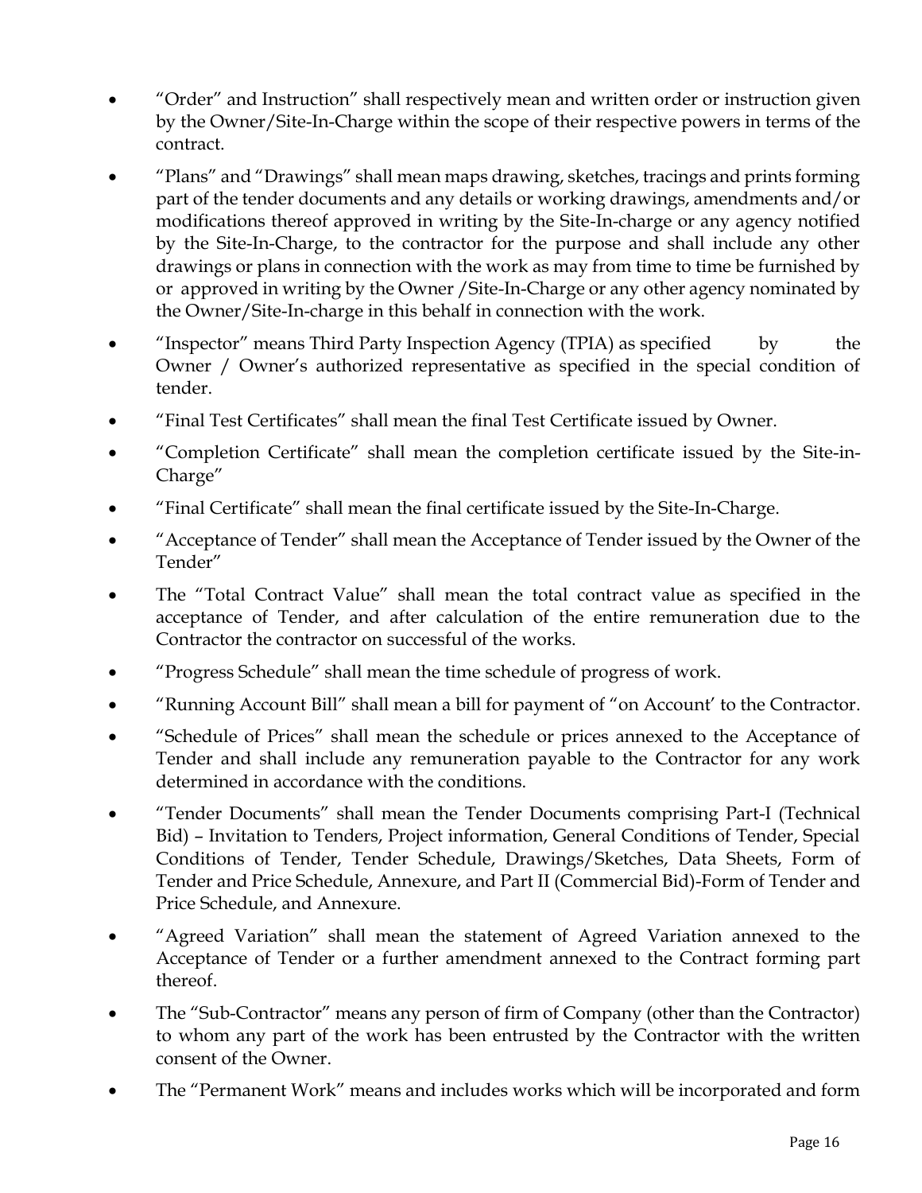- "Order" and Instruction" shall respectively mean and written order or instruction given by the Owner/Site-In-Charge within the scope of their respective powers in terms of the contract.
- "Plans" and "Drawings" shall mean maps drawing, sketches, tracings and prints forming part of the tender documents and any details or working drawings, amendments and/or modifications thereof approved in writing by the Site-In-charge or any agency notified by the Site-In-Charge, to the contractor for the purpose and shall include any other drawings or plans in connection with the work as may from time to time be furnished by or approved in writing by the Owner /Site-In-Charge or any other agency nominated by the Owner/Site-In-charge in this behalf in connection with the work.
- "Inspector" means Third Party Inspection Agency (TPIA) as specified by the Owner / Owner's authorized representative as specified in the special condition of tender.
- "Final Test Certificates" shall mean the final Test Certificate issued by Owner.
- "Completion Certificate" shall mean the completion certificate issued by the Site-in-Charge"
- "Final Certificate" shall mean the final certificate issued by the Site-In-Charge.
- "Acceptance of Tender" shall mean the Acceptance of Tender issued by the Owner of the Tender"
- The "Total Contract Value" shall mean the total contract value as specified in the acceptance of Tender, and after calculation of the entire remuneration due to the Contractor the contractor on successful of the works.
- "Progress Schedule" shall mean the time schedule of progress of work.
- "Running Account Bill" shall mean a bill for payment of "on Account' to the Contractor.
- "Schedule of Prices" shall mean the schedule or prices annexed to the Acceptance of Tender and shall include any remuneration payable to the Contractor for any work determined in accordance with the conditions.
- "Tender Documents" shall mean the Tender Documents comprising Part-I (Technical Bid) – Invitation to Tenders, Project information, General Conditions of Tender, Special Conditions of Tender, Tender Schedule, Drawings/Sketches, Data Sheets, Form of Tender and Price Schedule, Annexure, and Part II (Commercial Bid)-Form of Tender and Price Schedule, and Annexure.
- "Agreed Variation" shall mean the statement of Agreed Variation annexed to the Acceptance of Tender or a further amendment annexed to the Contract forming part thereof.
- The "Sub-Contractor" means any person of firm of Company (other than the Contractor) to whom any part of the work has been entrusted by the Contractor with the written consent of the Owner.
- The "Permanent Work" means and includes works which will be incorporated and form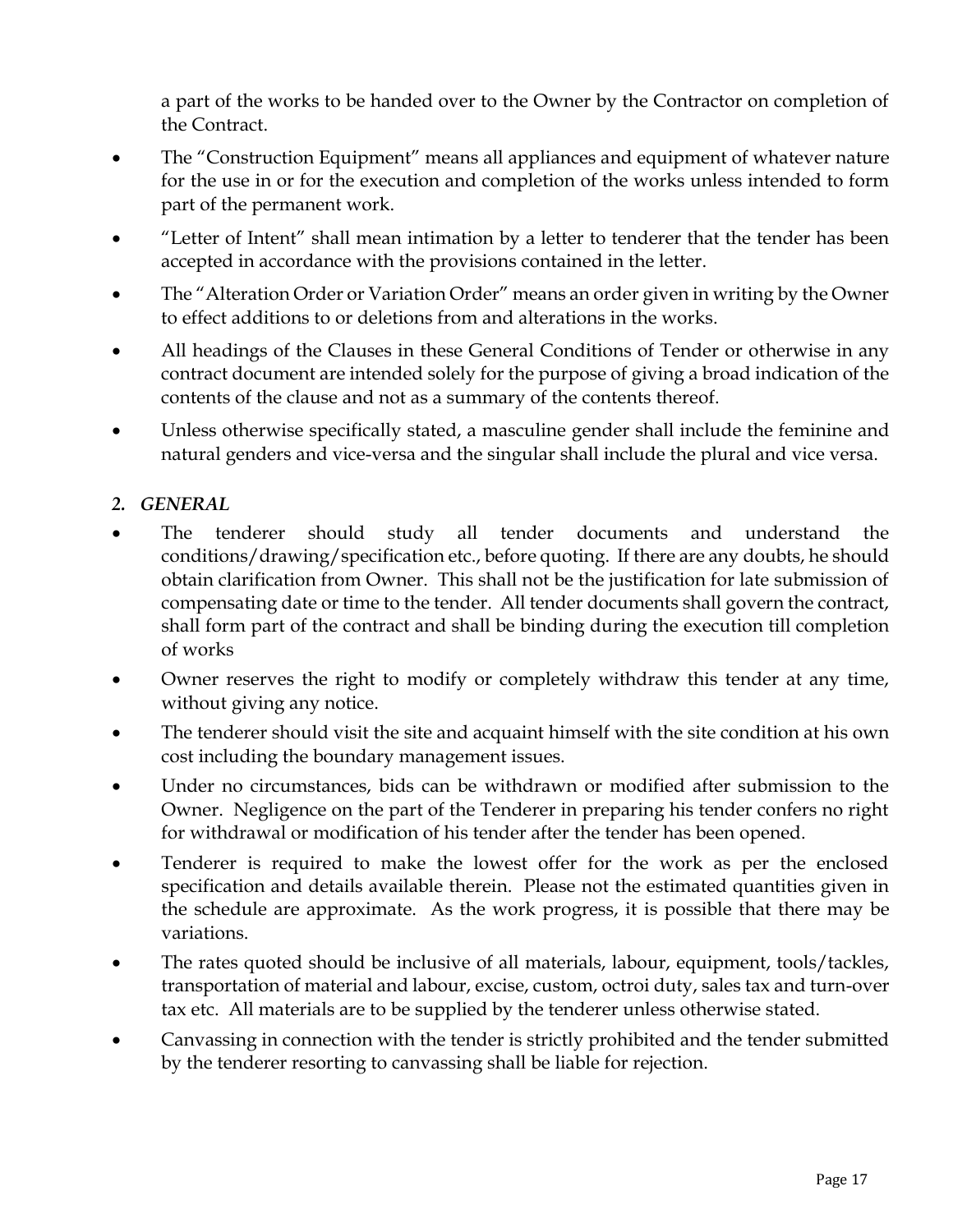a part of the works to be handed over to the Owner by the Contractor on completion of the Contract.

- The "Construction Equipment" means all appliances and equipment of whatever nature for the use in or for the execution and completion of the works unless intended to form part of the permanent work.
- "Letter of Intent" shall mean intimation by a letter to tenderer that the tender has been accepted in accordance with the provisions contained in the letter.
- The "Alteration Order or Variation Order" means an order given in writing by the Owner to effect additions to or deletions from and alterations in the works.
- All headings of the Clauses in these General Conditions of Tender or otherwise in any contract document are intended solely for the purpose of giving a broad indication of the contents of the clause and not as a summary of the contents thereof.
- Unless otherwise specifically stated, a masculine gender shall include the feminine and natural genders and vice-versa and the singular shall include the plural and vice versa.

## *2. GENERAL*

- The tenderer should study all tender documents and understand the conditions/drawing/specification etc., before quoting. If there are any doubts, he should obtain clarification from Owner. This shall not be the justification for late submission of compensating date or time to the tender. All tender documents shall govern the contract, shall form part of the contract and shall be binding during the execution till completion of works
- Owner reserves the right to modify or completely withdraw this tender at any time, without giving any notice.
- The tenderer should visit the site and acquaint himself with the site condition at his own cost including the boundary management issues.
- Under no circumstances, bids can be withdrawn or modified after submission to the Owner. Negligence on the part of the Tenderer in preparing his tender confers no right for withdrawal or modification of his tender after the tender has been opened.
- Tenderer is required to make the lowest offer for the work as per the enclosed specification and details available therein. Please not the estimated quantities given in the schedule are approximate. As the work progress, it is possible that there may be variations.
- The rates quoted should be inclusive of all materials, labour, equipment, tools/tackles, transportation of material and labour, excise, custom, octroi duty, sales tax and turn-over tax etc. All materials are to be supplied by the tenderer unless otherwise stated.
- Canvassing in connection with the tender is strictly prohibited and the tender submitted by the tenderer resorting to canvassing shall be liable for rejection.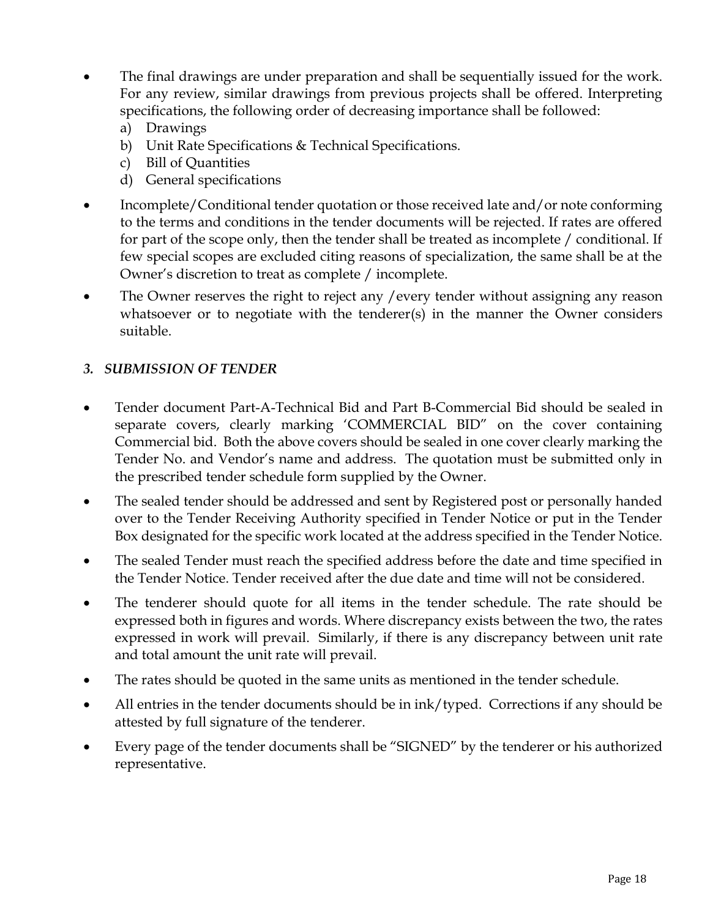- The final drawings are under preparation and shall be sequentially issued for the work. For any review, similar drawings from previous projects shall be offered. Interpreting specifications, the following order of decreasing importance shall be followed:
  a) Drawings
  b) Unit Rate Specifications & Technical Specifications.
  c) Bill of Quantities
  d) General specifications
- Incomplete/Conditional tender quotation or those received late and/or note conforming to the terms and conditions in the tender documents will be rejected. If rates are offered for part of the scope only, then the tender shall be treated as incomplete / conditional. If few special scopes are excluded citing reasons of specialization, the same shall be at the Owner's discretion to treat as complete / incomplete.
- The Owner reserves the right to reject any /every tender without assigning any reason whatsoever or to negotiate with the tenderer(s) in the manner the Owner considers suitable.

### *3. SUBMISSION OF TENDER*

- Tender document Part-A-Technical Bid and Part B-Commercial Bid should be sealed in separate covers, clearly marking 'COMMERCIAL BID" on the cover containing Commercial bid. Both the above covers should be sealed in one cover clearly marking the Tender No. and Vendor's name and address. The quotation must be submitted only in the prescribed tender schedule form supplied by the Owner.
- The sealed tender should be addressed and sent by Registered post or personally handed over to the Tender Receiving Authority specified in Tender Notice or put in the Tender Box designated for the specific work located at the address specified in the Tender Notice.
- The sealed Tender must reach the specified address before the date and time specified in the Tender Notice. Tender received after the due date and time will not be considered.
- The tenderer should quote for all items in the tender schedule. The rate should be expressed both in figures and words. Where discrepancy exists between the two, the rates expressed in work will prevail. Similarly, if there is any discrepancy between unit rate and total amount the unit rate will prevail.
- The rates should be quoted in the same units as mentioned in the tender schedule.
- All entries in the tender documents should be in ink/typed. Corrections if any should be attested by full signature of the tenderer.
- Every page of the tender documents shall be "SIGNED" by the tenderer or his authorized representative.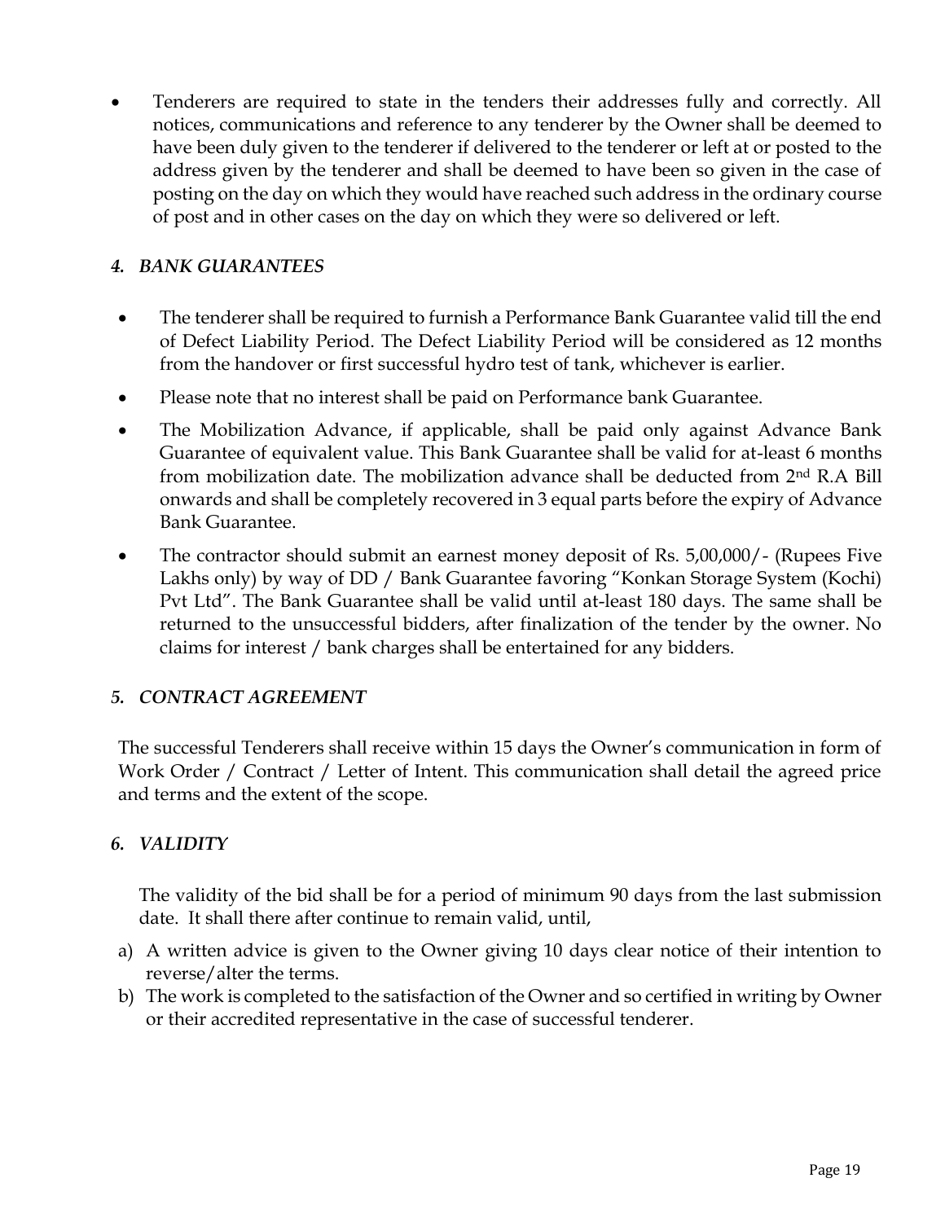- Tenderers are required to state in the tenders their addresses fully and correctly. All notices, communications and reference to any tenderer by the Owner shall be deemed to have been duly given to the tenderer if delivered to the tenderer or left at or posted to the address given by the tenderer and shall be deemed to have been so given in the case of posting on the day on which they would have reached such address in the ordinary course of post and in other cases on the day on which they were so delivered or left.

### *4. BANK GUARANTEES*

- The tenderer shall be required to furnish a Performance Bank Guarantee valid till the end of Defect Liability Period. The Defect Liability Period will be considered as 12 months from the handover or first successful hydro test of tank, whichever is earlier.
- Please note that no interest shall be paid on Performance bank Guarantee.
- The Mobilization Advance, if applicable, shall be paid only against Advance Bank Guarantee of equivalent value. This Bank Guarantee shall be valid for at-least 6 months from mobilization date. The mobilization advance shall be deducted from 2nd R.A Bill onwards and shall be completely recovered in 3 equal parts before the expiry of Advance Bank Guarantee.
- The contractor should submit an earnest money deposit of Rs. 5,00,000/- (Rupees Five Lakhs only) by way of DD / Bank Guarantee favoring "Konkan Storage System (Kochi) Pvt Ltd". The Bank Guarantee shall be valid until at-least 180 days. The same shall be returned to the unsuccessful bidders, after finalization of the tender by the owner. No claims for interest / bank charges shall be entertained for any bidders.

### *5. CONTRACT AGREEMENT*

The successful Tenderers shall receive within 15 days the Owner's communication in form of Work Order / Contract / Letter of Intent. This communication shall detail the agreed price and terms and the extent of the scope.

### *6. VALIDITY*

The validity of the bid shall be for a period of minimum 90 days from the last submission date. It shall there after continue to remain valid, until,

a) A written advice is given to the Owner giving 10 days clear notice of their intention to reverse/alter the terms.
b) The work is completed to the satisfaction of the Owner and so certified in writing by Owner or their accredited representative in the case of successful tenderer.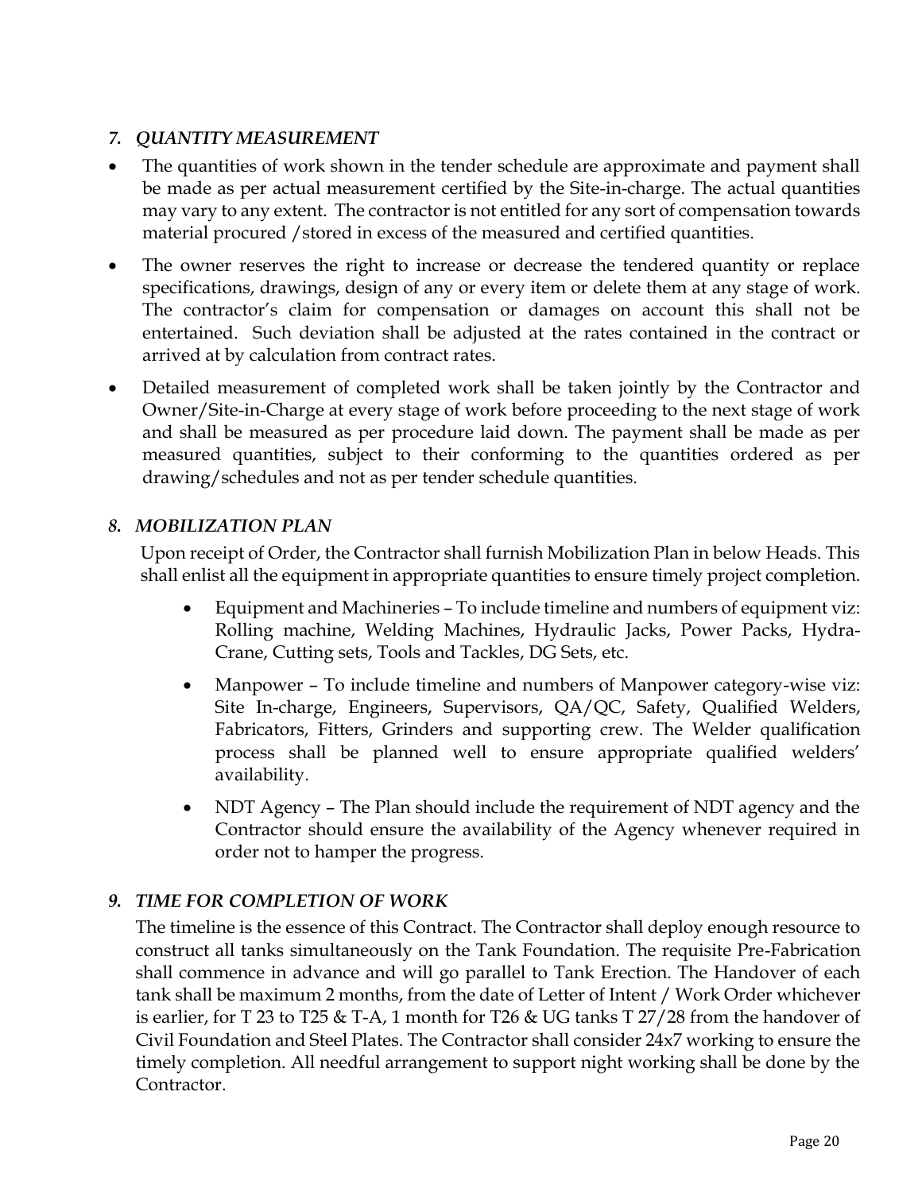### *7. QUANTITY MEASUREMENT*

- The quantities of work shown in the tender schedule are approximate and payment shall be made as per actual measurement certified by the Site-in-charge. The actual quantities may vary to any extent. The contractor is not entitled for any sort of compensation towards material procured /stored in excess of the measured and certified quantities.
- The owner reserves the right to increase or decrease the tendered quantity or replace specifications, drawings, design of any or every item or delete them at any stage of work. The contractor's claim for compensation or damages on account this shall not be entertained. Such deviation shall be adjusted at the rates contained in the contract or arrived at by calculation from contract rates.
- Detailed measurement of completed work shall be taken jointly by the Contractor and Owner/Site-in-Charge at every stage of work before proceeding to the next stage of work and shall be measured as per procedure laid down. The payment shall be made as per measured quantities, subject to their conforming to the quantities ordered as per drawing/schedules and not as per tender schedule quantities.

### *8. MOBILIZATION PLAN*

Upon receipt of Order, the Contractor shall furnish Mobilization Plan in below Heads. This shall enlist all the equipment in appropriate quantities to ensure timely project completion.

- Equipment and Machineries – To include timeline and numbers of equipment viz: Rolling machine, Welding Machines, Hydraulic Jacks, Power Packs, Hydra-Crane, Cutting sets, Tools and Tackles, DG Sets, etc.
- Manpower – To include timeline and numbers of Manpower category-wise viz: Site In-charge, Engineers, Supervisors, QA/QC, Safety, Qualified Welders, Fabricators, Fitters, Grinders and supporting crew. The Welder qualification process shall be planned well to ensure appropriate qualified welders' availability.
- NDT Agency – The Plan should include the requirement of NDT agency and the Contractor should ensure the availability of the Agency whenever required in order not to hamper the progress.

### *9. TIME FOR COMPLETION OF WORK*

The timeline is the essence of this Contract. The Contractor shall deploy enough resource to construct all tanks simultaneously on the Tank Foundation. The requisite Pre-Fabrication shall commence in advance and will go parallel to Tank Erection. The Handover of each tank shall be maximum 2 months, from the date of Letter of Intent / Work Order whichever is earlier, for T 23 to T25 & T-A, 1 month for T26 & UG tanks T 27/28 from the handover of Civil Foundation and Steel Plates. The Contractor shall consider 24x7 working to ensure the timely completion. All needful arrangement to support night working shall be done by the Contractor.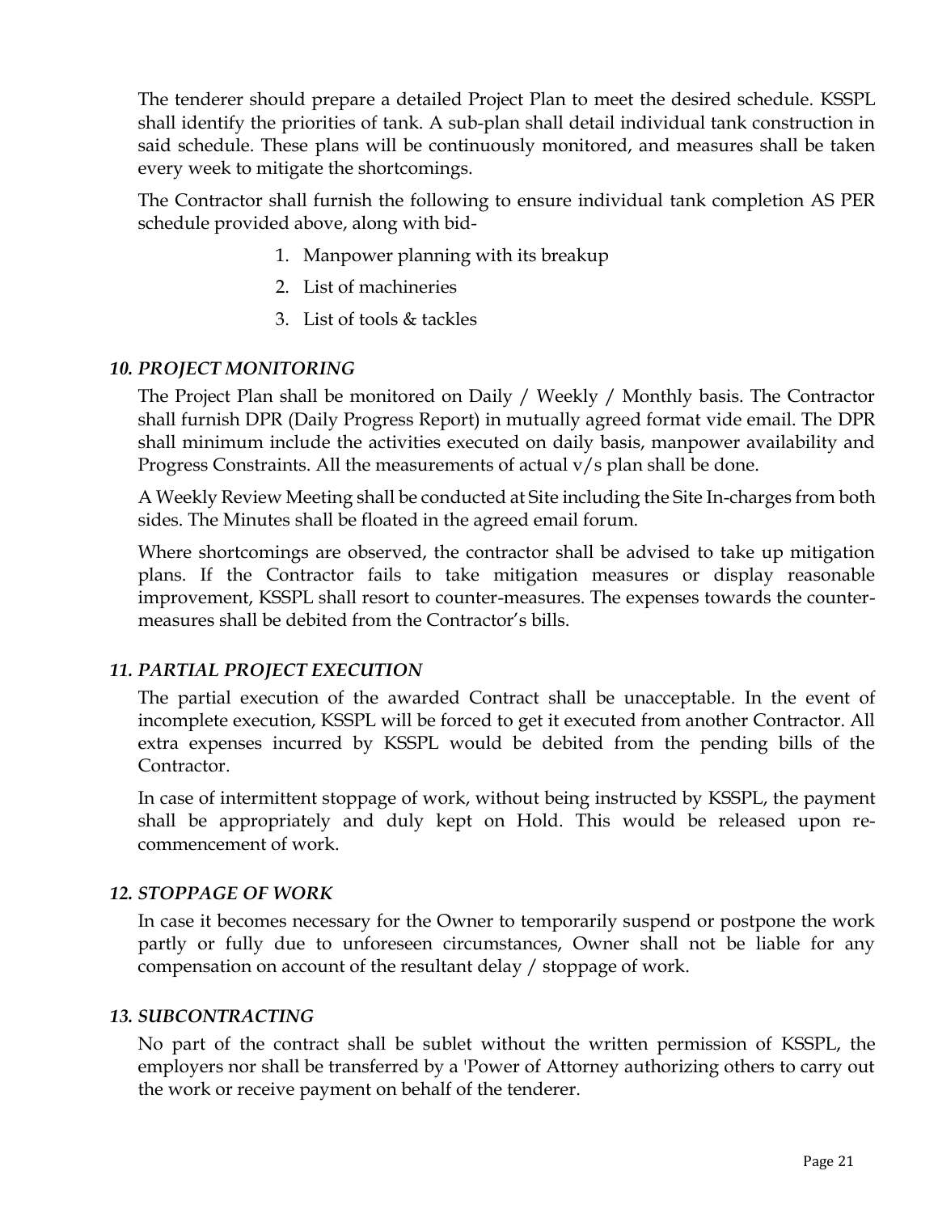The tenderer should prepare a detailed Project Plan to meet the desired schedule. KSSPL shall identify the priorities of tank. A sub-plan shall detail individual tank construction in said schedule. These plans will be continuously monitored, and measures shall be taken every week to mitigate the shortcomings.

The Contractor shall furnish the following to ensure individual tank completion AS PER schedule provided above, along with bid-

1. Manpower planning with its breakup
2. List of machineries
3. List of tools & tackles

### *10. PROJECT MONITORING*

The Project Plan shall be monitored on Daily / Weekly / Monthly basis. The Contractor shall furnish DPR (Daily Progress Report) in mutually agreed format vide email. The DPR shall minimum include the activities executed on daily basis, manpower availability and Progress Constraints. All the measurements of actual v/s plan shall be done.

A Weekly Review Meeting shall be conducted at Site including the Site In-charges from both sides. The Minutes shall be floated in the agreed email forum.

Where shortcomings are observed, the contractor shall be advised to take up mitigation plans. If the Contractor fails to take mitigation measures or display reasonable improvement, KSSPL shall resort to counter-measures. The expenses towards the counter-measures shall be debited from the Contractor's bills.

### *11. PARTIAL PROJECT EXECUTION*

The partial execution of the awarded Contract shall be unacceptable. In the event of incomplete execution, KSSPL will be forced to get it executed from another Contractor. All extra expenses incurred by KSSPL would be debited from the pending bills of the Contractor.

In case of intermittent stoppage of work, without being instructed by KSSPL, the payment shall be appropriately and duly kept on Hold. This would be released upon re-commencement of work.

### *12. STOPPAGE OF WORK*

In case it becomes necessary for the Owner to temporarily suspend or postpone the work partly or fully due to unforeseen circumstances, Owner shall not be liable for any compensation on account of the resultant delay / stoppage of work.

### *13. SUBCONTRACTING*

No part of the contract shall be sublet without the written permission of KSSPL, the employers nor shall be transferred by a 'Power of Attorney authorizing others to carry out the work or receive payment on behalf of the tenderer.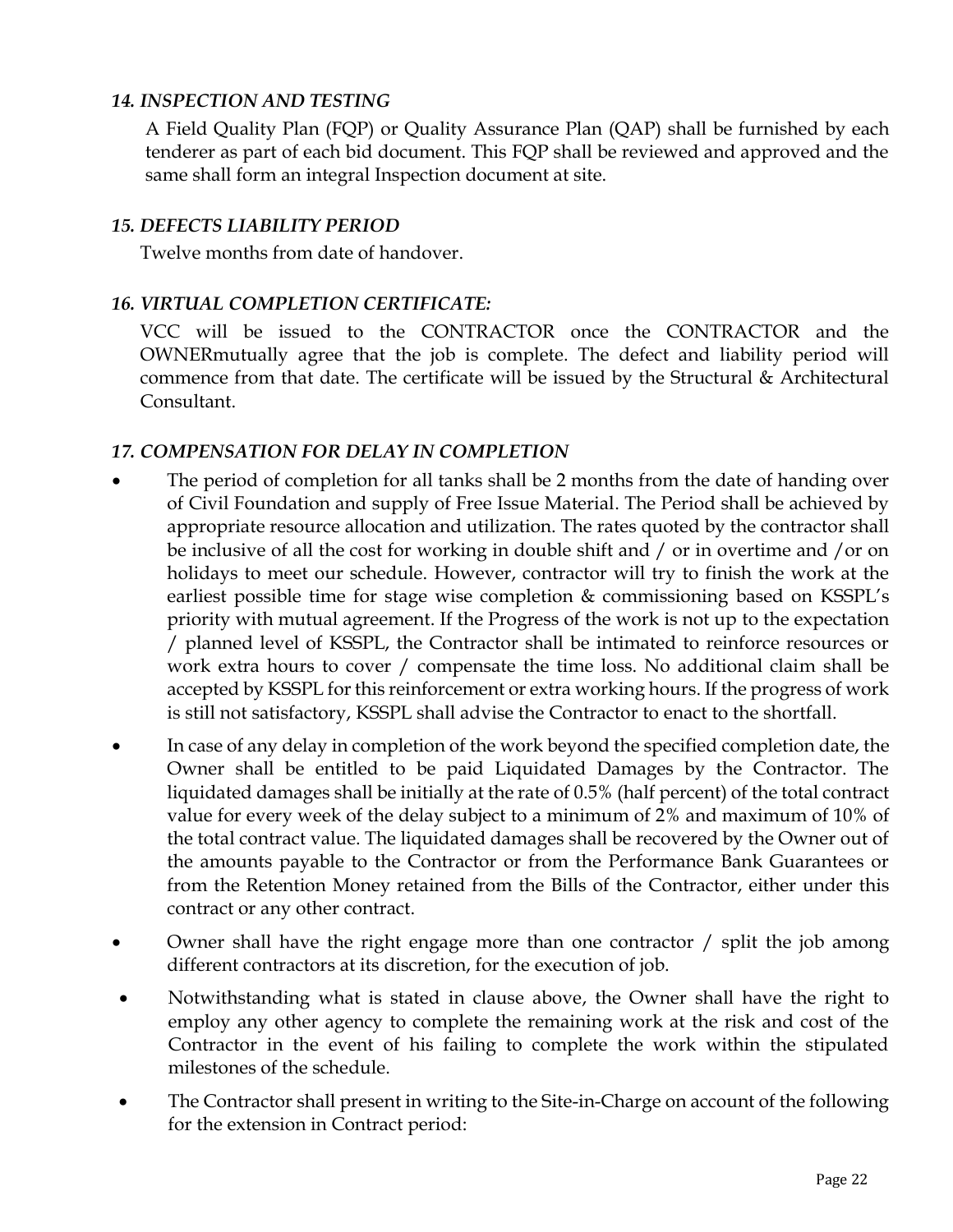### *14. INSPECTION AND TESTING*

A Field Quality Plan (FQP) or Quality Assurance Plan (QAP) shall be furnished by each tenderer as part of each bid document. This FQP shall be reviewed and approved and the same shall form an integral Inspection document at site.

### *15. DEFECTS LIABILITY PERIOD*

Twelve months from date of handover.

### *16. VIRTUAL COMPLETION CERTIFICATE:*

VCC will be issued to the CONTRACTOR once the CONTRACTOR and the OWNERmutually agree that the job is complete. The defect and liability period will commence from that date. The certificate will be issued by the Structural & Architectural Consultant.

### *17. COMPENSATION FOR DELAY IN COMPLETION*

- The period of completion for all tanks shall be 2 months from the date of handing over of Civil Foundation and supply of Free Issue Material. The Period shall be achieved by appropriate resource allocation and utilization. The rates quoted by the contractor shall be inclusive of all the cost for working in double shift and / or in overtime and /or on holidays to meet our schedule. However, contractor will try to finish the work at the earliest possible time for stage wise completion & commissioning based on KSSPL's priority with mutual agreement. If the Progress of the work is not up to the expectation / planned level of KSSPL, the Contractor shall be intimated to reinforce resources or work extra hours to cover / compensate the time loss. No additional claim shall be accepted by KSSPL for this reinforcement or extra working hours. If the progress of work is still not satisfactory, KSSPL shall advise the Contractor to enact to the shortfall.
- In case of any delay in completion of the work beyond the specified completion date, the Owner shall be entitled to be paid Liquidated Damages by the Contractor. The liquidated damages shall be initially at the rate of 0.5% (half percent) of the total contract value for every week of the delay subject to a minimum of 2% and maximum of 10% of the total contract value. The liquidated damages shall be recovered by the Owner out of the amounts payable to the Contractor or from the Performance Bank Guarantees or from the Retention Money retained from the Bills of the Contractor, either under this contract or any other contract.
- Owner shall have the right engage more than one contractor / split the job among different contractors at its discretion, for the execution of job.
- Notwithstanding what is stated in clause above, the Owner shall have the right to employ any other agency to complete the remaining work at the risk and cost of the Contractor in the event of his failing to complete the work within the stipulated milestones of the schedule.
- The Contractor shall present in writing to the Site-in-Charge on account of the following for the extension in Contract period: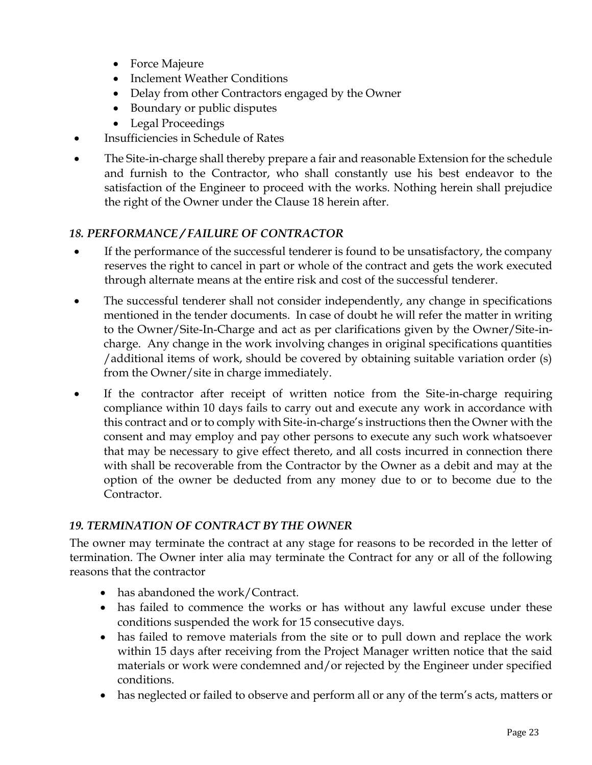- Force Majeure
- Inclement Weather Conditions
- Delay from other Contractors engaged by the Owner
- Boundary or public disputes
- Legal Proceedings

- Insufficiencies in Schedule of Rates
- The Site-in-charge shall thereby prepare a fair and reasonable Extension for the schedule and furnish to the Contractor, who shall constantly use his best endeavor to the satisfaction of the Engineer to proceed with the works. Nothing herein shall prejudice the right of the Owner under the Clause 18 herein after.

### *18. PERFORMANCE / FAILURE OF CONTRACTOR*

- If the performance of the successful tenderer is found to be unsatisfactory, the company reserves the right to cancel in part or whole of the contract and gets the work executed through alternate means at the entire risk and cost of the successful tenderer.
- The successful tenderer shall not consider independently, any change in specifications mentioned in the tender documents. In case of doubt he will refer the matter in writing to the Owner/Site-In-Charge and act as per clarifications given by the Owner/Site-in-charge. Any change in the work involving changes in original specifications quantities /additional items of work, should be covered by obtaining suitable variation order (s) from the Owner/site in charge immediately.
- If the contractor after receipt of written notice from the Site-in-charge requiring compliance within 10 days fails to carry out and execute any work in accordance with this contract and or to comply with Site-in-charge's instructions then the Owner with the consent and may employ and pay other persons to execute any such work whatsoever that may be necessary to give effect thereto, and all costs incurred in connection there with shall be recoverable from the Contractor by the Owner as a debit and may at the option of the owner be deducted from any money due to or to become due to the Contractor.

### *19. TERMINATION OF CONTRACT BY THE OWNER*

The owner may terminate the contract at any stage for reasons to be recorded in the letter of termination. The Owner inter alia may terminate the Contract for any or all of the following reasons that the contractor

- has abandoned the work/Contract.
- has failed to commence the works or has without any lawful excuse under these conditions suspended the work for 15 consecutive days.
- has failed to remove materials from the site or to pull down and replace the work within 15 days after receiving from the Project Manager written notice that the said materials or work were condemned and/or rejected by the Engineer under specified conditions.
- has neglected or failed to observe and perform all or any of the term's acts, matters or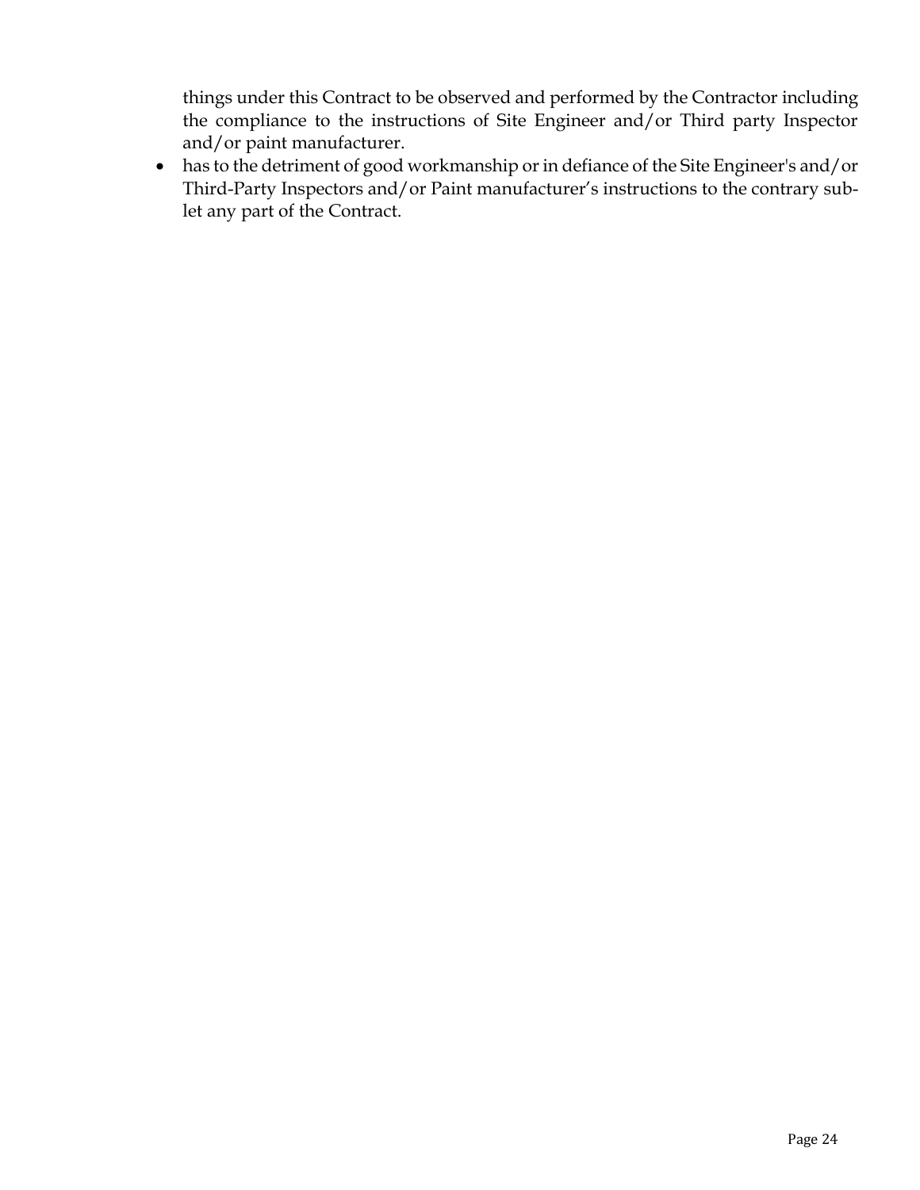things under this Contract to be observed and performed by the Contractor including the compliance to the instructions of Site Engineer and/or Third party Inspector and/or paint manufacturer.

- has to the detriment of good workmanship or in defiance of the Site Engineer's and/or Third-Party Inspectors and/or Paint manufacturer's instructions to the contrary sub-let any part of the Contract.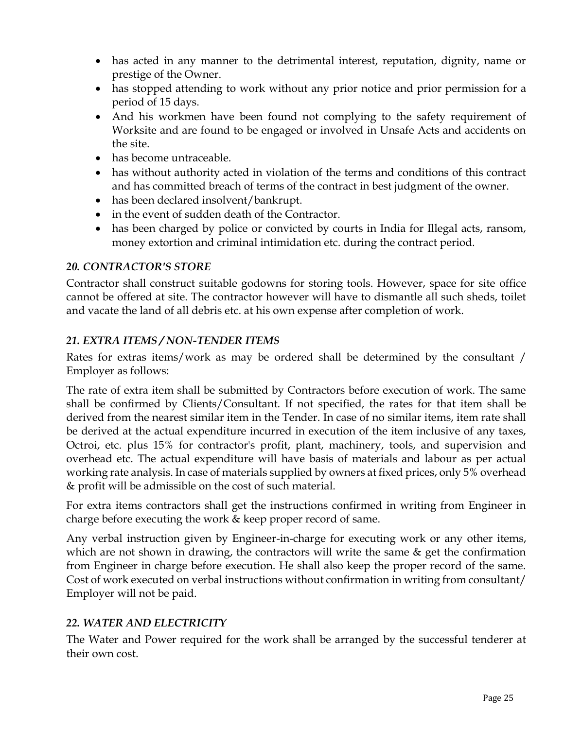- has acted in any manner to the detrimental interest, reputation, dignity, name or prestige of the Owner.
- has stopped attending to work without any prior notice and prior permission for a period of 15 days.
- And his workmen have been found not complying to the safety requirement of Worksite and are found to be engaged or involved in Unsafe Acts and accidents on the site.
- has become untraceable.
- has without authority acted in violation of the terms and conditions of this contract and has committed breach of terms of the contract in best judgment of the owner.
- has been declared insolvent/bankrupt.
- in the event of sudden death of the Contractor.
- has been charged by police or convicted by courts in India for Illegal acts, ransom, money extortion and criminal intimidation etc. during the contract period.

### *20. CONTRACTOR'S STORE*

Contractor shall construct suitable godowns for storing tools. However, space for site office cannot be offered at site. The contractor however will have to dismantle all such sheds, toilet and vacate the land of all debris etc. at his own expense after completion of work.

### *21. EXTRA ITEMS / NON-TENDER ITEMS*

Rates for extras items/work as may be ordered shall be determined by the consultant / Employer as follows:

The rate of extra item shall be submitted by Contractors before execution of work. The same shall be confirmed by Clients/Consultant. If not specified, the rates for that item shall be derived from the nearest similar item in the Tender. In case of no similar items, item rate shall be derived at the actual expenditure incurred in execution of the item inclusive of any taxes, Octroi, etc. plus 15% for contractor's profit, plant, machinery, tools, and supervision and overhead etc. The actual expenditure will have basis of materials and labour as per actual working rate analysis. In case of materials supplied by owners at fixed prices, only 5% overhead & profit will be admissible on the cost of such material.

For extra items contractors shall get the instructions confirmed in writing from Engineer in charge before executing the work & keep proper record of same.

Any verbal instruction given by Engineer-in-charge for executing work or any other items, which are not shown in drawing, the contractors will write the same & get the confirmation from Engineer in charge before execution. He shall also keep the proper record of the same. Cost of work executed on verbal instructions without confirmation in writing from consultant/ Employer will not be paid.

### *22. WATER AND ELECTRICITY*

The Water and Power required for the work shall be arranged by the successful tenderer at their own cost.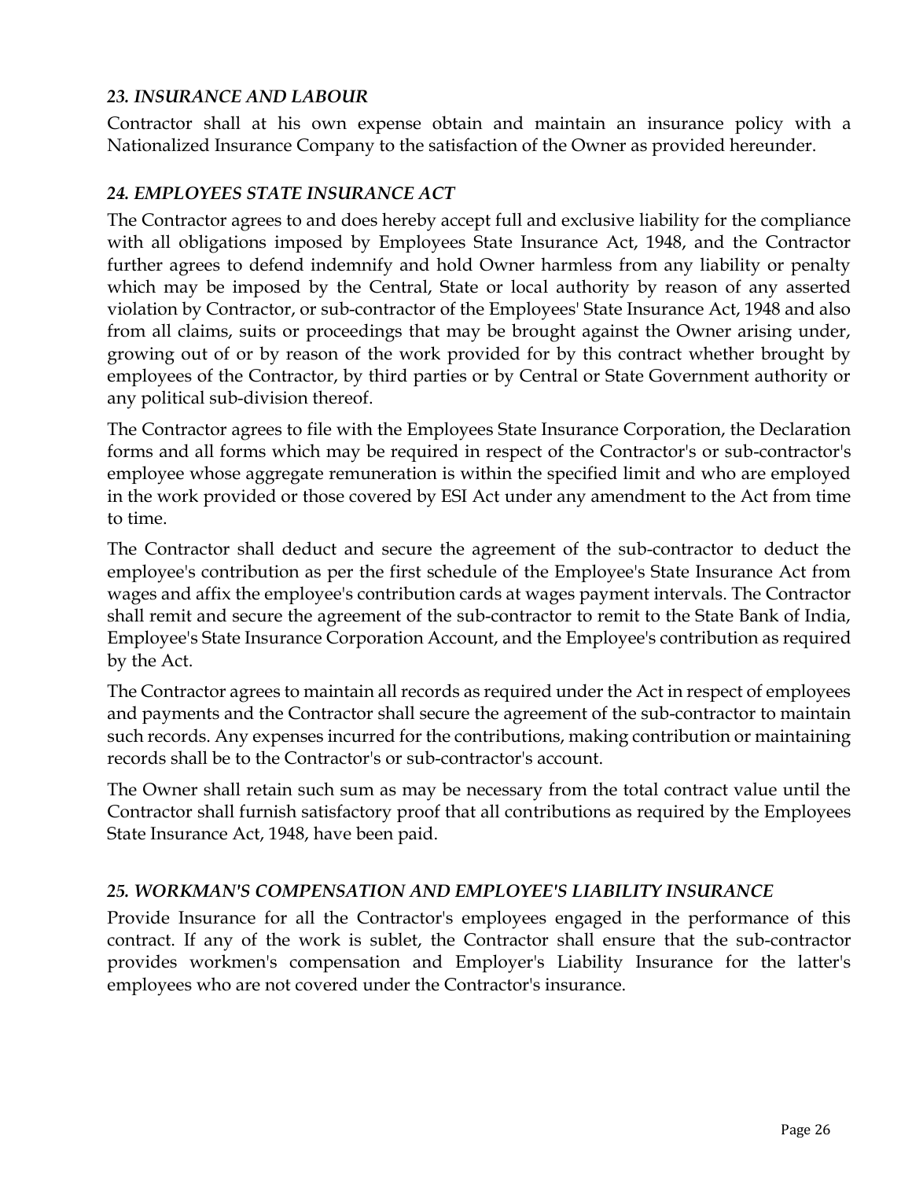### *23. INSURANCE AND LABOUR*

Contractor shall at his own expense obtain and maintain an insurance policy with a Nationalized Insurance Company to the satisfaction of the Owner as provided hereunder.

### *24. EMPLOYEES STATE INSURANCE ACT*

The Contractor agrees to and does hereby accept full and exclusive liability for the compliance with all obligations imposed by Employees State Insurance Act, 1948, and the Contractor further agrees to defend indemnify and hold Owner harmless from any liability or penalty which may be imposed by the Central, State or local authority by reason of any asserted violation by Contractor, or sub-contractor of the Employees' State Insurance Act, 1948 and also from all claims, suits or proceedings that may be brought against the Owner arising under, growing out of or by reason of the work provided for by this contract whether brought by employees of the Contractor, by third parties or by Central or State Government authority or any political sub-division thereof.

The Contractor agrees to file with the Employees State Insurance Corporation, the Declaration forms and all forms which may be required in respect of the Contractor's or sub-contractor's employee whose aggregate remuneration is within the specified limit and who are employed in the work provided or those covered by ESI Act under any amendment to the Act from time to time.

The Contractor shall deduct and secure the agreement of the sub-contractor to deduct the employee's contribution as per the first schedule of the Employee's State Insurance Act from wages and affix the employee's contribution cards at wages payment intervals. The Contractor shall remit and secure the agreement of the sub-contractor to remit to the State Bank of India, Employee's State Insurance Corporation Account, and the Employee's contribution as required by the Act.

The Contractor agrees to maintain all records as required under the Act in respect of employees and payments and the Contractor shall secure the agreement of the sub-contractor to maintain such records. Any expenses incurred for the contributions, making contribution or maintaining records shall be to the Contractor's or sub-contractor's account.

The Owner shall retain such sum as may be necessary from the total contract value until the Contractor shall furnish satisfactory proof that all contributions as required by the Employees State Insurance Act, 1948, have been paid.

### *25. WORKMAN'S COMPENSATION AND EMPLOYEE'S LIABILITY INSURANCE*

Provide Insurance for all the Contractor's employees engaged in the performance of this contract. If any of the work is sublet, the Contractor shall ensure that the sub-contractor provides workmen's compensation and Employer's Liability Insurance for the latter's employees who are not covered under the Contractor's insurance.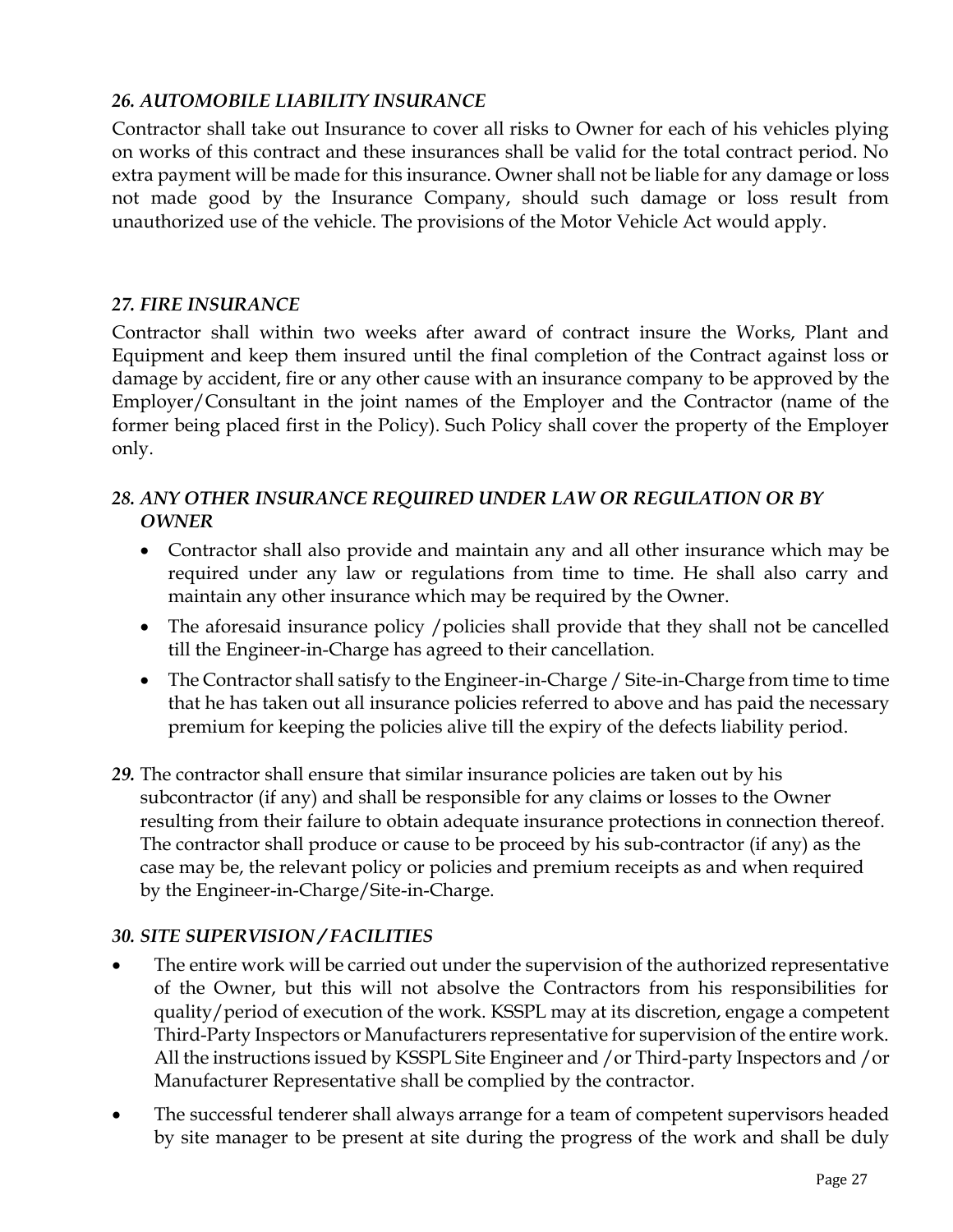### *26. AUTOMOBILE LIABILITY INSURANCE*

Contractor shall take out Insurance to cover all risks to Owner for each of his vehicles plying on works of this contract and these insurances shall be valid for the total contract period. No extra payment will be made for this insurance. Owner shall not be liable for any damage or loss not made good by the Insurance Company, should such damage or loss result from unauthorized use of the vehicle. The provisions of the Motor Vehicle Act would apply.

### *27. FIRE INSURANCE*

Contractor shall within two weeks after award of contract insure the Works, Plant and Equipment and keep them insured until the final completion of the Contract against loss or damage by accident, fire or any other cause with an insurance company to be approved by the Employer/Consultant in the joint names of the Employer and the Contractor (name of the former being placed first in the Policy). Such Policy shall cover the property of the Employer only.

### *28. ANY OTHER INSURANCE REQUIRED UNDER LAW OR REGULATION OR BY OWNER*

- Contractor shall also provide and maintain any and all other insurance which may be required under any law or regulations from time to time. He shall also carry and maintain any other insurance which may be required by the Owner.
- The aforesaid insurance policy /policies shall provide that they shall not be cancelled till the Engineer-in-Charge has agreed to their cancellation.
- The Contractor shall satisfy to the Engineer-in-Charge / Site-in-Charge from time to time that he has taken out all insurance policies referred to above and has paid the necessary premium for keeping the policies alive till the expiry of the defects liability period.

***29.*** The contractor shall ensure that similar insurance policies are taken out by his subcontractor (if any) and shall be responsible for any claims or losses to the Owner resulting from their failure to obtain adequate insurance protections in connection thereof. The contractor shall produce or cause to be proceed by his sub-contractor (if any) as the case may be, the relevant policy or policies and premium receipts as and when required by the Engineer-in-Charge/Site-in-Charge.

### *30. SITE SUPERVISION / FACILITIES*

- The entire work will be carried out under the supervision of the authorized representative of the Owner, but this will not absolve the Contractors from his responsibilities for quality/period of execution of the work. KSSPL may at its discretion, engage a competent Third-Party Inspectors or Manufacturers representative for supervision of the entire work. All the instructions issued by KSSPL Site Engineer and /or Third-party Inspectors and /or Manufacturer Representative shall be complied by the contractor.
- The successful tenderer shall always arrange for a team of competent supervisors headed by site manager to be present at site during the progress of the work and shall be duly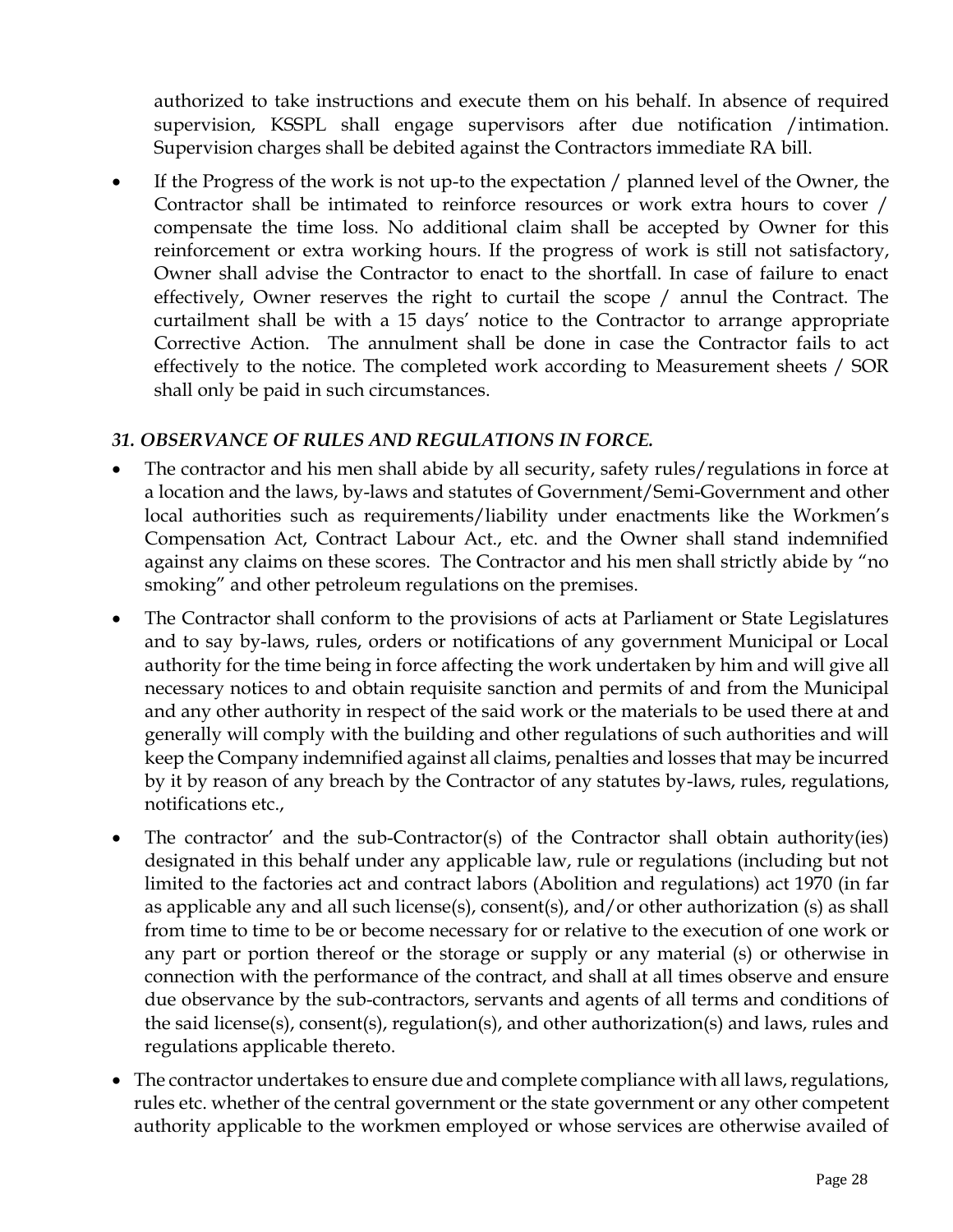authorized to take instructions and execute them on his behalf. In absence of required supervision, KSSPL shall engage supervisors after due notification /intimation. Supervision charges shall be debited against the Contractors immediate RA bill.

- If the Progress of the work is not up-to the expectation / planned level of the Owner, the Contractor shall be intimated to reinforce resources or work extra hours to cover / compensate the time loss. No additional claim shall be accepted by Owner for this reinforcement or extra working hours. If the progress of work is still not satisfactory, Owner shall advise the Contractor to enact to the shortfall. In case of failure to enact effectively, Owner reserves the right to curtail the scope / annul the Contract. The curtailment shall be with a 15 days' notice to the Contractor to arrange appropriate Corrective Action. The annulment shall be done in case the Contractor fails to act effectively to the notice. The completed work according to Measurement sheets / SOR shall only be paid in such circumstances.

### *31. OBSERVANCE OF RULES AND REGULATIONS IN FORCE.*

- The contractor and his men shall abide by all security, safety rules/regulations in force at a location and the laws, by-laws and statutes of Government/Semi-Government and other local authorities such as requirements/liability under enactments like the Workmen's Compensation Act, Contract Labour Act., etc. and the Owner shall stand indemnified against any claims on these scores. The Contractor and his men shall strictly abide by "no smoking" and other petroleum regulations on the premises.
- The Contractor shall conform to the provisions of acts at Parliament or State Legislatures and to say by-laws, rules, orders or notifications of any government Municipal or Local authority for the time being in force affecting the work undertaken by him and will give all necessary notices to and obtain requisite sanction and permits of and from the Municipal and any other authority in respect of the said work or the materials to be used there at and generally will comply with the building and other regulations of such authorities and will keep the Company indemnified against all claims, penalties and losses that may be incurred by it by reason of any breach by the Contractor of any statutes by-laws, rules, regulations, notifications etc.,
- The contractor' and the sub-Contractor(s) of the Contractor shall obtain authority(ies) designated in this behalf under any applicable law, rule or regulations (including but not limited to the factories act and contract labors (Abolition and regulations) act 1970 (in far as applicable any and all such license(s), consent(s), and/or other authorization (s) as shall from time to time to be or become necessary for or relative to the execution of one work or any part or portion thereof or the storage or supply or any material (s) or otherwise in connection with the performance of the contract, and shall at all times observe and ensure due observance by the sub-contractors, servants and agents of all terms and conditions of the said license(s), consent(s), regulation(s), and other authorization(s) and laws, rules and regulations applicable thereto.
- The contractor undertakes to ensure due and complete compliance with all laws, regulations, rules etc. whether of the central government or the state government or any other competent authority applicable to the workmen employed or whose services are otherwise availed of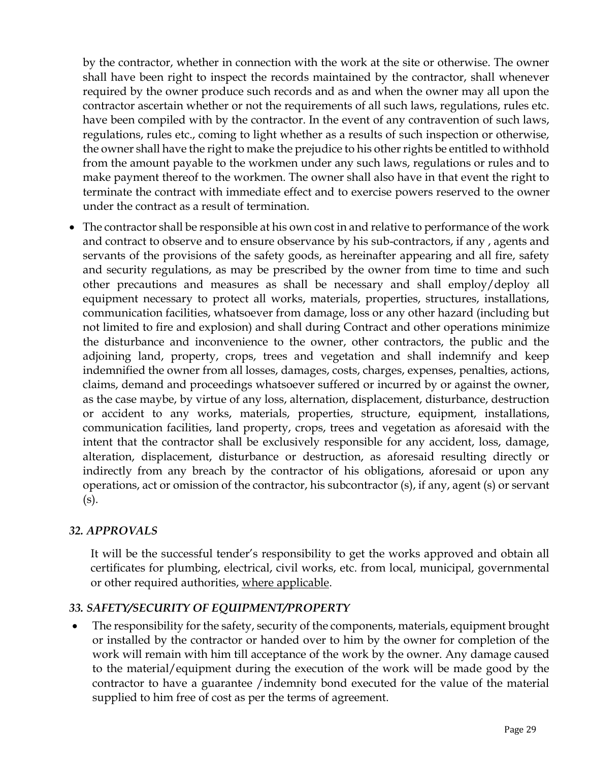by the contractor, whether in connection with the work at the site or otherwise. The owner shall have been right to inspect the records maintained by the contractor, shall whenever required by the owner produce such records and as and when the owner may all upon the contractor ascertain whether or not the requirements of all such laws, regulations, rules etc. have been compiled with by the contractor. In the event of any contravention of such laws, regulations, rules etc., coming to light whether as a results of such inspection or otherwise, the owner shall have the right to make the prejudice to his other rights be entitled to withhold from the amount payable to the workmen under any such laws, regulations or rules and to make payment thereof to the workmen. The owner shall also have in that event the right to terminate the contract with immediate effect and to exercise powers reserved to the owner under the contract as a result of termination.

- The contractor shall be responsible at his own cost in and relative to performance of the work and contract to observe and to ensure observance by his sub-contractors, if any , agents and servants of the provisions of the safety goods, as hereinafter appearing and all fire, safety and security regulations, as may be prescribed by the owner from time to time and such other precautions and measures as shall be necessary and shall employ/deploy all equipment necessary to protect all works, materials, properties, structures, installations, communication facilities, whatsoever from damage, loss or any other hazard (including but not limited to fire and explosion) and shall during Contract and other operations minimize the disturbance and inconvenience to the owner, other contractors, the public and the adjoining land, property, crops, trees and vegetation and shall indemnify and keep indemnified the owner from all losses, damages, costs, charges, expenses, penalties, actions, claims, demand and proceedings whatsoever suffered or incurred by or against the owner, as the case maybe, by virtue of any loss, alternation, displacement, disturbance, destruction or accident to any works, materials, properties, structure, equipment, installations, communication facilities, land property, crops, trees and vegetation as aforesaid with the intent that the contractor shall be exclusively responsible for any accident, loss, damage, alteration, displacement, disturbance or destruction, as aforesaid resulting directly or indirectly from any breach by the contractor of his obligations, aforesaid or upon any operations, act or omission of the contractor, his subcontractor (s), if any, agent (s) or servant (s).

### *32. APPROVALS*

It will be the successful tender's responsibility to get the works approved and obtain all certificates for plumbing, electrical, civil works, etc. from local, municipal, governmental or other required authorities, where applicable.

### *33. SAFETY/SECURITY OF EQUIPMENT/PROPERTY*

- The responsibility for the safety, security of the components, materials, equipment brought or installed by the contractor or handed over to him by the owner for completion of the work will remain with him till acceptance of the work by the owner. Any damage caused to the material/equipment during the execution of the work will be made good by the contractor to have a guarantee /indemnity bond executed for the value of the material supplied to him free of cost as per the terms of agreement.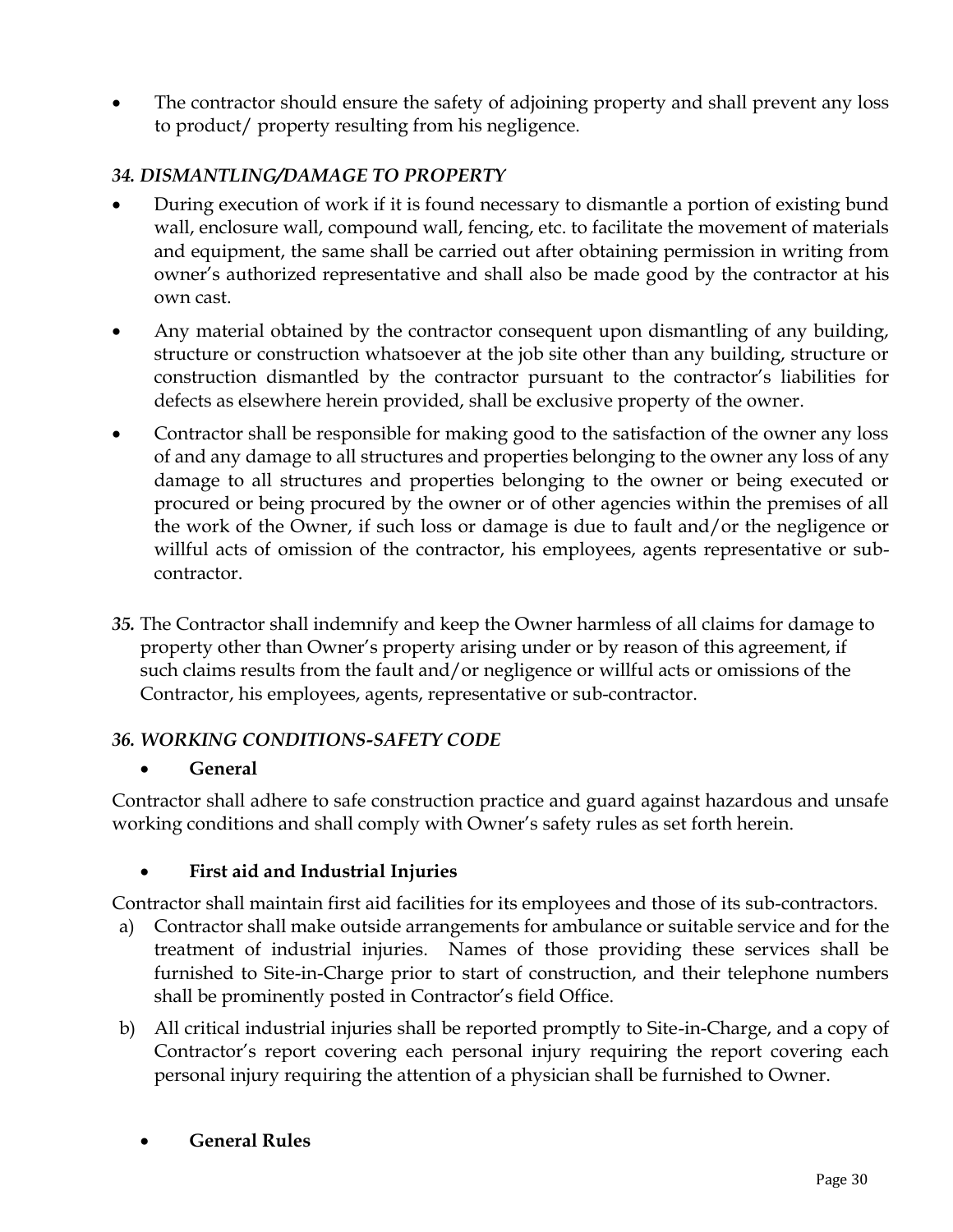- The contractor should ensure the safety of adjoining property and shall prevent any loss to product/ property resulting from his negligence.

### *34. DISMANTLING/DAMAGE TO PROPERTY*

- During execution of work if it is found necessary to dismantle a portion of existing bund wall, enclosure wall, compound wall, fencing, etc. to facilitate the movement of materials and equipment, the same shall be carried out after obtaining permission in writing from owner's authorized representative and shall also be made good by the contractor at his own cast.
- Any material obtained by the contractor consequent upon dismantling of any building, structure or construction whatsoever at the job site other than any building, structure or construction dismantled by the contractor pursuant to the contractor's liabilities for defects as elsewhere herein provided, shall be exclusive property of the owner.
- Contractor shall be responsible for making good to the satisfaction of the owner any loss of and any damage to all structures and properties belonging to the owner any loss of any damage to all structures and properties belonging to the owner or being executed or procured or being procured by the owner or of other agencies within the premises of all the work of the Owner, if such loss or damage is due to fault and/or the negligence or willful acts of omission of the contractor, his employees, agents representative or sub-contractor.

***35.*** The Contractor shall indemnify and keep the Owner harmless of all claims for damage to property other than Owner's property arising under or by reason of this agreement, if such claims results from the fault and/or negligence or willful acts or omissions of the Contractor, his employees, agents, representative or sub-contractor.

### *36. WORKING CONDITIONS-SAFETY CODE*

- **General**

Contractor shall adhere to safe construction practice and guard against hazardous and unsafe working conditions and shall comply with Owner's safety rules as set forth herein.

- **First aid and Industrial Injuries**

Contractor shall maintain first aid facilities for its employees and those of its sub-contractors.

a) Contractor shall make outside arrangements for ambulance or suitable service and for the treatment of industrial injuries. Names of those providing these services shall be furnished to Site-in-Charge prior to start of construction, and their telephone numbers shall be prominently posted in Contractor's field Office.

b) All critical industrial injuries shall be reported promptly to Site-in-Charge, and a copy of Contractor's report covering each personal injury requiring the report covering each personal injury requiring the attention of a physician shall be furnished to Owner.

- **General Rules**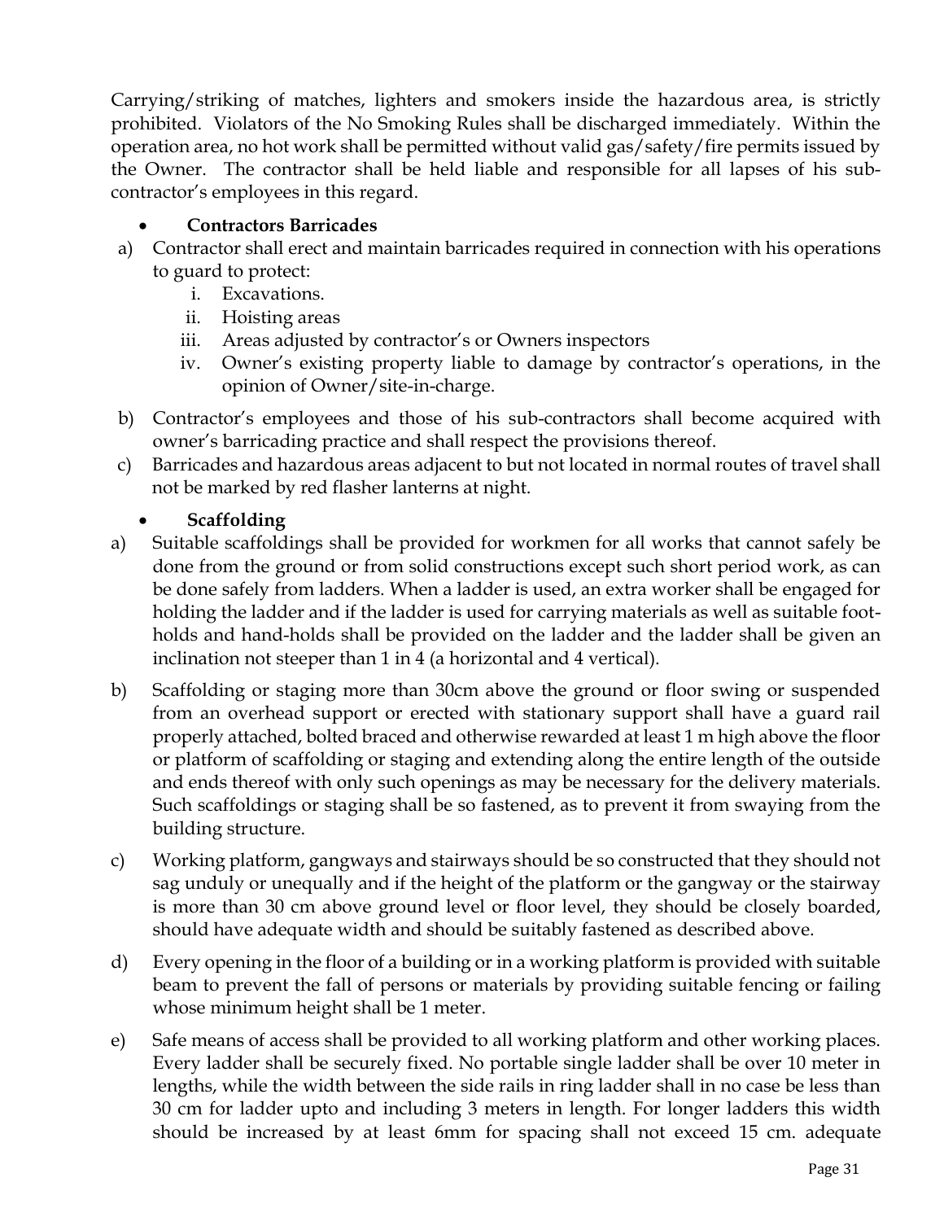Carrying/striking of matches, lighters and smokers inside the hazardous area, is strictly prohibited. Violators of the No Smoking Rules shall be discharged immediately. Within the operation area, no hot work shall be permitted without valid gas/safety/fire permits issued by the Owner. The contractor shall be held liable and responsible for all lapses of his sub-contractor's employees in this regard.

- **Contractors Barricades**

a) Contractor shall erect and maintain barricades required in connection with his operations to guard to protect:
   i. Excavations.
   ii. Hoisting areas
   iii. Areas adjusted by contractor's or Owners inspectors
   iv. Owner's existing property liable to damage by contractor's operations, in the opinion of Owner/site-in-charge.

b) Contractor's employees and those of his sub-contractors shall become acquired with owner's barricading practice and shall respect the provisions thereof.

c) Barricades and hazardous areas adjacent to but not located in normal routes of travel shall not be marked by red flasher lanterns at night.

- **Scaffolding**

a) Suitable scaffoldings shall be provided for workmen for all works that cannot safely be done from the ground or from solid constructions except such short period work, as can be done safely from ladders. When a ladder is used, an extra worker shall be engaged for holding the ladder and if the ladder is used for carrying materials as well as suitable foot-holds and hand-holds shall be provided on the ladder and the ladder shall be given an inclination not steeper than 1 in 4 (a horizontal and 4 vertical).

b) Scaffolding or staging more than 30cm above the ground or floor swing or suspended from an overhead support or erected with stationary support shall have a guard rail properly attached, bolted braced and otherwise rewarded at least 1 m high above the floor or platform of scaffolding or staging and extending along the entire length of the outside and ends thereof with only such openings as may be necessary for the delivery materials. Such scaffoldings or staging shall be so fastened, as to prevent it from swaying from the building structure.

c) Working platform, gangways and stairways should be so constructed that they should not sag unduly or unequally and if the height of the platform or the gangway or the stairway is more than 30 cm above ground level or floor level, they should be closely boarded, should have adequate width and should be suitably fastened as described above.

d) Every opening in the floor of a building or in a working platform is provided with suitable beam to prevent the fall of persons or materials by providing suitable fencing or failing whose minimum height shall be 1 meter.

e) Safe means of access shall be provided to all working platform and other working places. Every ladder shall be securely fixed. No portable single ladder shall be over 10 meter in lengths, while the width between the side rails in ring ladder shall in no case be less than 30 cm for ladder upto and including 3 meters in length. For longer ladders this width should be increased by at least 6mm for spacing shall not exceed 15 cm. adequate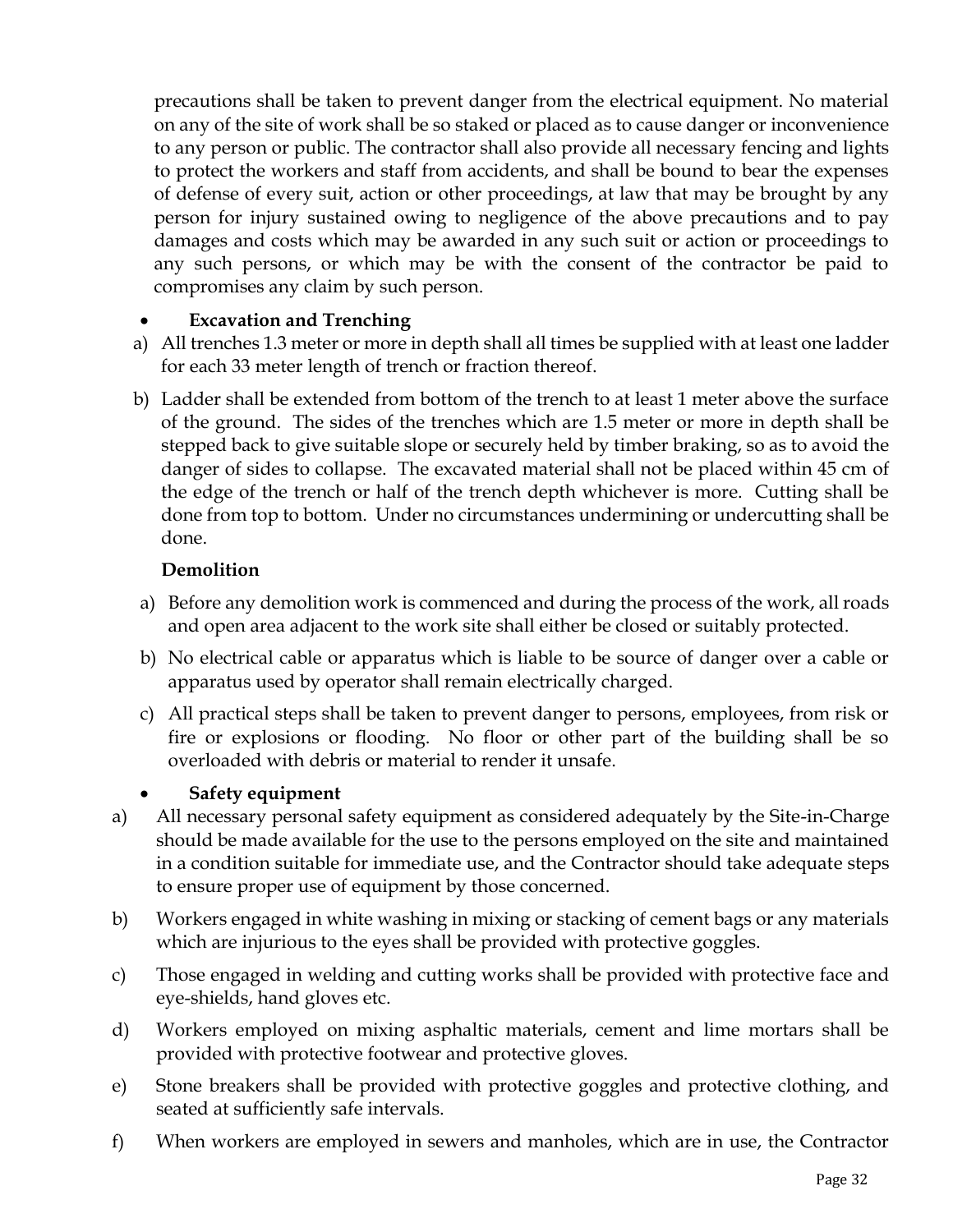precautions shall be taken to prevent danger from the electrical equipment. No material on any of the site of work shall be so staked or placed as to cause danger or inconvenience to any person or public. The contractor shall also provide all necessary fencing and lights to protect the workers and staff from accidents, and shall be bound to bear the expenses of defense of every suit, action or other proceedings, at law that may be brought by any person for injury sustained owing to negligence of the above precautions and to pay damages and costs which may be awarded in any such suit or action or proceedings to any such persons, or which may be with the consent of the contractor be paid to compromises any claim by such person.

- **Excavation and Trenching**

a) All trenches 1.3 meter or more in depth shall all times be supplied with at least one ladder for each 33 meter length of trench or fraction thereof.

b) Ladder shall be extended from bottom of the trench to at least 1 meter above the surface of the ground. The sides of the trenches which are 1.5 meter or more in depth shall be stepped back to give suitable slope or securely held by timber braking, so as to avoid the danger of sides to collapse. The excavated material shall not be placed within 45 cm of the edge of the trench or half of the trench depth whichever is more. Cutting shall be done from top to bottom. Under no circumstances undermining or undercutting shall be done.

**Demolition**

a) Before any demolition work is commenced and during the process of the work, all roads and open area adjacent to the work site shall either be closed or suitably protected.

b) No electrical cable or apparatus which is liable to be source of danger over a cable or apparatus used by operator shall remain electrically charged.

c) All practical steps shall be taken to prevent danger to persons, employees, from risk or fire or explosions or flooding. No floor or other part of the building shall be so overloaded with debris or material to render it unsafe.

- **Safety equipment**

a) All necessary personal safety equipment as considered adequately by the Site-in-Charge should be made available for the use to the persons employed on the site and maintained in a condition suitable for immediate use, and the Contractor should take adequate steps to ensure proper use of equipment by those concerned.

b) Workers engaged in white washing in mixing or stacking of cement bags or any materials which are injurious to the eyes shall be provided with protective goggles.

c) Those engaged in welding and cutting works shall be provided with protective face and eye-shields, hand gloves etc.

d) Workers employed on mixing asphaltic materials, cement and lime mortars shall be provided with protective footwear and protective gloves.

e) Stone breakers shall be provided with protective goggles and protective clothing, and seated at sufficiently safe intervals.

f) When workers are employed in sewers and manholes, which are in use, the Contractor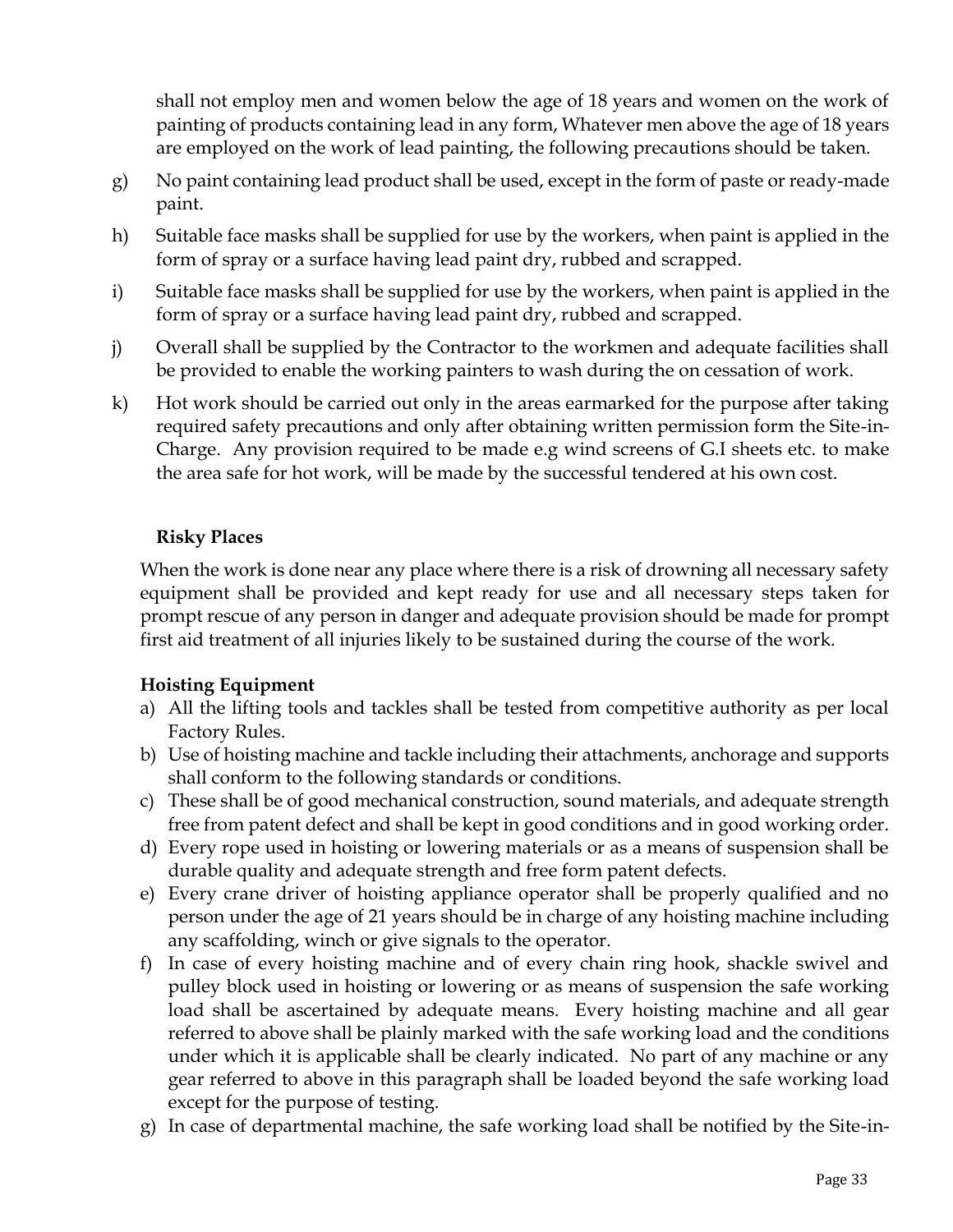shall not employ men and women below the age of 18 years and women on the work of painting of products containing lead in any form, Whatever men above the age of 18 years are employed on the work of lead painting, the following precautions should be taken.

g) No paint containing lead product shall be used, except in the form of paste or ready-made paint.

h) Suitable face masks shall be supplied for use by the workers, when paint is applied in the form of spray or a surface having lead paint dry, rubbed and scrapped.

i) Suitable face masks shall be supplied for use by the workers, when paint is applied in the form of spray or a surface having lead paint dry, rubbed and scrapped.

j) Overall shall be supplied by the Contractor to the workmen and adequate facilities shall be provided to enable the working painters to wash during the on cessation of work.

k) Hot work should be carried out only in the areas earmarked for the purpose after taking required safety precautions and only after obtaining written permission form the Site-in-Charge. Any provision required to be made e.g wind screens of G.I sheets etc. to make the area safe for hot work, will be made by the successful tendered at his own cost.

**Risky Places**

When the work is done near any place where there is a risk of drowning all necessary safety equipment shall be provided and kept ready for use and all necessary steps taken for prompt rescue of any person in danger and adequate provision should be made for prompt first aid treatment of all injuries likely to be sustained during the course of the work.

**Hoisting Equipment**

a) All the lifting tools and tackles shall be tested from competitive authority as per local Factory Rules.
b) Use of hoisting machine and tackle including their attachments, anchorage and supports shall conform to the following standards or conditions.
c) These shall be of good mechanical construction, sound materials, and adequate strength free from patent defect and shall be kept in good conditions and in good working order.
d) Every rope used in hoisting or lowering materials or as a means of suspension shall be durable quality and adequate strength and free form patent defects.
e) Every crane driver of hoisting appliance operator shall be properly qualified and no person under the age of 21 years should be in charge of any hoisting machine including any scaffolding, winch or give signals to the operator.
f) In case of every hoisting machine and of every chain ring hook, shackle swivel and pulley block used in hoisting or lowering or as means of suspension the safe working load shall be ascertained by adequate means. Every hoisting machine and all gear referred to above shall be plainly marked with the safe working load and the conditions under which it is applicable shall be clearly indicated. No part of any machine or any gear referred to above in this paragraph shall be loaded beyond the safe working load except for the purpose of testing.
g) In case of departmental machine, the safe working load shall be notified by the Site-in-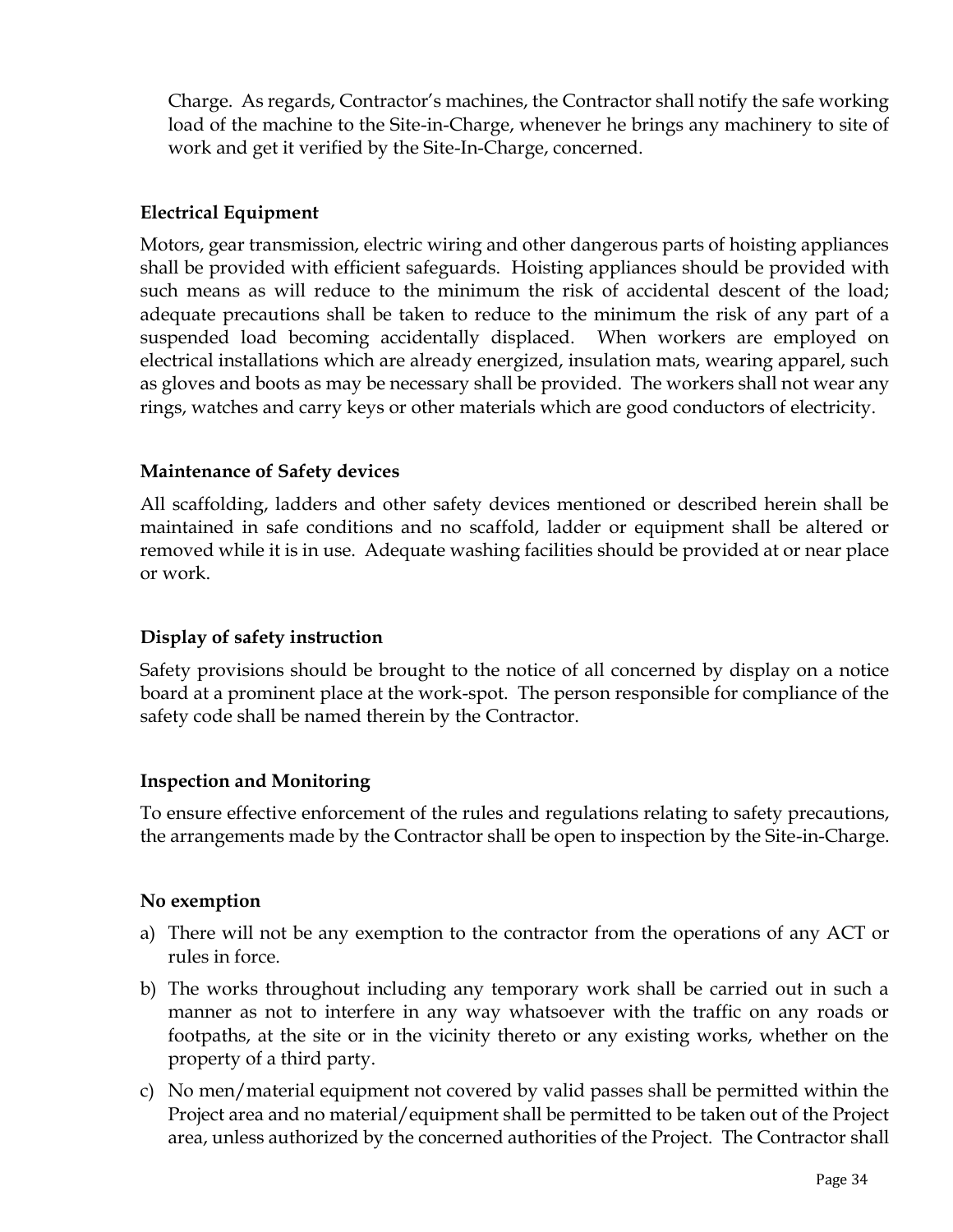Charge. As regards, Contractor's machines, the Contractor shall notify the safe working load of the machine to the Site-in-Charge, whenever he brings any machinery to site of work and get it verified by the Site-In-Charge, concerned.

**Electrical Equipment**

Motors, gear transmission, electric wiring and other dangerous parts of hoisting appliances shall be provided with efficient safeguards. Hoisting appliances should be provided with such means as will reduce to the minimum the risk of accidental descent of the load; adequate precautions shall be taken to reduce to the minimum the risk of any part of a suspended load becoming accidentally displaced. When workers are employed on electrical installations which are already energized, insulation mats, wearing apparel, such as gloves and boots as may be necessary shall be provided. The workers shall not wear any rings, watches and carry keys or other materials which are good conductors of electricity.

**Maintenance of Safety devices**

All scaffolding, ladders and other safety devices mentioned or described herein shall be maintained in safe conditions and no scaffold, ladder or equipment shall be altered or removed while it is in use. Adequate washing facilities should be provided at or near place or work.

**Display of safety instruction**

Safety provisions should be brought to the notice of all concerned by display on a notice board at a prominent place at the work-spot. The person responsible for compliance of the safety code shall be named therein by the Contractor.

**Inspection and Monitoring**

To ensure effective enforcement of the rules and regulations relating to safety precautions, the arrangements made by the Contractor shall be open to inspection by the Site-in-Charge.

**No exemption**

a) There will not be any exemption to the contractor from the operations of any ACT or rules in force.

b) The works throughout including any temporary work shall be carried out in such a manner as not to interfere in any way whatsoever with the traffic on any roads or footpaths, at the site or in the vicinity thereto or any existing works, whether on the property of a third party.

c) No men/material equipment not covered by valid passes shall be permitted within the Project area and no material/equipment shall be permitted to be taken out of the Project area, unless authorized by the concerned authorities of the Project. The Contractor shall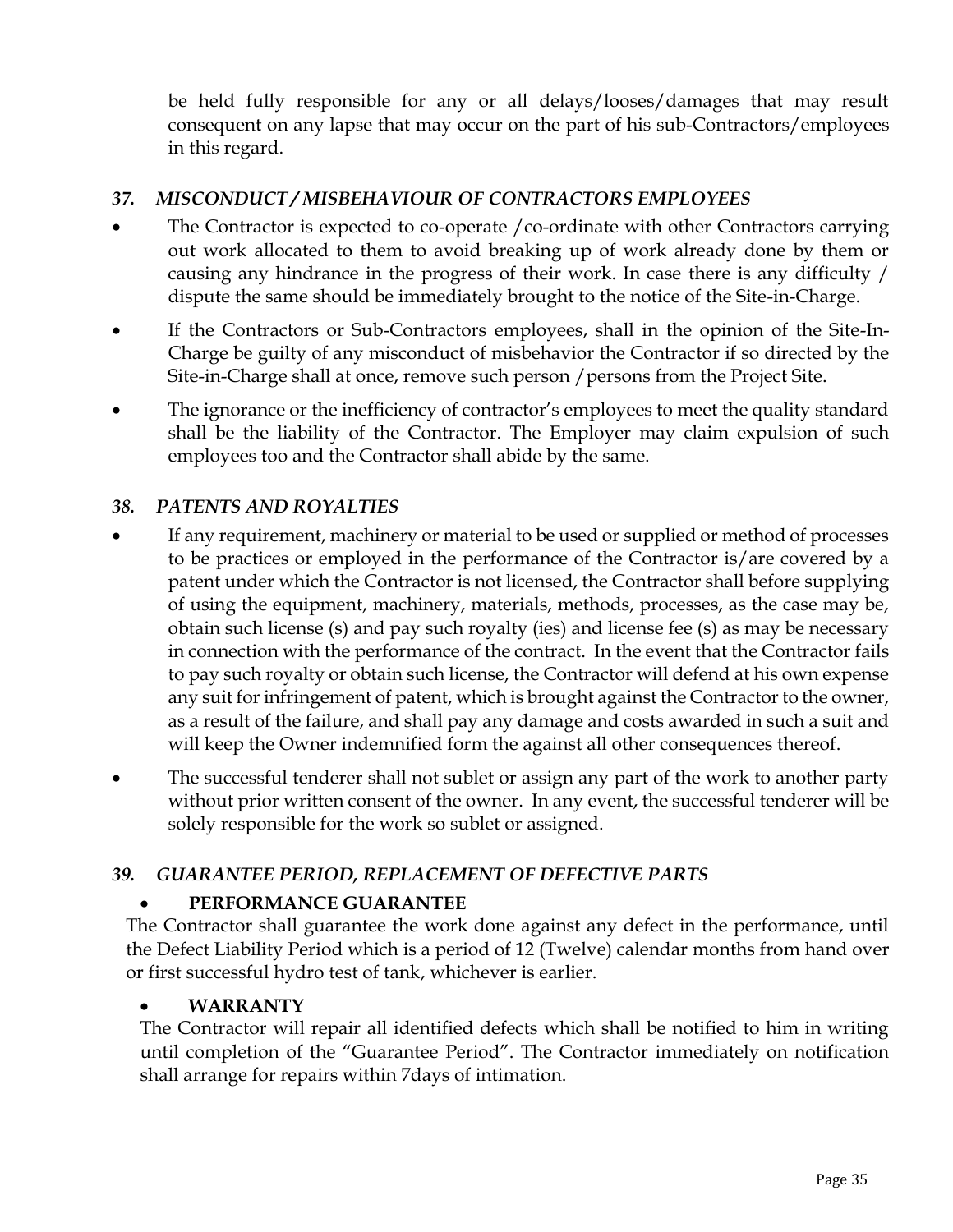be held fully responsible for any or all delays/looses/damages that may result consequent on any lapse that may occur on the part of his sub-Contractors/employees in this regard.

### *37. MISCONDUCT / MISBEHAVIOUR OF CONTRACTORS EMPLOYEES*

- The Contractor is expected to co-operate /co-ordinate with other Contractors carrying out work allocated to them to avoid breaking up of work already done by them or causing any hindrance in the progress of their work. In case there is any difficulty / dispute the same should be immediately brought to the notice of the Site-in-Charge.
- If the Contractors or Sub-Contractors employees, shall in the opinion of the Site-In-Charge be guilty of any misconduct of misbehavior the Contractor if so directed by the Site-in-Charge shall at once, remove such person /persons from the Project Site.
- The ignorance or the inefficiency of contractor's employees to meet the quality standard shall be the liability of the Contractor. The Employer may claim expulsion of such employees too and the Contractor shall abide by the same.

### *38. PATENTS AND ROYALTIES*

- If any requirement, machinery or material to be used or supplied or method of processes to be practices or employed in the performance of the Contractor is/are covered by a patent under which the Contractor is not licensed, the Contractor shall before supplying of using the equipment, machinery, materials, methods, processes, as the case may be, obtain such license (s) and pay such royalty (ies) and license fee (s) as may be necessary in connection with the performance of the contract. In the event that the Contractor fails to pay such royalty or obtain such license, the Contractor will defend at his own expense any suit for infringement of patent, which is brought against the Contractor to the owner, as a result of the failure, and shall pay any damage and costs awarded in such a suit and will keep the Owner indemnified form the against all other consequences thereof.
- The successful tenderer shall not sublet or assign any part of the work to another party without prior written consent of the owner. In any event, the successful tenderer will be solely responsible for the work so sublet or assigned.

### *39. GUARANTEE PERIOD, REPLACEMENT OF DEFECTIVE PARTS*

- **PERFORMANCE GUARANTEE**

The Contractor shall guarantee the work done against any defect in the performance, until the Defect Liability Period which is a period of 12 (Twelve) calendar months from hand over or first successful hydro test of tank, whichever is earlier.

- **WARRANTY**

The Contractor will repair all identified defects which shall be notified to him in writing until completion of the "Guarantee Period". The Contractor immediately on notification shall arrange for repairs within 7days of intimation.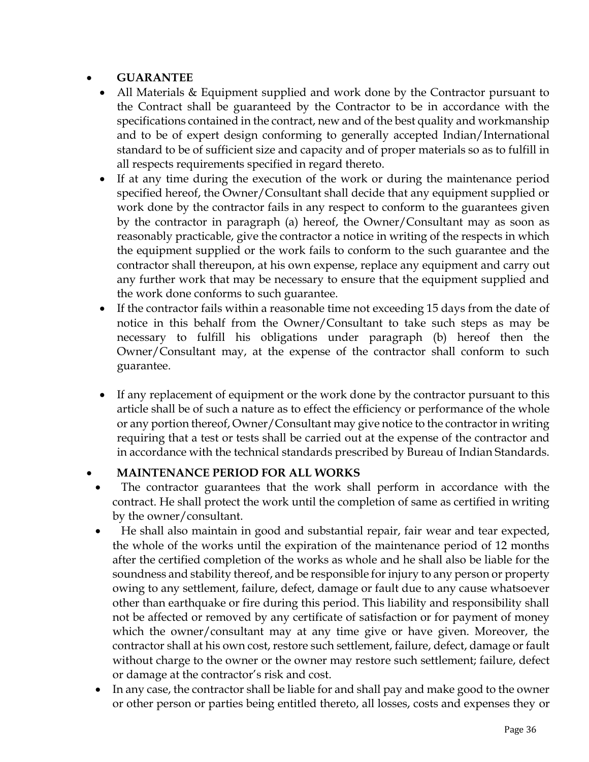- **GUARANTEE**
  - All Materials & Equipment supplied and work done by the Contractor pursuant to the Contract shall be guaranteed by the Contractor to be in accordance with the specifications contained in the contract, new and of the best quality and workmanship and to be of expert design conforming to generally accepted Indian/International standard to be of sufficient size and capacity and of proper materials so as to fulfill in all respects requirements specified in regard thereto.
  - If at any time during the execution of the work or during the maintenance period specified hereof, the Owner/Consultant shall decide that any equipment supplied or work done by the contractor fails in any respect to conform to the guarantees given by the contractor in paragraph (a) hereof, the Owner/Consultant may as soon as reasonably practicable, give the contractor a notice in writing of the respects in which the equipment supplied or the work fails to conform to the such guarantee and the contractor shall thereupon, at his own expense, replace any equipment and carry out any further work that may be necessary to ensure that the equipment supplied and the work done conforms to such guarantee.
  - If the contractor fails within a reasonable time not exceeding 15 days from the date of notice in this behalf from the Owner/Consultant to take such steps as may be necessary to fulfill his obligations under paragraph (b) hereof then the Owner/Consultant may, at the expense of the contractor shall conform to such guarantee.
  - If any replacement of equipment or the work done by the contractor pursuant to this article shall be of such a nature as to effect the efficiency or performance of the whole or any portion thereof, Owner/Consultant may give notice to the contractor in writing requiring that a test or tests shall be carried out at the expense of the contractor and in accordance with the technical standards prescribed by Bureau of Indian Standards.

- **MAINTENANCE PERIOD FOR ALL WORKS**
  - The contractor guarantees that the work shall perform in accordance with the contract. He shall protect the work until the completion of same as certified in writing by the owner/consultant.
  - He shall also maintain in good and substantial repair, fair wear and tear expected, the whole of the works until the expiration of the maintenance period of 12 months after the certified completion of the works as whole and he shall also be liable for the soundness and stability thereof, and be responsible for injury to any person or property owing to any settlement, failure, defect, damage or fault due to any cause whatsoever other than earthquake or fire during this period. This liability and responsibility shall not be affected or removed by any certificate of satisfaction or for payment of money which the owner/consultant may at any time give or have given. Moreover, the contractor shall at his own cost, restore such settlement, failure, defect, damage or fault without charge to the owner or the owner may restore such settlement; failure, defect or damage at the contractor's risk and cost.
  - In any case, the contractor shall be liable for and shall pay and make good to the owner or other person or parties being entitled thereto, all losses, costs and expenses they or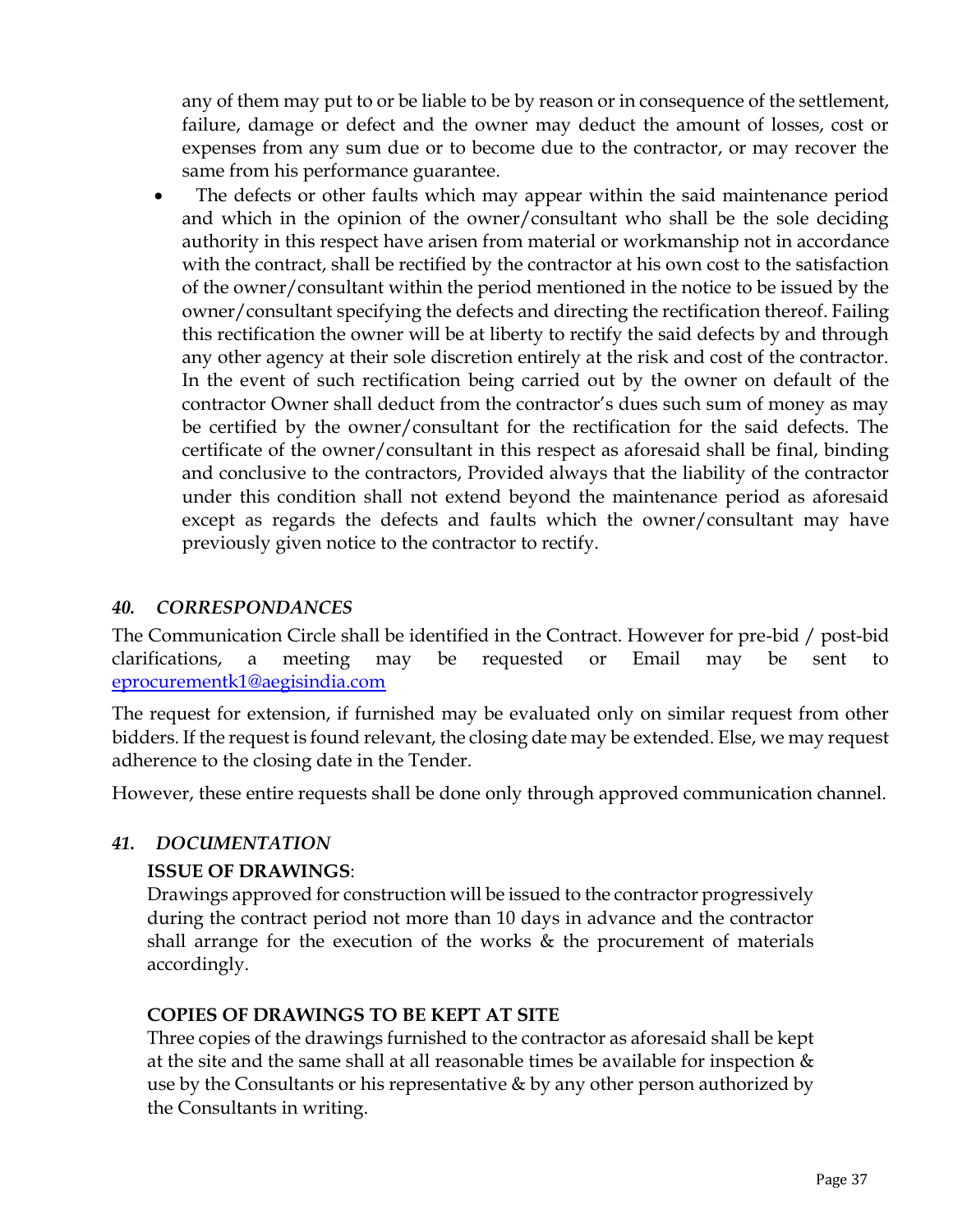any of them may put to or be liable to be by reason or in consequence of the settlement, failure, damage or defect and the owner may deduct the amount of losses, cost or expenses from any sum due or to become due to the contractor, or may recover the same from his performance guarantee.

- The defects or other faults which may appear within the said maintenance period and which in the opinion of the owner/consultant who shall be the sole deciding authority in this respect have arisen from material or workmanship not in accordance with the contract, shall be rectified by the contractor at his own cost to the satisfaction of the owner/consultant within the period mentioned in the notice to be issued by the owner/consultant specifying the defects and directing the rectification thereof. Failing this rectification the owner will be at liberty to rectify the said defects by and through any other agency at their sole discretion entirely at the risk and cost of the contractor. In the event of such rectification being carried out by the owner on default of the contractor Owner shall deduct from the contractor's dues such sum of money as may be certified by the owner/consultant for the rectification for the said defects. The certificate of the owner/consultant in this respect as aforesaid shall be final, binding and conclusive to the contractors, Provided always that the liability of the contractor under this condition shall not extend beyond the maintenance period as aforesaid except as regards the defects and faults which the owner/consultant may have previously given notice to the contractor to rectify.

### *40. CORRESPONDANCES*

The Communication Circle shall be identified in the Contract. However for pre-bid / post-bid clarifications, a meeting may be requested or Email may be sent to eprocurementk1@aegisindia.com

The request for extension, if furnished may be evaluated only on similar request from other bidders. If the request is found relevant, the closing date may be extended. Else, we may request adherence to the closing date in the Tender.

However, these entire requests shall be done only through approved communication channel.

### *41. DOCUMENTATION*

**ISSUE OF DRAWINGS**:

Drawings approved for construction will be issued to the contractor progressively during the contract period not more than 10 days in advance and the contractor shall arrange for the execution of the works & the procurement of materials accordingly.

**COPIES OF DRAWINGS TO BE KEPT AT SITE**

Three copies of the drawings furnished to the contractor as aforesaid shall be kept at the site and the same shall at all reasonable times be available for inspection & use by the Consultants or his representative & by any other person authorized by the Consultants in writing.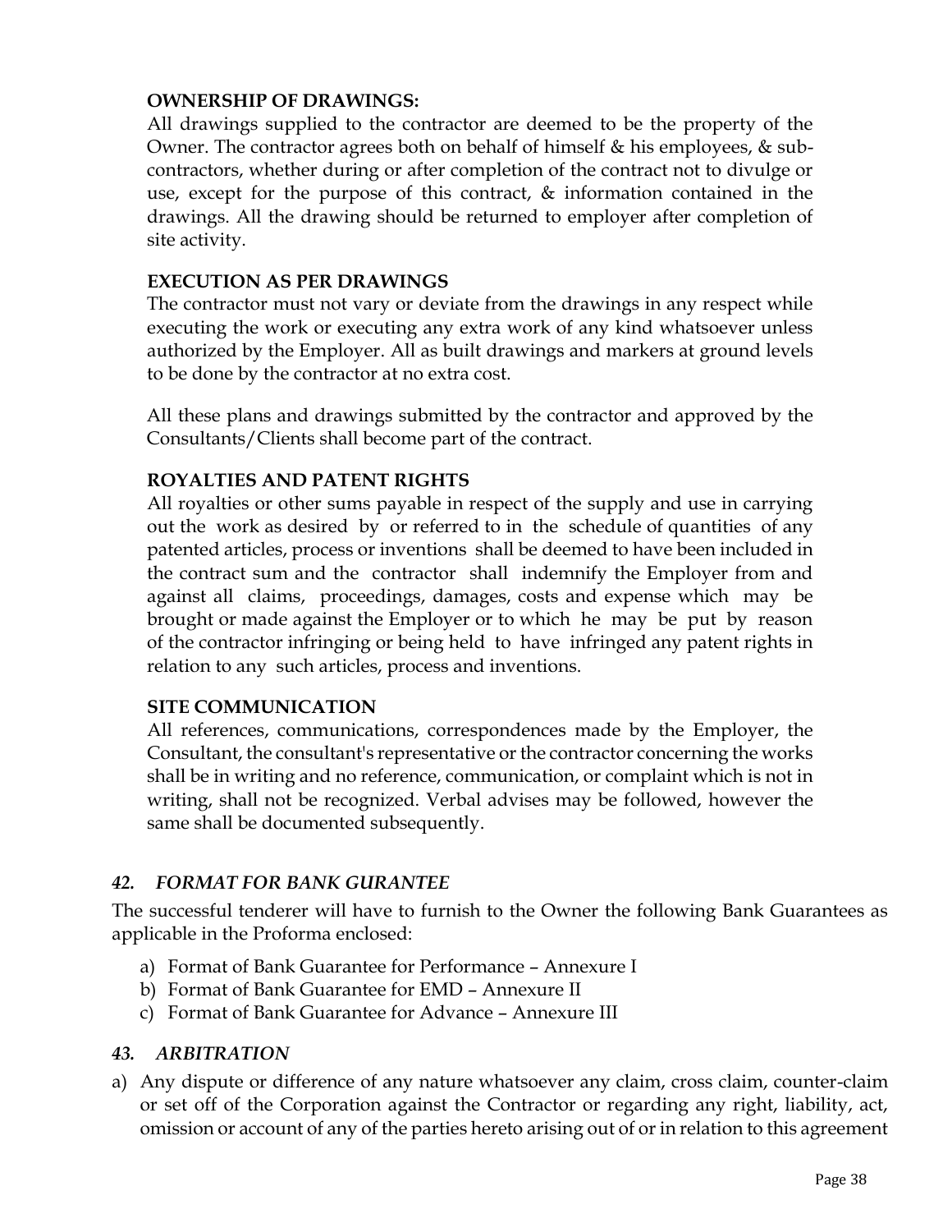**OWNERSHIP OF DRAWINGS:**

All drawings supplied to the contractor are deemed to be the property of the Owner. The contractor agrees both on behalf of himself & his employees, & sub-contractors, whether during or after completion of the contract not to divulge or use, except for the purpose of this contract, & information contained in the drawings. All the drawing should be returned to employer after completion of site activity.

**EXECUTION AS PER DRAWINGS**

The contractor must not vary or deviate from the drawings in any respect while executing the work or executing any extra work of any kind whatsoever unless authorized by the Employer. All as built drawings and markers at ground levels to be done by the contractor at no extra cost.

All these plans and drawings submitted by the contractor and approved by the Consultants/Clients shall become part of the contract.

**ROYALTIES AND PATENT RIGHTS**

All royalties or other sums payable in respect of the supply and use in carrying out the work as desired by or referred to in the schedule of quantities of any patented articles, process or inventions shall be deemed to have been included in the contract sum and the contractor shall indemnify the Employer from and against all claims, proceedings, damages, costs and expense which may be brought or made against the Employer or to which he may be put by reason of the contractor infringing or being held to have infringed any patent rights in relation to any such articles, process and inventions.

**SITE COMMUNICATION**

All references, communications, correspondences made by the Employer, the Consultant, the consultant's representative or the contractor concerning the works shall be in writing and no reference, communication, or complaint which is not in writing, shall not be recognized. Verbal advises may be followed, however the same shall be documented subsequently.

## ***42. FORMAT FOR BANK GURANTEE***

The successful tenderer will have to furnish to the Owner the following Bank Guarantees as applicable in the Proforma enclosed:

a) Format of Bank Guarantee for Performance – Annexure I
b) Format of Bank Guarantee for EMD – Annexure II
c) Format of Bank Guarantee for Advance – Annexure III

## ***43. ARBITRATION***

a) Any dispute or difference of any nature whatsoever any claim, cross claim, counter-claim or set off of the Corporation against the Contractor or regarding any right, liability, act, omission or account of any of the parties hereto arising out of or in relation to this agreement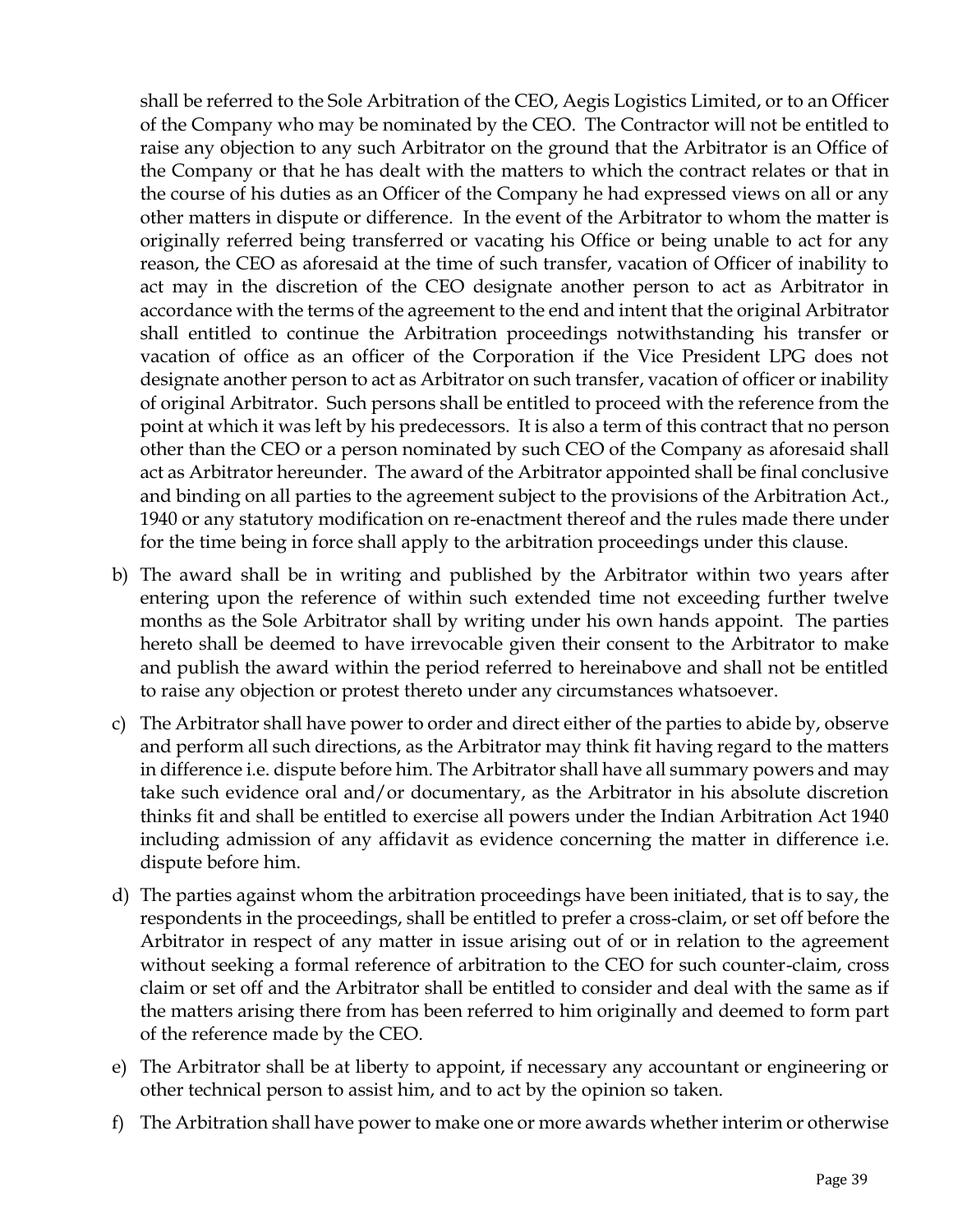shall be referred to the Sole Arbitration of the CEO, Aegis Logistics Limited, or to an Officer of the Company who may be nominated by the CEO. The Contractor will not be entitled to raise any objection to any such Arbitrator on the ground that the Arbitrator is an Office of the Company or that he has dealt with the matters to which the contract relates or that in the course of his duties as an Officer of the Company he had expressed views on all or any other matters in dispute or difference. In the event of the Arbitrator to whom the matter is originally referred being transferred or vacating his Office or being unable to act for any reason, the CEO as aforesaid at the time of such transfer, vacation of Officer of inability to act may in the discretion of the CEO designate another person to act as Arbitrator in accordance with the terms of the agreement to the end and intent that the original Arbitrator shall entitled to continue the Arbitration proceedings notwithstanding his transfer or vacation of office as an officer of the Corporation if the Vice President LPG does not designate another person to act as Arbitrator on such transfer, vacation of officer or inability of original Arbitrator. Such persons shall be entitled to proceed with the reference from the point at which it was left by his predecessors. It is also a term of this contract that no person other than the CEO or a person nominated by such CEO of the Company as aforesaid shall act as Arbitrator hereunder. The award of the Arbitrator appointed shall be final conclusive and binding on all parties to the agreement subject to the provisions of the Arbitration Act., 1940 or any statutory modification on re-enactment thereof and the rules made there under for the time being in force shall apply to the arbitration proceedings under this clause.

b) The award shall be in writing and published by the Arbitrator within two years after entering upon the reference of within such extended time not exceeding further twelve months as the Sole Arbitrator shall by writing under his own hands appoint. The parties hereto shall be deemed to have irrevocable given their consent to the Arbitrator to make and publish the award within the period referred to hereinabove and shall not be entitled to raise any objection or protest thereto under any circumstances whatsoever.

c) The Arbitrator shall have power to order and direct either of the parties to abide by, observe and perform all such directions, as the Arbitrator may think fit having regard to the matters in difference i.e. dispute before him. The Arbitrator shall have all summary powers and may take such evidence oral and/or documentary, as the Arbitrator in his absolute discretion thinks fit and shall be entitled to exercise all powers under the Indian Arbitration Act 1940 including admission of any affidavit as evidence concerning the matter in difference i.e. dispute before him.

d) The parties against whom the arbitration proceedings have been initiated, that is to say, the respondents in the proceedings, shall be entitled to prefer a cross-claim, or set off before the Arbitrator in respect of any matter in issue arising out of or in relation to the agreement without seeking a formal reference of arbitration to the CEO for such counter-claim, cross claim or set off and the Arbitrator shall be entitled to consider and deal with the same as if the matters arising there from has been referred to him originally and deemed to form part of the reference made by the CEO.

e) The Arbitrator shall be at liberty to appoint, if necessary any accountant or engineering or other technical person to assist him, and to act by the opinion so taken.

f) The Arbitration shall have power to make one or more awards whether interim or otherwise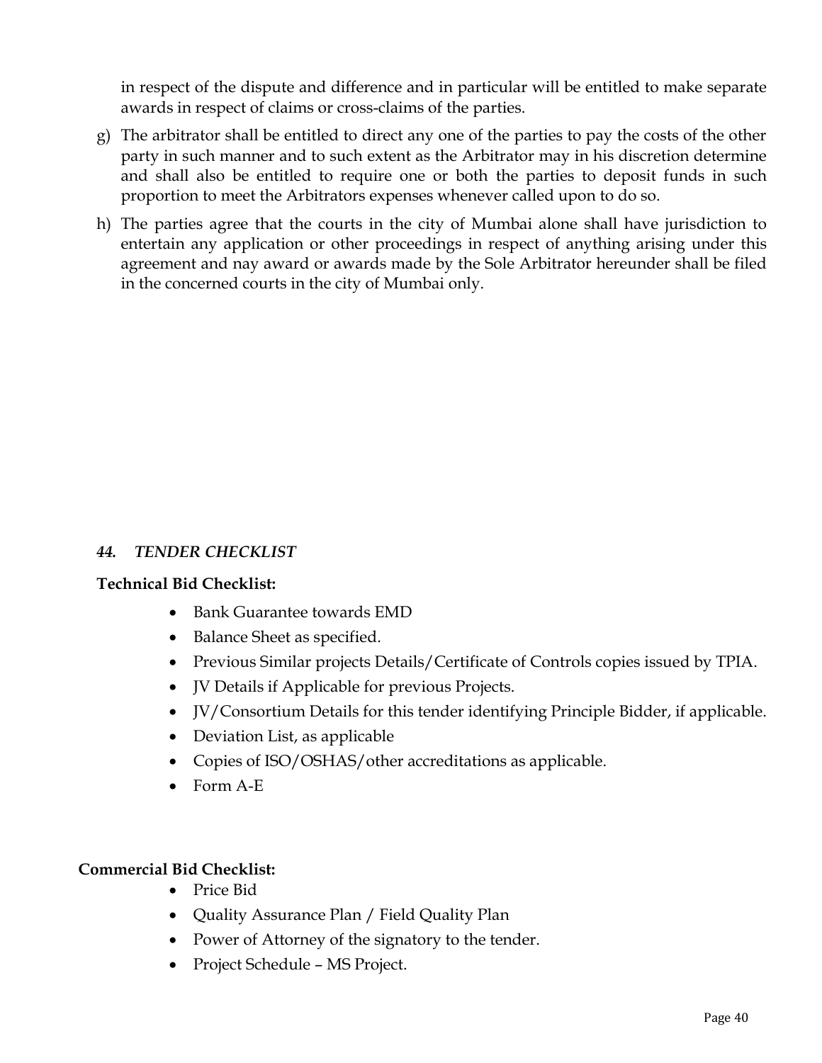in respect of the dispute and difference and in particular will be entitled to make separate awards in respect of claims or cross-claims of the parties.

g) The arbitrator shall be entitled to direct any one of the parties to pay the costs of the other party in such manner and to such extent as the Arbitrator may in his discretion determine and shall also be entitled to require one or both the parties to deposit funds in such proportion to meet the Arbitrators expenses whenever called upon to do so.

h) The parties agree that the courts in the city of Mumbai alone shall have jurisdiction to entertain any application or other proceedings in respect of anything arising under this agreement and nay award or awards made by the Sole Arbitrator hereunder shall be filed in the concerned courts in the city of Mumbai only.

### *44. TENDER CHECKLIST*

**Technical Bid Checklist:**

- Bank Guarantee towards EMD
- Balance Sheet as specified.
- Previous Similar projects Details/Certificate of Controls copies issued by TPIA.
- JV Details if Applicable for previous Projects.
- JV/Consortium Details for this tender identifying Principle Bidder, if applicable.
- Deviation List, as applicable
- Copies of ISO/OSHAS/other accreditations as applicable.
- Form A-E

**Commercial Bid Checklist:**

- Price Bid
- Quality Assurance Plan / Field Quality Plan
- Power of Attorney of the signatory to the tender.
- Project Schedule – MS Project.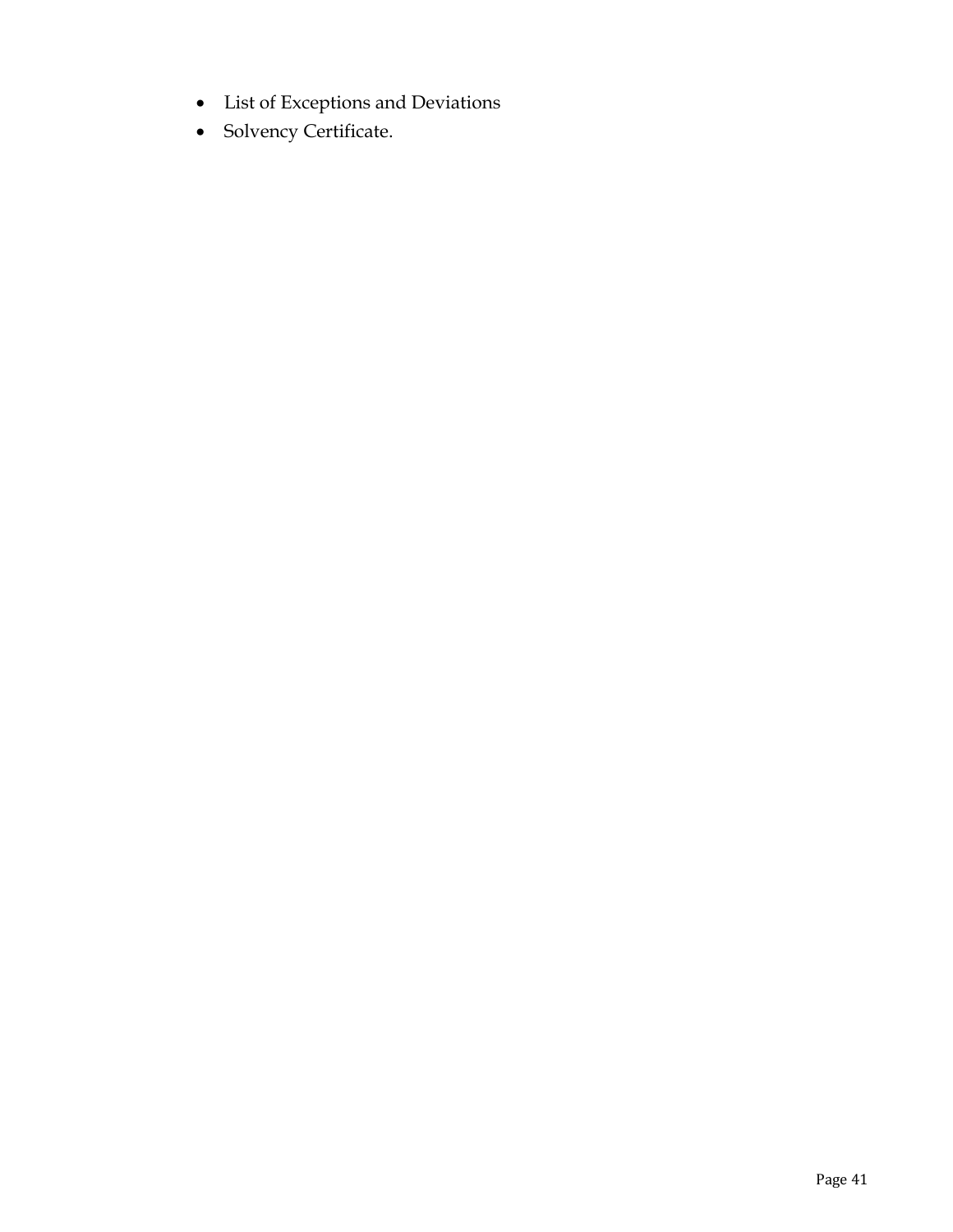- List of Exceptions and Deviations
- Solvency Certificate.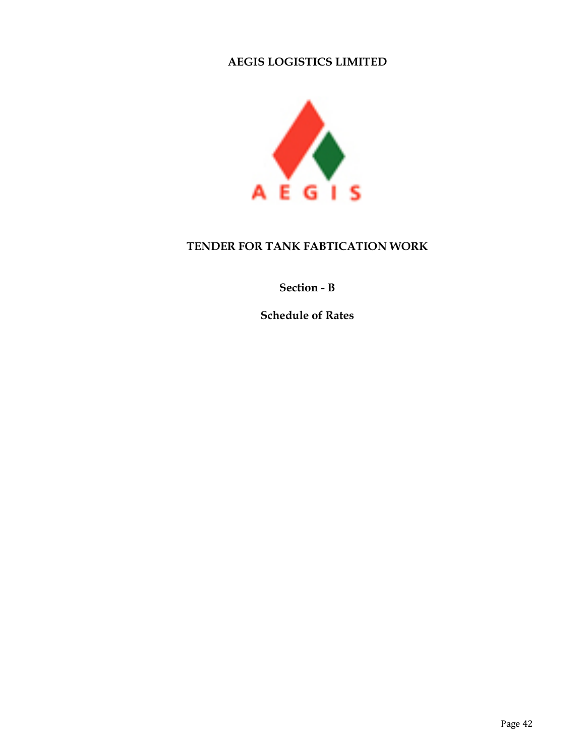**AEGIS LOGISTICS LIMITED**

AEGIS

# TENDER FOR TANK FABTICATION WORK

## Section - B

## Schedule of Rates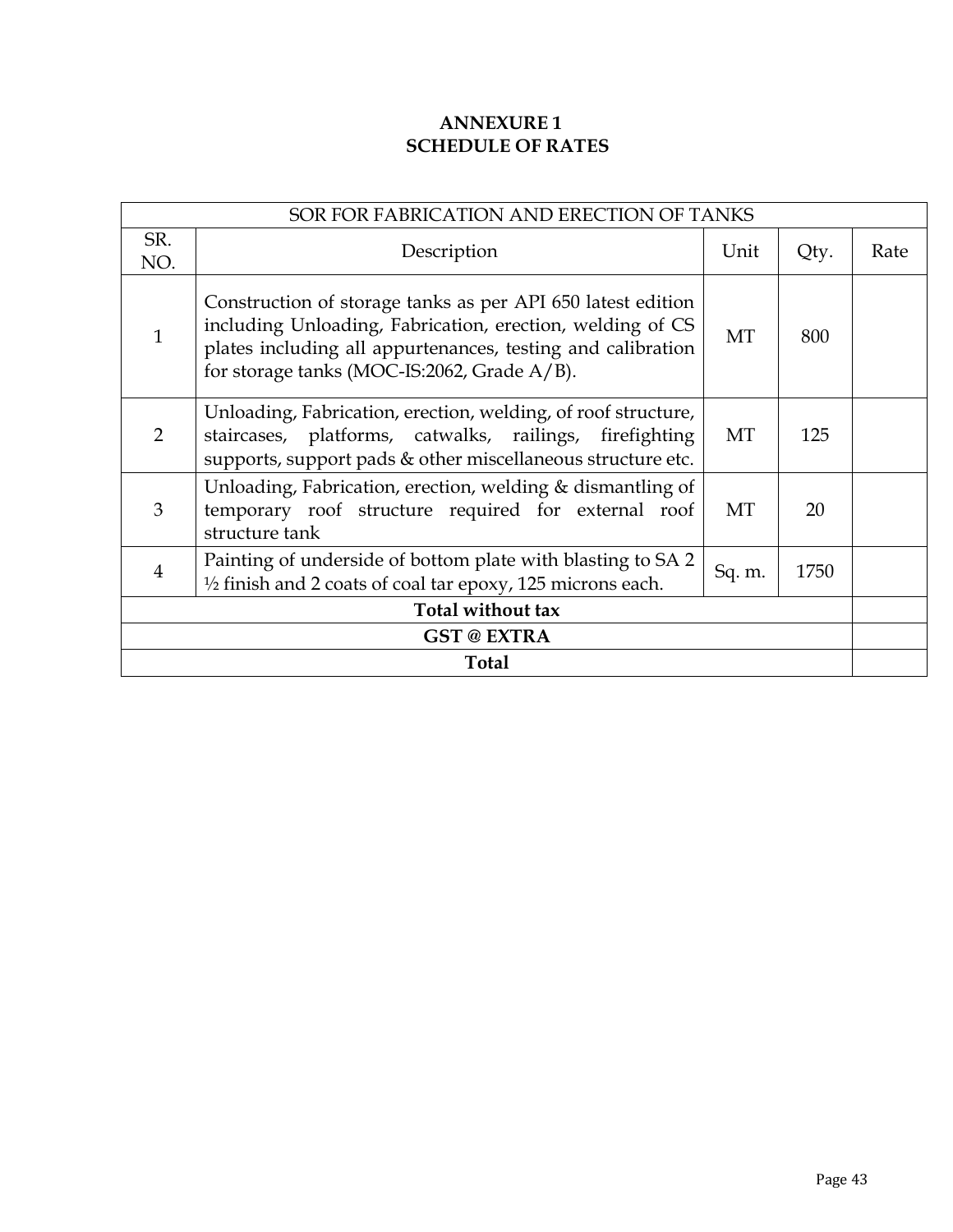# ANNEXURE 1
## SCHEDULE OF RATES

| SOR FOR FABRICATION AND ERECTION OF TANKS | | | | |
|---|---|---|---|---|
| SR. NO. | Description | Unit | Qty. | Rate |
| 1 | Construction of storage tanks as per API 650 latest edition including Unloading, Fabrication, erection, welding of CS plates including all appurtenances, testing and calibration for storage tanks (MOC-IS:2062, Grade A/B). | MT | 800 | |
| 2 | Unloading, Fabrication, erection, welding, of roof structure, staircases, platforms, catwalks, railings, firefighting supports, support pads & other miscellaneous structure etc. | MT | 125 | |
| 3 | Unloading, Fabrication, erection, welding & dismantling of temporary roof structure required for external roof structure tank | MT | 20 | |
| 4 | Painting of underside of bottom plate with blasting to SA 2 ½ finish and 2 coats of coal tar epoxy, 125 microns each. | Sq. m. | 1750 | |
| **Total without tax** | | | | |
| **GST @ EXTRA** | | | | |
| **Total** | | | | |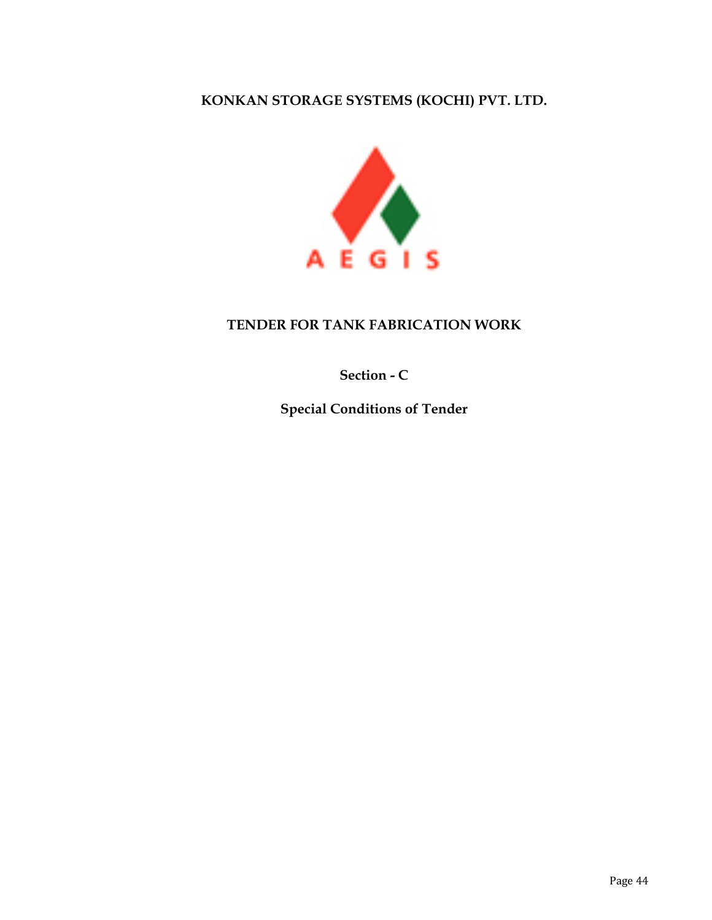**KONKAN STORAGE SYSTEMS (KOCHI) PVT. LTD.**

AEGIS

# TENDER FOR TANK FABRICATION WORK

## Section - C

## Special Conditions of Tender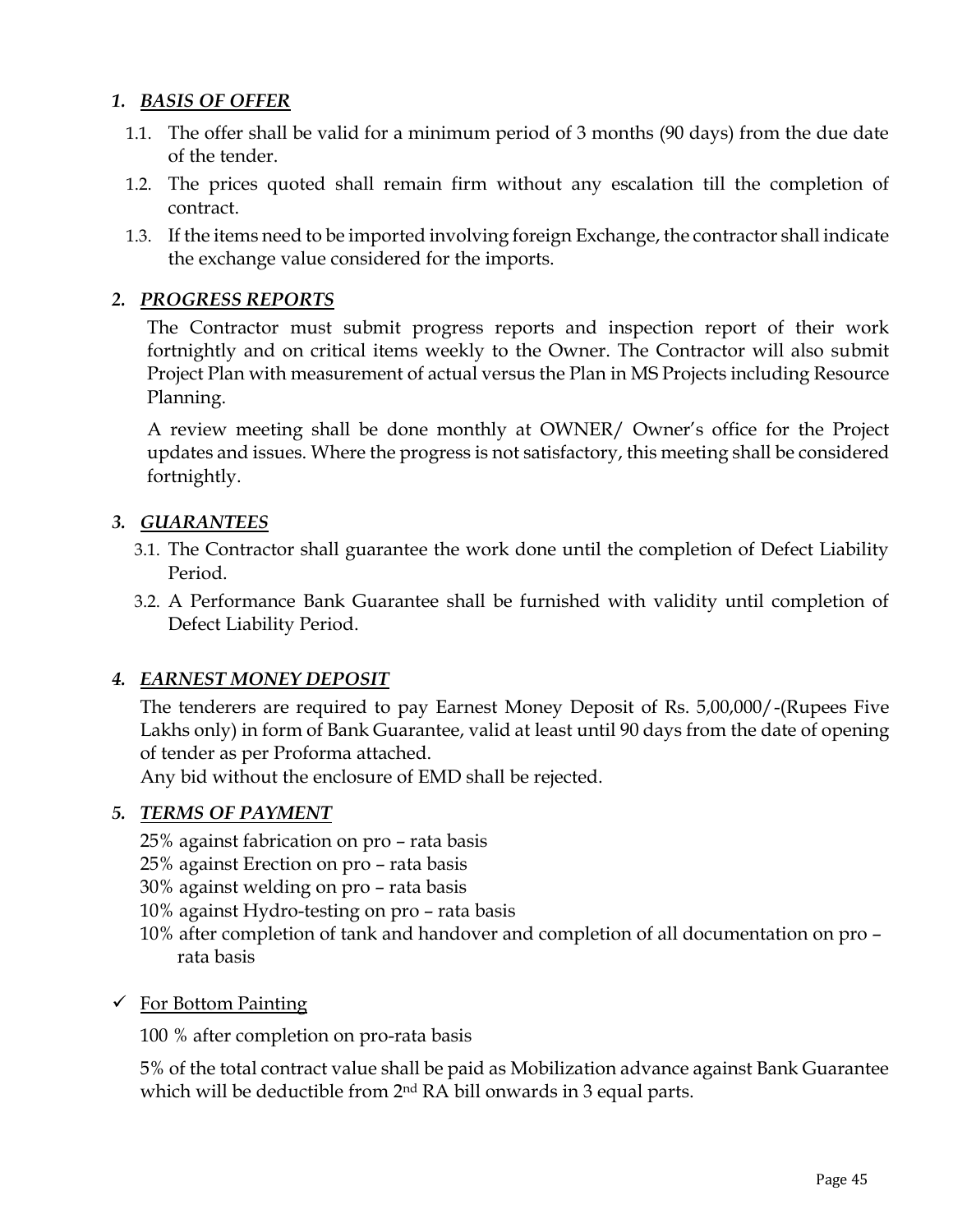## *1. BASIS OF OFFER*

1.1. The offer shall be valid for a minimum period of 3 months (90 days) from the due date of the tender.

1.2. The prices quoted shall remain firm without any escalation till the completion of contract.

1.3. If the items need to be imported involving foreign Exchange, the contractor shall indicate the exchange value considered for the imports.

## *2. PROGRESS REPORTS*

The Contractor must submit progress reports and inspection report of their work fortnightly and on critical items weekly to the Owner. The Contractor will also submit Project Plan with measurement of actual versus the Plan in MS Projects including Resource Planning.

A review meeting shall be done monthly at OWNER/ Owner's office for the Project updates and issues. Where the progress is not satisfactory, this meeting shall be considered fortnightly.

## *3. GUARANTEES*

3.1. The Contractor shall guarantee the work done until the completion of Defect Liability Period.

3.2. A Performance Bank Guarantee shall be furnished with validity until completion of Defect Liability Period.

## *4. EARNEST MONEY DEPOSIT*

The tenderers are required to pay Earnest Money Deposit of Rs. 5,00,000/-(Rupees Five Lakhs only) in form of Bank Guarantee, valid at least until 90 days from the date of opening of tender as per Proforma attached.

Any bid without the enclosure of EMD shall be rejected.

## *5. TERMS OF PAYMENT*

25% against fabrication on pro – rata basis
25% against Erection on pro – rata basis
30% against welding on pro – rata basis
10% against Hydro-testing on pro – rata basis
10% after completion of tank and handover and completion of all documentation on pro – rata basis

- ✓ For Bottom Painting

100 % after completion on pro-rata basis

5% of the total contract value shall be paid as Mobilization advance against Bank Guarantee which will be deductible from 2nd RA bill onwards in 3 equal parts.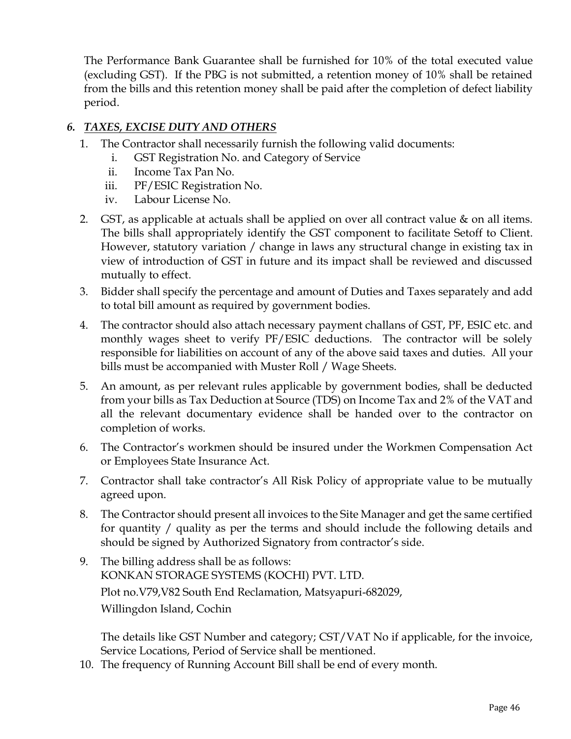The Performance Bank Guarantee shall be furnished for 10% of the total executed value (excluding GST). If the PBG is not submitted, a retention money of 10% shall be retained from the bills and this retention money shall be paid after the completion of defect liability period.

### *6. TAXES, EXCISE DUTY AND OTHERS*

1. The Contractor shall necessarily furnish the following valid documents:
   i. GST Registration No. and Category of Service
   ii. Income Tax Pan No.
   iii. PF/ESIC Registration No.
   iv. Labour License No.
2. GST, as applicable at actuals shall be applied on over all contract value & on all items. The bills shall appropriately identify the GST component to facilitate Setoff to Client. However, statutory variation / change in laws any structural change in existing tax in view of introduction of GST in future and its impact shall be reviewed and discussed mutually to effect.
3. Bidder shall specify the percentage and amount of Duties and Taxes separately and add to total bill amount as required by government bodies.
4. The contractor should also attach necessary payment challans of GST, PF, ESIC etc. and monthly wages sheet to verify PF/ESIC deductions. The contractor will be solely responsible for liabilities on account of any of the above said taxes and duties. All your bills must be accompanied with Muster Roll / Wage Sheets.
5. An amount, as per relevant rules applicable by government bodies, shall be deducted from your bills as Tax Deduction at Source (TDS) on Income Tax and 2% of the VAT and all the relevant documentary evidence shall be handed over to the contractor on completion of works.
6. The Contractor's workmen should be insured under the Workmen Compensation Act or Employees State Insurance Act.
7. Contractor shall take contractor's All Risk Policy of appropriate value to be mutually agreed upon.
8. The Contractor should present all invoices to the Site Manager and get the same certified for quantity / quality as per the terms and should include the following details and should be signed by Authorized Signatory from contractor's side.
9. The billing address shall be as follows:
   KONKAN STORAGE SYSTEMS (KOCHI) PVT. LTD.
   Plot no.V79,V82 South End Reclamation, Matsyapuri-682029,
   Willingdon Island, Cochin

   The details like GST Number and category; CST/VAT No if applicable, for the invoice, Service Locations, Period of Service shall be mentioned.
10. The frequency of Running Account Bill shall be end of every month.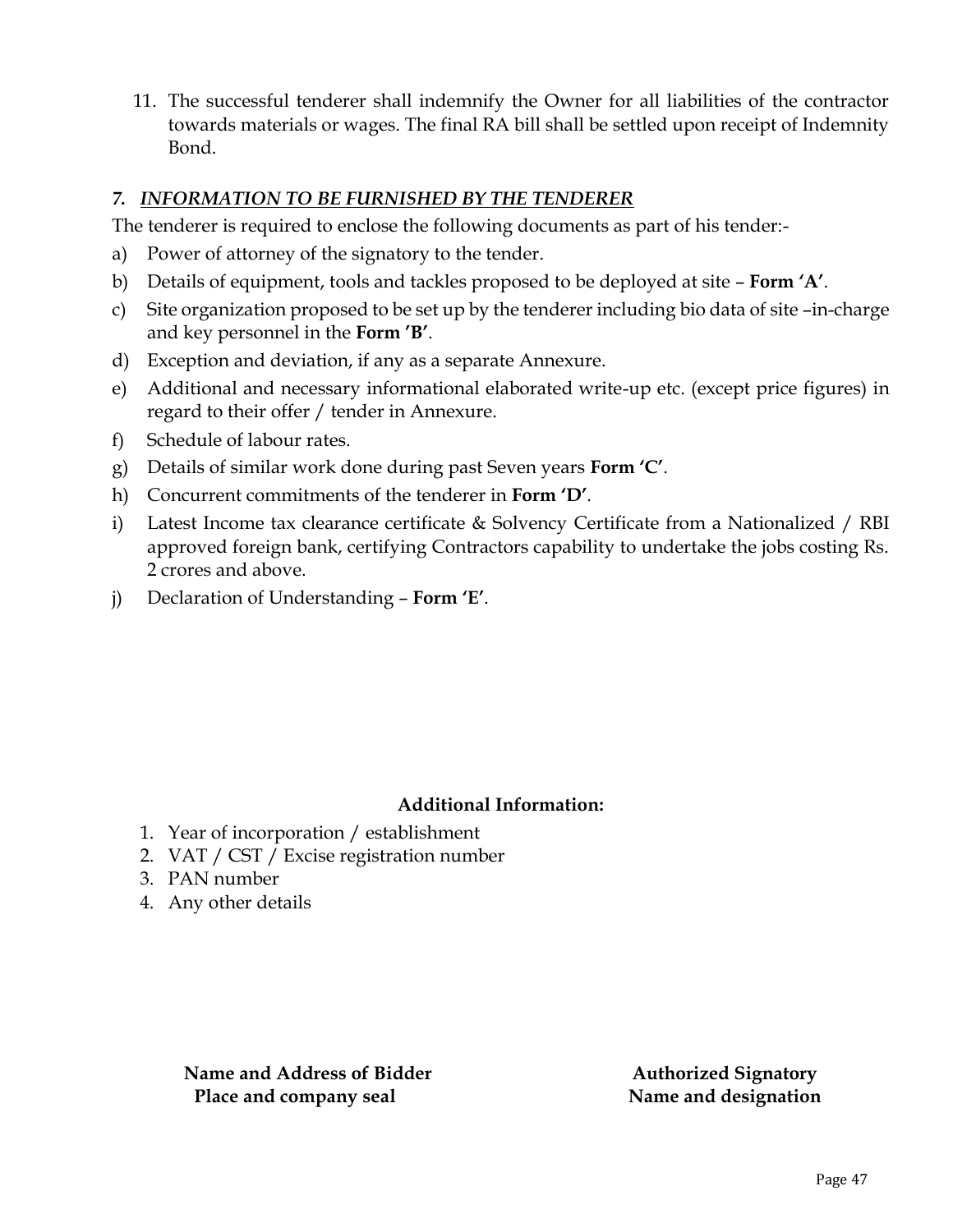11. The successful tenderer shall indemnify the Owner for all liabilities of the contractor towards materials or wages. The final RA bill shall be settled upon receipt of Indemnity Bond.

### *7. INFORMATION TO BE FURNISHED BY THE TENDERER*

The tenderer is required to enclose the following documents as part of his tender:-

a) Power of attorney of the signatory to the tender.

b) Details of equipment, tools and tackles proposed to be deployed at site – **Form 'A'**.

c) Site organization proposed to be set up by the tenderer including bio data of site –in-charge and key personnel in the **Form 'B'**.

d) Exception and deviation, if any as a separate Annexure.

e) Additional and necessary informational elaborated write-up etc. (except price figures) in regard to their offer / tender in Annexure.

f) Schedule of labour rates.

g) Details of similar work done during past Seven years **Form 'C'**.

h) Concurrent commitments of the tenderer in **Form 'D'**.

i) Latest Income tax clearance certificate & Solvency Certificate from a Nationalized / RBI approved foreign bank, certifying Contractors capability to undertake the jobs costing Rs. 2 crores and above.

j) Declaration of Understanding – **Form 'E'**.

**Additional Information:**

1. Year of incorporation / establishment
2. VAT / CST / Excise registration number
3. PAN number
4. Any other details

**Name and Address of Bidder**
**Place and company seal**

**Authorized Signatory**
**Name and designation**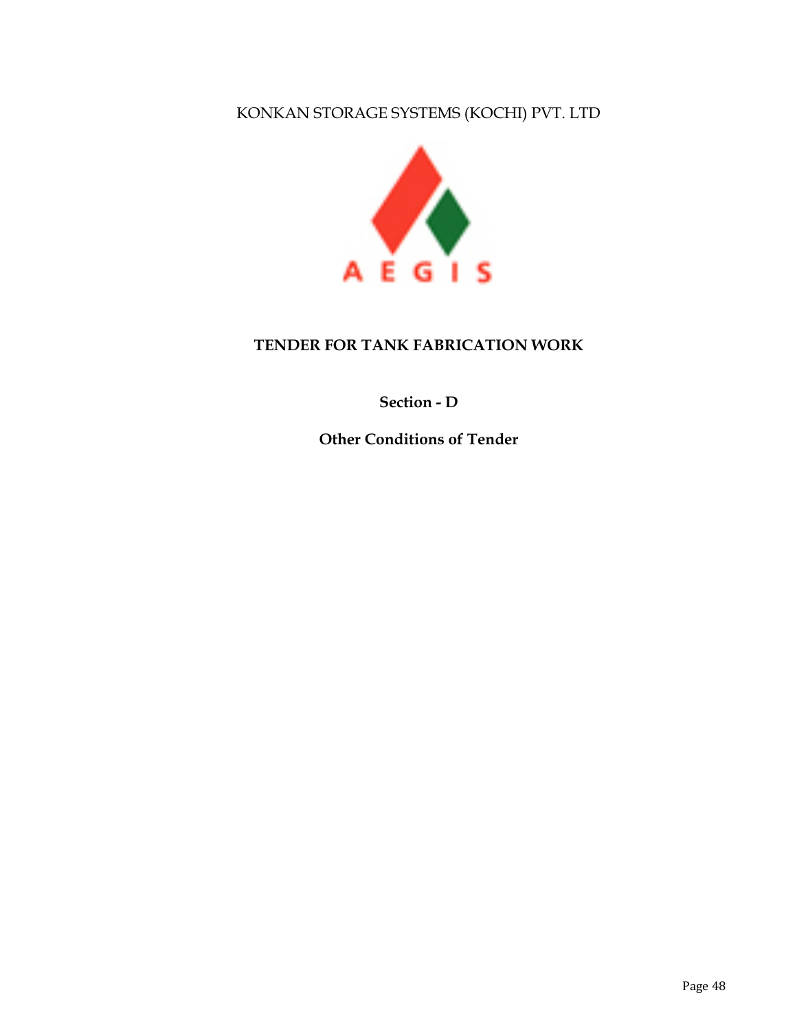KONKAN STORAGE SYSTEMS (KOCHI) PVT. LTD

AEGIS

# TENDER FOR TANK FABRICATION WORK

## Section - D

## Other Conditions of Tender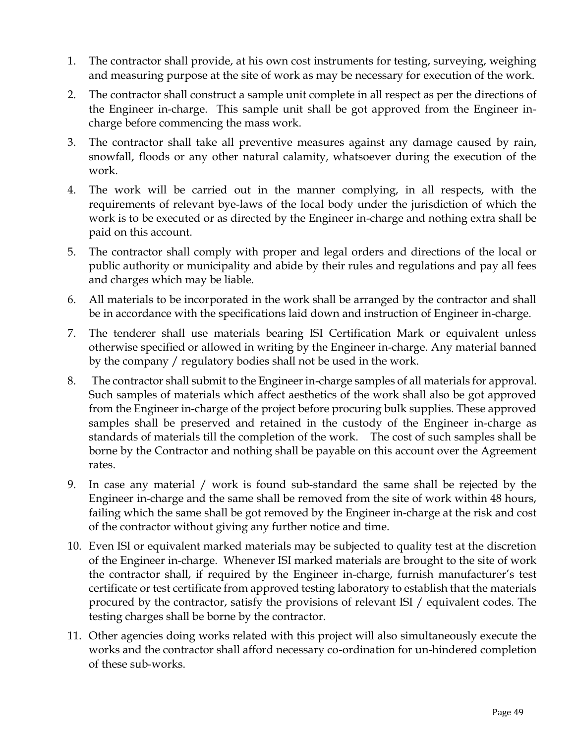1. The contractor shall provide, at his own cost instruments for testing, surveying, weighing and measuring purpose at the site of work as may be necessary for execution of the work.
2. The contractor shall construct a sample unit complete in all respect as per the directions of the Engineer in-charge. This sample unit shall be got approved from the Engineer in-charge before commencing the mass work.
3. The contractor shall take all preventive measures against any damage caused by rain, snowfall, floods or any other natural calamity, whatsoever during the execution of the work.
4. The work will be carried out in the manner complying, in all respects, with the requirements of relevant bye-laws of the local body under the jurisdiction of which the work is to be executed or as directed by the Engineer in-charge and nothing extra shall be paid on this account.
5. The contractor shall comply with proper and legal orders and directions of the local or public authority or municipality and abide by their rules and regulations and pay all fees and charges which may be liable.
6. All materials to be incorporated in the work shall be arranged by the contractor and shall be in accordance with the specifications laid down and instruction of Engineer in-charge.
7. The tenderer shall use materials bearing ISI Certification Mark or equivalent unless otherwise specified or allowed in writing by the Engineer in-charge. Any material banned by the company / regulatory bodies shall not be used in the work.
8. The contractor shall submit to the Engineer in-charge samples of all materials for approval. Such samples of materials which affect aesthetics of the work shall also be got approved from the Engineer in-charge of the project before procuring bulk supplies. These approved samples shall be preserved and retained in the custody of the Engineer in-charge as standards of materials till the completion of the work. The cost of such samples shall be borne by the Contractor and nothing shall be payable on this account over the Agreement rates.
9. In case any material / work is found sub-standard the same shall be rejected by the Engineer in-charge and the same shall be removed from the site of work within 48 hours, failing which the same shall be got removed by the Engineer in-charge at the risk and cost of the contractor without giving any further notice and time.
10. Even ISI or equivalent marked materials may be subjected to quality test at the discretion of the Engineer in-charge. Whenever ISI marked materials are brought to the site of work the contractor shall, if required by the Engineer in-charge, furnish manufacturer's test certificate or test certificate from approved testing laboratory to establish that the materials procured by the contractor, satisfy the provisions of relevant ISI / equivalent codes. The testing charges shall be borne by the contractor.
11. Other agencies doing works related with this project will also simultaneously execute the works and the contractor shall afford necessary co-ordination for un-hindered completion of these sub-works.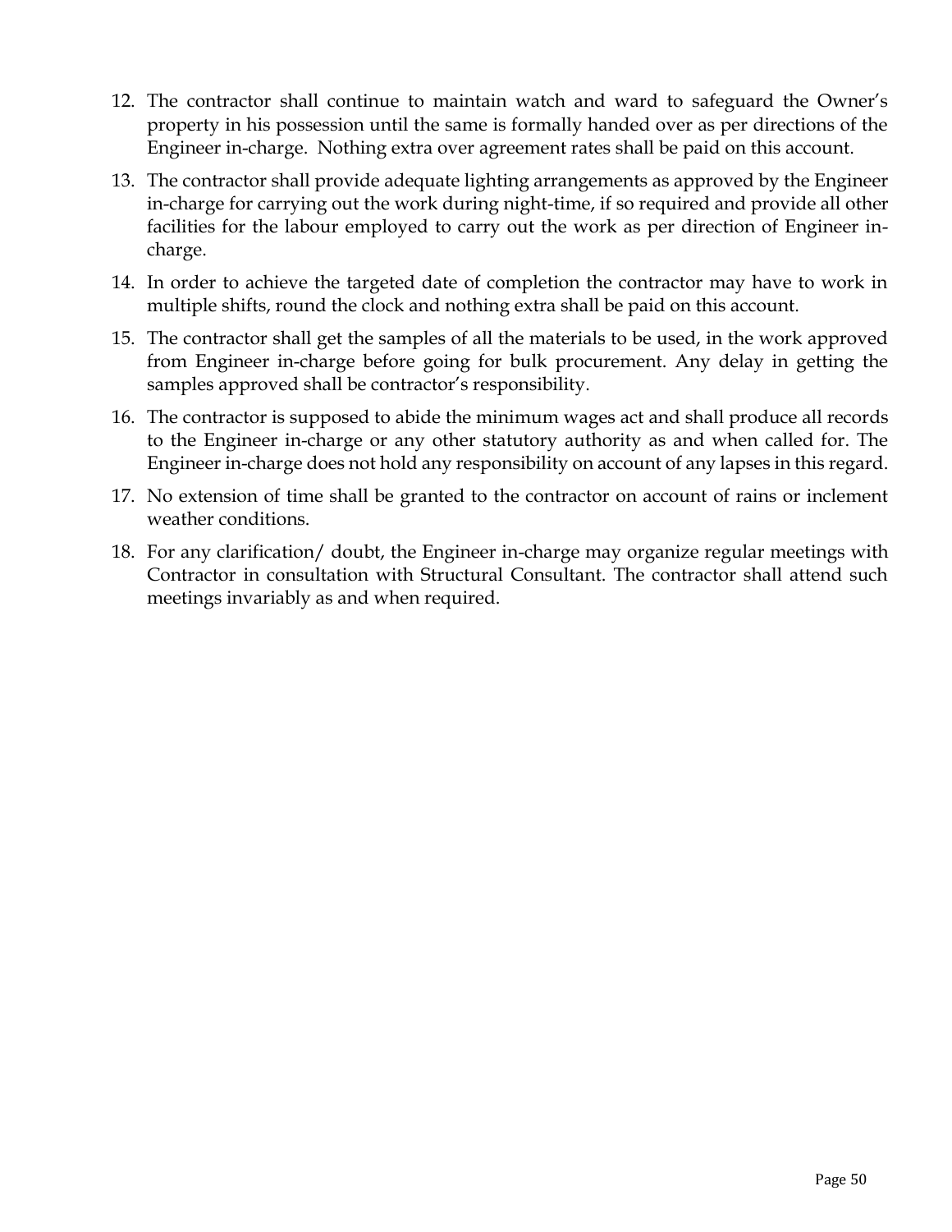12. The contractor shall continue to maintain watch and ward to safeguard the Owner's property in his possession until the same is formally handed over as per directions of the Engineer in-charge. Nothing extra over agreement rates shall be paid on this account.
13. The contractor shall provide adequate lighting arrangements as approved by the Engineer in-charge for carrying out the work during night-time, if so required and provide all other facilities for the labour employed to carry out the work as per direction of Engineer in-charge.
14. In order to achieve the targeted date of completion the contractor may have to work in multiple shifts, round the clock and nothing extra shall be paid on this account.
15. The contractor shall get the samples of all the materials to be used, in the work approved from Engineer in-charge before going for bulk procurement. Any delay in getting the samples approved shall be contractor's responsibility.
16. The contractor is supposed to abide the minimum wages act and shall produce all records to the Engineer in-charge or any other statutory authority as and when called for. The Engineer in-charge does not hold any responsibility on account of any lapses in this regard.
17. No extension of time shall be granted to the contractor on account of rains or inclement weather conditions.
18. For any clarification/ doubt, the Engineer in-charge may organize regular meetings with Contractor in consultation with Structural Consultant. The contractor shall attend such meetings invariably as and when required.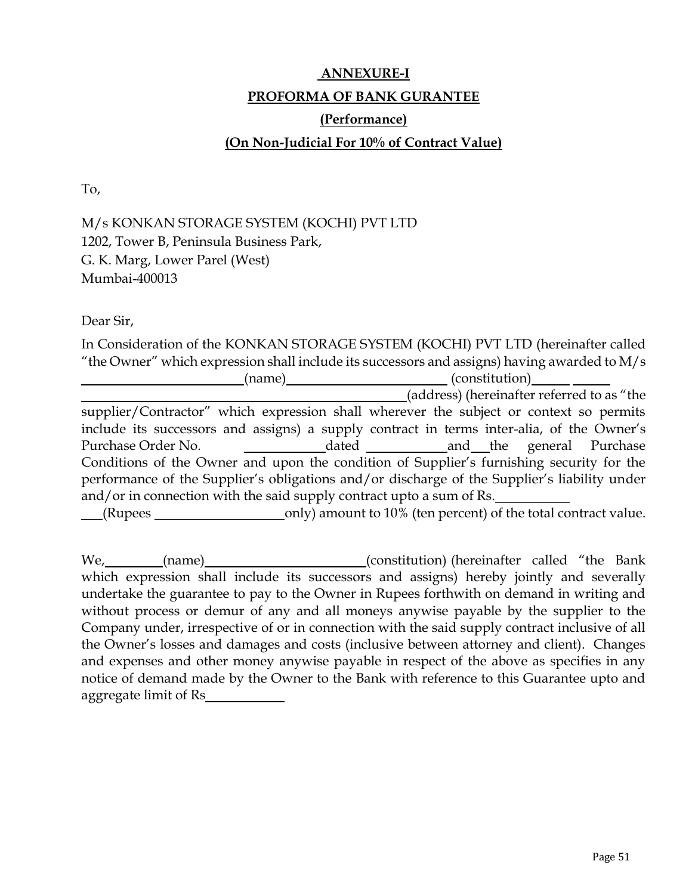**ANNEXURE-I**

**PROFORMA OF BANK GURANTEE**

**(Performance)**

**(On Non-Judicial For 10% of Contract Value)**

To,

M/s KONKAN STORAGE SYSTEM (KOCHI) PVT LTD
1202, Tower B, Peninsula Business Park,
G. K. Marg, Lower Parel (West)
Mumbai-400013

Dear Sir,

In Consideration of the KONKAN STORAGE SYSTEM (KOCHI) PVT LTD (hereinafter called "the Owner" which expression shall include its successors and assigns) having awarded to M/s \_\_\_\_\_\_\_\_\_\_\_\_\_\_\_\_\_\_\_\_\_\_\_\_(name)\_\_\_\_\_\_\_\_\_\_\_\_\_\_\_\_\_\_\_\_\_\_\_\_ (constitution)\_\_\_\_\_\_ \_\_\_\_\_\_ \_\_\_\_\_\_\_\_\_\_\_\_\_\_\_\_\_\_\_\_\_\_\_\_\_\_\_\_\_\_\_\_\_\_\_\_\_\_\_\_\_\_\_\_\_\_\_\_\_\_(address) (hereinafter referred to as "the supplier/Contractor" which expression shall wherever the subject or context so permits include its successors and assigns) a supply contract in terms inter-alia, of the Owner's Purchase Order No. \_\_\_\_\_\_\_\_\_\_\_\_dated \_\_\_\_\_\_\_\_\_\_\_\_and\_\_\_the general Purchase Conditions of the Owner and upon the condition of Supplier's furnishing security for the performance of the Supplier's obligations and/or discharge of the Supplier's liability under and/or in connection with the said supply contract upto a sum of Rs.\_\_\_\_\_\_\_\_\_\_\_ \_\_\_(Rupees \_\_\_\_\_\_\_\_\_\_\_\_\_\_\_\_\_\_\_\_only) amount to 10% (ten percent) of the total contract value.

We,\_\_\_\_\_\_\_\_\_(name)\_\_\_\_\_\_\_\_\_\_\_\_\_\_\_\_\_\_\_\_\_\_\_\_(constitution) (hereinafter called "the Bank which expression shall include its successors and assigns) hereby jointly and severally undertake the guarantee to pay to the Owner in Rupees forthwith on demand in writing and without process or demur of any and all moneys anywise payable by the supplier to the Company under, irrespective of or in connection with the said supply contract inclusive of all the Owner's losses and damages and costs (inclusive between attorney and client). Changes and expenses and other money anywise payable in respect of the above as specifies in any notice of demand made by the Owner to the Bank with reference to this Guarantee upto and aggregate limit of Rs\_\_\_\_\_\_\_\_\_\_\_\_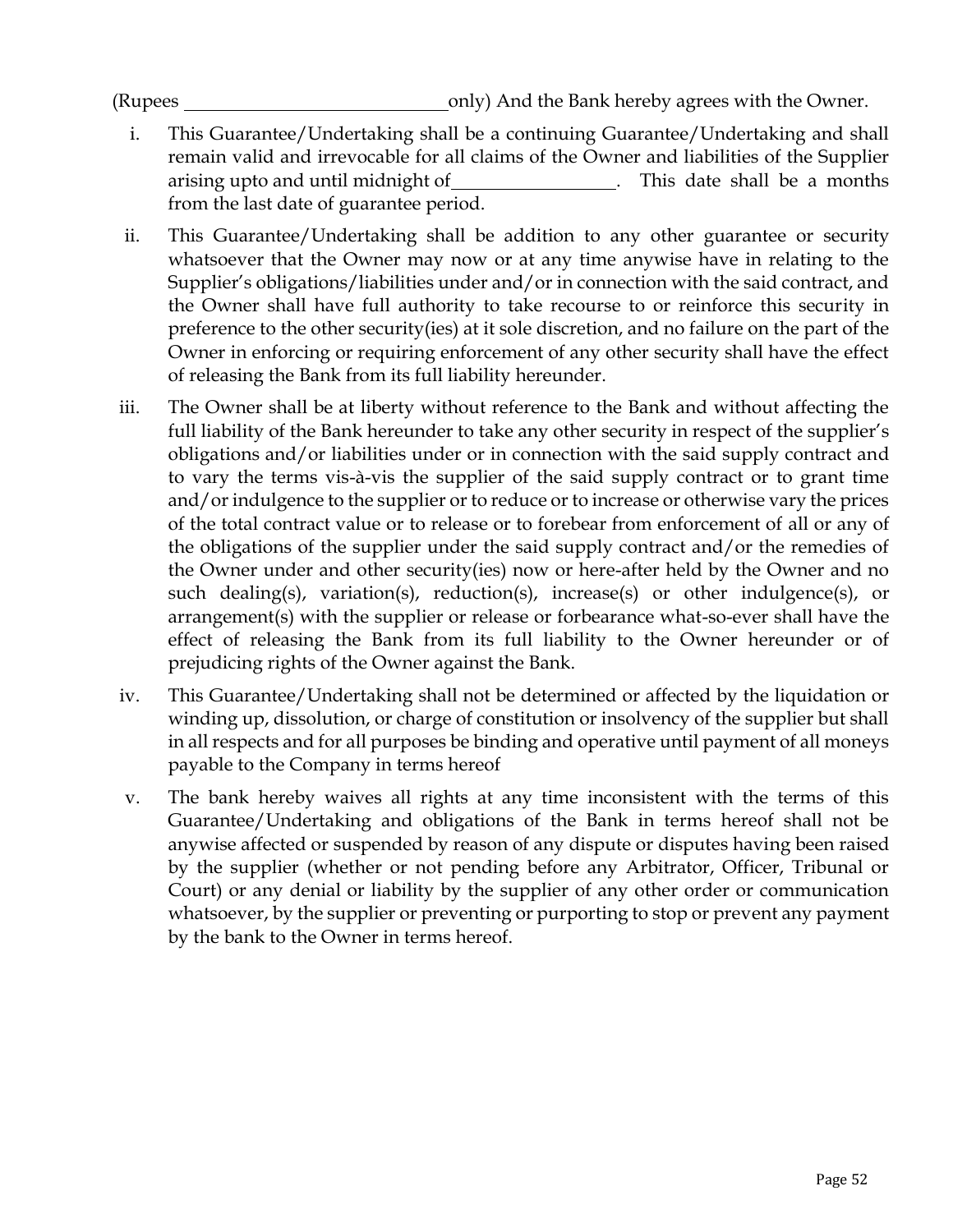(Rupees ____________________________ only) And the Bank hereby agrees with the Owner.

i. This Guarantee/Undertaking shall be a continuing Guarantee/Undertaking and shall remain valid and irrevocable for all claims of the Owner and liabilities of the Supplier arising upto and until midnight of __________________. This date shall be a months from the last date of guarantee period.

ii. This Guarantee/Undertaking shall be addition to any other guarantee or security whatsoever that the Owner may now or at any time anywise have in relating to the Supplier's obligations/liabilities under and/or in connection with the said contract, and the Owner shall have full authority to take recourse to or reinforce this security in preference to the other security(ies) at it sole discretion, and no failure on the part of the Owner in enforcing or requiring enforcement of any other security shall have the effect of releasing the Bank from its full liability hereunder.

iii. The Owner shall be at liberty without reference to the Bank and without affecting the full liability of the Bank hereunder to take any other security in respect of the supplier's obligations and/or liabilities under or in connection with the said supply contract and to vary the terms vis-à-vis the supplier of the said supply contract or to grant time and/or indulgence to the supplier or to reduce or to increase or otherwise vary the prices of the total contract value or to release or to forebear from enforcement of all or any of the obligations of the supplier under the said supply contract and/or the remedies of the Owner under and other security(ies) now or here-after held by the Owner and no such dealing(s), variation(s), reduction(s), increase(s) or other indulgence(s), or arrangement(s) with the supplier or release or forbearance what-so-ever shall have the effect of releasing the Bank from its full liability to the Owner hereunder or of prejudicing rights of the Owner against the Bank.

iv. This Guarantee/Undertaking shall not be determined or affected by the liquidation or winding up, dissolution, or charge of constitution or insolvency of the supplier but shall in all respects and for all purposes be binding and operative until payment of all moneys payable to the Company in terms hereof

v. The bank hereby waives all rights at any time inconsistent with the terms of this Guarantee/Undertaking and obligations of the Bank in terms hereof shall not be anywise affected or suspended by reason of any dispute or disputes having been raised by the supplier (whether or not pending before any Arbitrator, Officer, Tribunal or Court) or any denial or liability by the supplier of any other order or communication whatsoever, by the supplier or preventing or purporting to stop or prevent any payment by the bank to the Owner in terms hereof.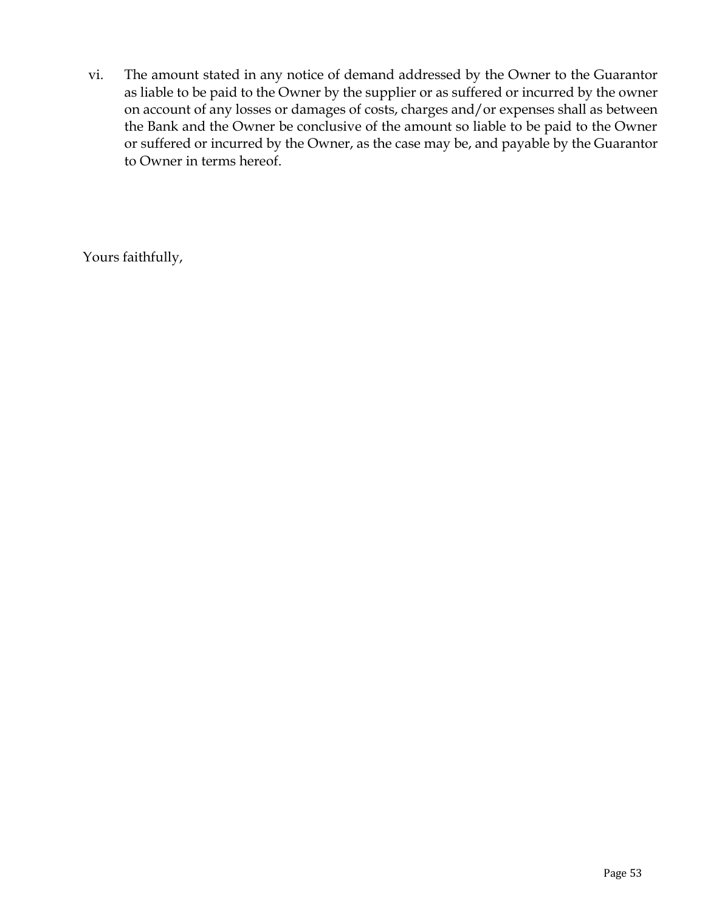vi. The amount stated in any notice of demand addressed by the Owner to the Guarantor as liable to be paid to the Owner by the supplier or as suffered or incurred by the owner on account of any losses or damages of costs, charges and/or expenses shall as between the Bank and the Owner be conclusive of the amount so liable to be paid to the Owner or suffered or incurred by the Owner, as the case may be, and payable by the Guarantor to Owner in terms hereof.

Yours faithfully,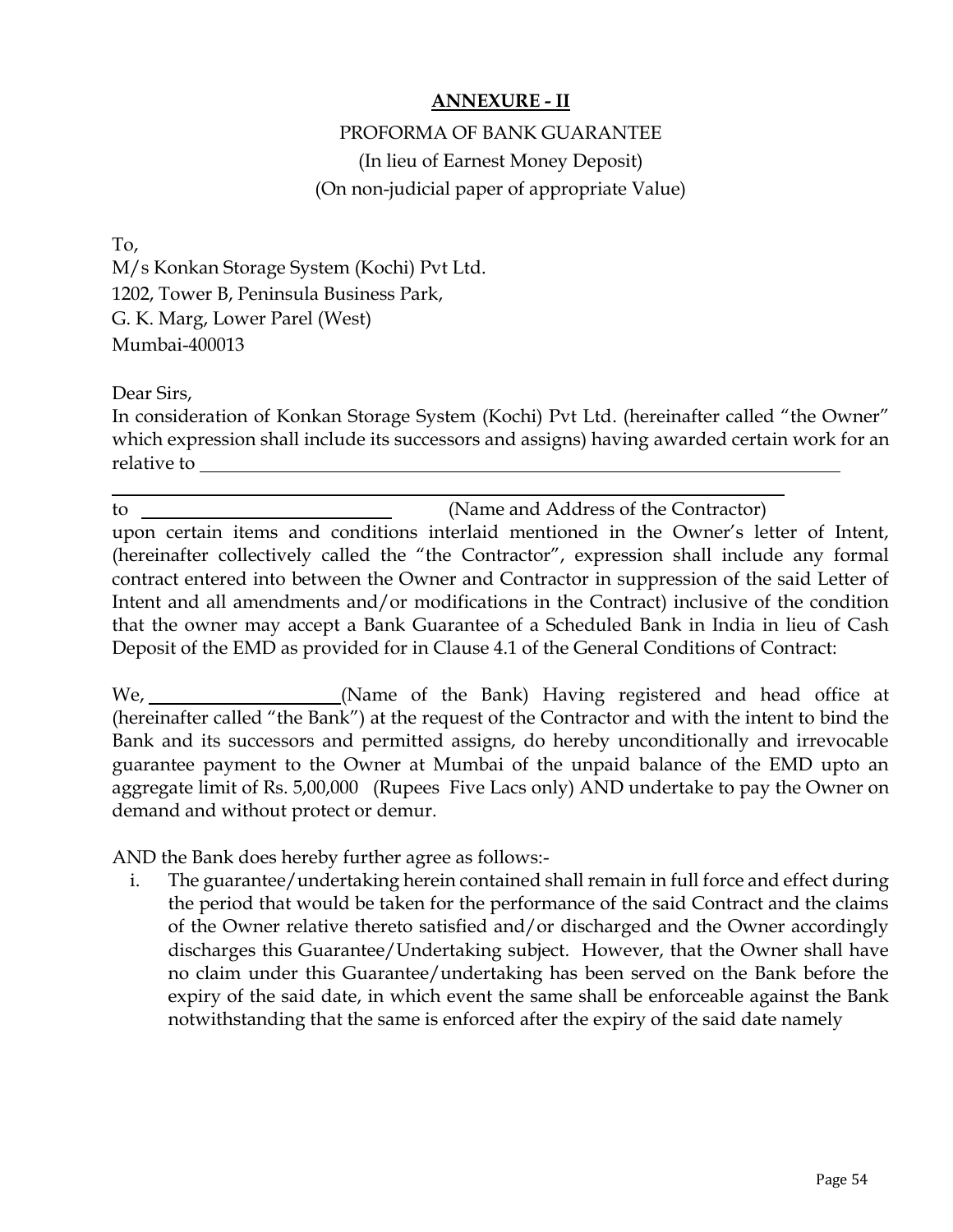**ANNEXURE - II**

PROFORMA OF BANK GUARANTEE

(In lieu of Earnest Money Deposit)

(On non-judicial paper of appropriate Value)

To,
M/s Konkan Storage System (Kochi) Pvt Ltd.
1202, Tower B, Peninsula Business Park,
G. K. Marg, Lower Parel (West)
Mumbai-400013

Dear Sirs,

In consideration of Konkan Storage System (Kochi) Pvt Ltd. (hereinafter called "the Owner" which expression shall include its successors and assigns) having awarded certain work for an relative to ____________________________________________________________

____________________________________________________________

to ____________________________ (Name and Address of the Contractor) upon certain items and conditions interlaid mentioned in the Owner's letter of Intent, (hereinafter collectively called the "the Contractor", expression shall include any formal contract entered into between the Owner and Contractor in suppression of the said Letter of Intent and all amendments and/or modifications in the Contract) inclusive of the condition that the owner may accept a Bank Guarantee of a Scheduled Bank in India in lieu of Cash Deposit of the EMD as provided for in Clause 4.1 of the General Conditions of Contract:

We, ______________________(Name of the Bank) Having registered and head office at (hereinafter called "the Bank") at the request of the Contractor and with the intent to bind the Bank and its successors and permitted assigns, do hereby unconditionally and irrevocable guarantee payment to the Owner at Mumbai of the unpaid balance of the EMD upto an aggregate limit of Rs. 5,00,000 (Rupees Five Lacs only) AND undertake to pay the Owner on demand and without protect or demur.

AND the Bank does hereby further agree as follows:-

i. The guarantee/undertaking herein contained shall remain in full force and effect during the period that would be taken for the performance of the said Contract and the claims of the Owner relative thereto satisfied and/or discharged and the Owner accordingly discharges this Guarantee/Undertaking subject. However, that the Owner shall have no claim under this Guarantee/undertaking has been served on the Bank before the expiry of the said date, in which event the same shall be enforceable against the Bank notwithstanding that the same is enforced after the expiry of the said date namely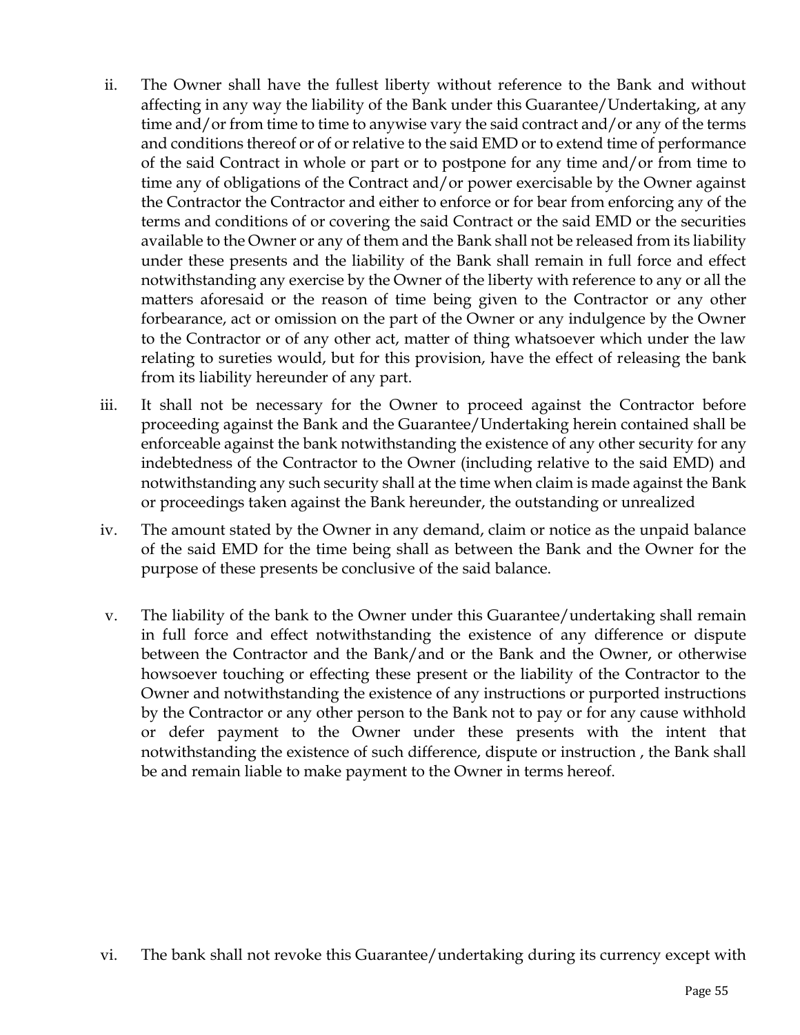ii. The Owner shall have the fullest liberty without reference to the Bank and without affecting in any way the liability of the Bank under this Guarantee/Undertaking, at any time and/or from time to time to anywise vary the said contract and/or any of the terms and conditions thereof or of or relative to the said EMD or to extend time of performance of the said Contract in whole or part or to postpone for any time and/or from time to time any of obligations of the Contract and/or power exercisable by the Owner against the Contractor the Contractor and either to enforce or for bear from enforcing any of the terms and conditions of or covering the said Contract or the said EMD or the securities available to the Owner or any of them and the Bank shall not be released from its liability under these presents and the liability of the Bank shall remain in full force and effect notwithstanding any exercise by the Owner of the liberty with reference to any or all the matters aforesaid or the reason of time being given to the Contractor or any other forbearance, act or omission on the part of the Owner or any indulgence by the Owner to the Contractor or of any other act, matter of thing whatsoever which under the law relating to sureties would, but for this provision, have the effect of releasing the bank from its liability hereunder of any part.

iii. It shall not be necessary for the Owner to proceed against the Contractor before proceeding against the Bank and the Guarantee/Undertaking herein contained shall be enforceable against the bank notwithstanding the existence of any other security for any indebtedness of the Contractor to the Owner (including relative to the said EMD) and notwithstanding any such security shall at the time when claim is made against the Bank or proceedings taken against the Bank hereunder, the outstanding or unrealized

iv. The amount stated by the Owner in any demand, claim or notice as the unpaid balance of the said EMD for the time being shall as between the Bank and the Owner for the purpose of these presents be conclusive of the said balance.

v. The liability of the bank to the Owner under this Guarantee/undertaking shall remain in full force and effect notwithstanding the existence of any difference or dispute between the Contractor and the Bank/and or the Bank and the Owner, or otherwise howsoever touching or effecting these present or the liability of the Contractor to the Owner and notwithstanding the existence of any instructions or purported instructions by the Contractor or any other person to the Bank not to pay or for any cause withhold or defer payment to the Owner under these presents with the intent that notwithstanding the existence of such difference, dispute or instruction , the Bank shall be and remain liable to make payment to the Owner in terms hereof.

vi. The bank shall not revoke this Guarantee/undertaking during its currency except with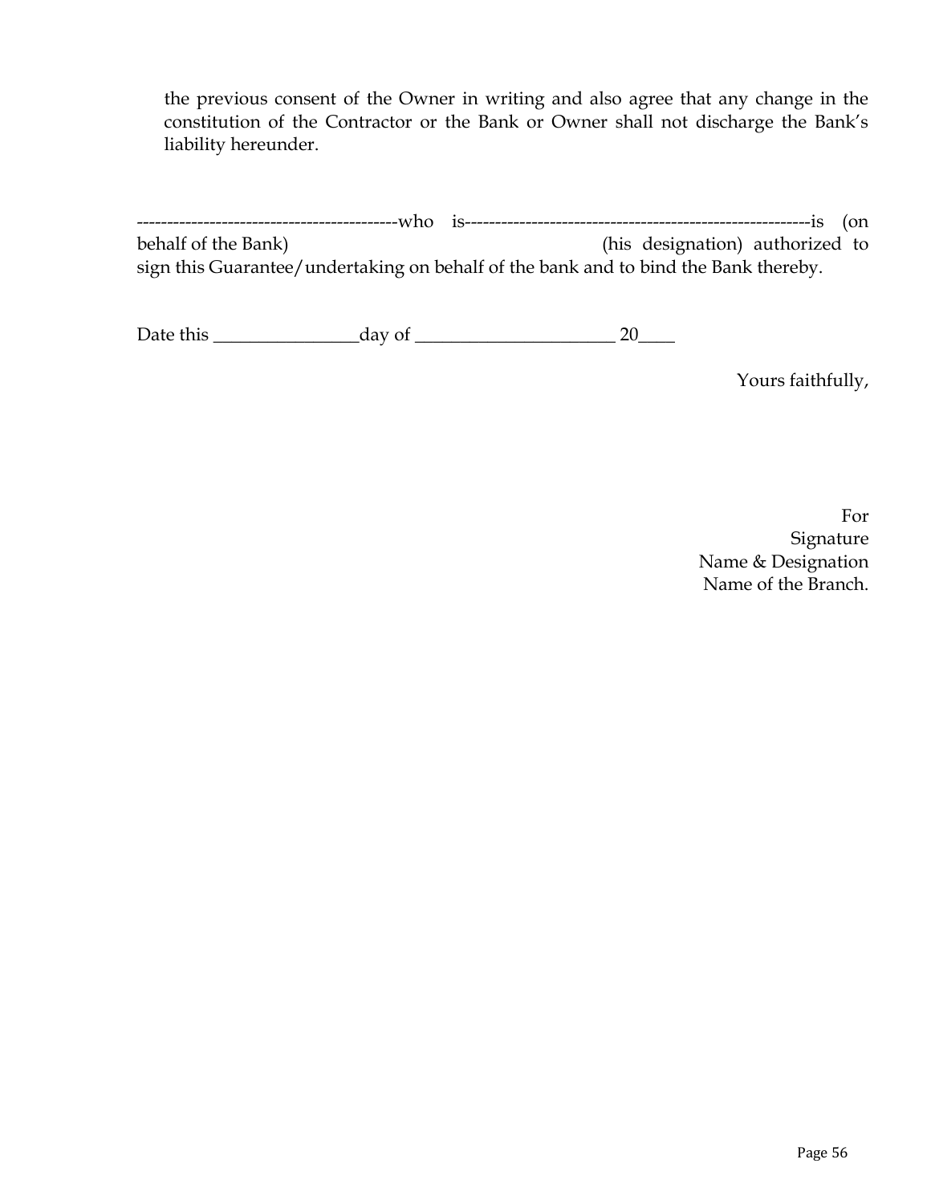the previous consent of the Owner in writing and also agree that any change in the constitution of the Contractor or the Bank or Owner shall not discharge the Bank's liability hereunder.

-------------------------------------------who is---------------------------------------------------------is (on behalf of the Bank) (his designation) authorized to sign this Guarantee/undertaking on behalf of the bank and to bind the Bank thereby.

Date this ________________day of ______________________ 20____

Yours faithfully,

For
Signature
Name & Designation
Name of the Branch.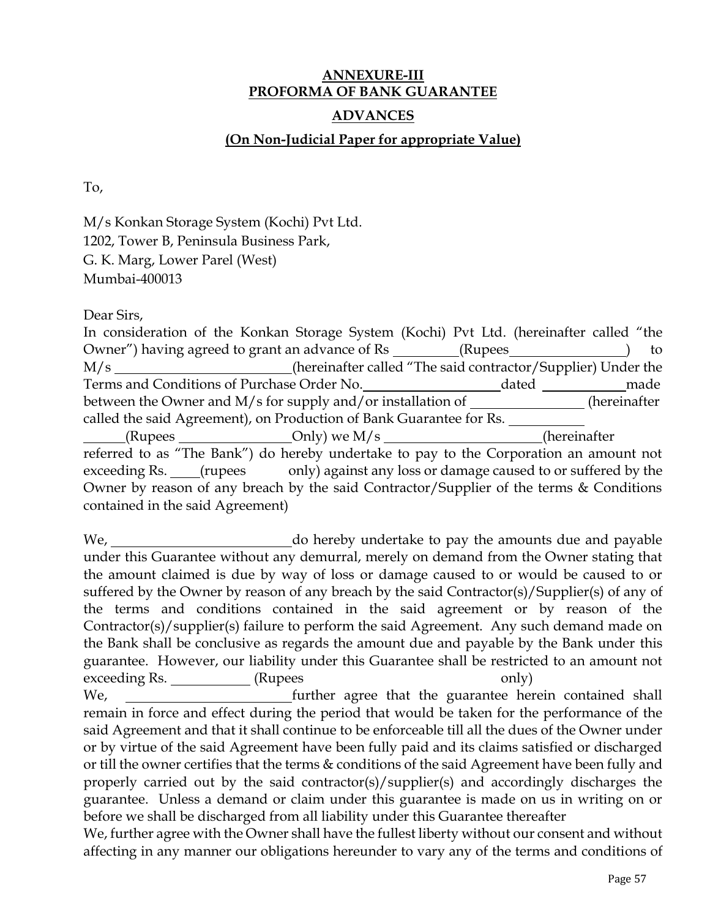# ANNEXURE-III
## PROFORMA OF BANK GUARANTEE

### ADVANCES

**(On Non-Judicial Paper for appropriate Value)**

To,

M/s Konkan Storage System (Kochi) Pvt Ltd.
1202, Tower B, Peninsula Business Park,
G. K. Marg, Lower Parel (West)
Mumbai-400013

Dear Sirs,

In consideration of the Konkan Storage System (Kochi) Pvt Ltd. (hereinafter called "the Owner") having agreed to grant an advance of Rs _________(Rupees________________) to M/s _________________________(hereinafter called "The said contractor/Supplier) Under the Terms and Conditions of Purchase Order No.____________________dated ____________made between the Owner and M/s for supply and/or installation of ________________ (hereinafter called the said Agreement), on Production of Bank Guarantee for Rs. ___________ ______(Rupees ________________Only) we M/s ______________________(hereinafter referred to as "The Bank") do hereby undertake to pay to the Corporation an amount not exceeding Rs. ____(rupees only) against any loss or damage caused to or suffered by the Owner by reason of any breach by the said Contractor/Supplier of the terms & Conditions contained in the said Agreement)

We, _________________________do hereby undertake to pay the amounts due and payable under this Guarantee without any demurral, merely on demand from the Owner stating that the amount claimed is due by way of loss or damage caused to or would be caused to or suffered by the Owner by reason of any breach by the said Contractor(s)/Supplier(s) of any of the terms and conditions contained in the said agreement or by reason of the Contractor(s)/supplier(s) failure to perform the said Agreement. Any such demand made on the Bank shall be conclusive as regards the amount due and payable by the Bank under this guarantee. However, our liability under this Guarantee shall be restricted to an amount not exceeding Rs. ___________ (Rupees only)

We, ________________________further agree that the guarantee herein contained shall remain in force and effect during the period that would be taken for the performance of the said Agreement and that it shall continue to be enforceable till all the dues of the Owner under or by virtue of the said Agreement have been fully paid and its claims satisfied or discharged or till the owner certifies that the terms & conditions of the said Agreement have been fully and properly carried out by the said contractor(s)/supplier(s) and accordingly discharges the guarantee. Unless a demand or claim under this guarantee is made on us in writing on or before we shall be discharged from all liability under this Guarantee thereafter

We, further agree with the Owner shall have the fullest liberty without our consent and without affecting in any manner our obligations hereunder to vary any of the terms and conditions of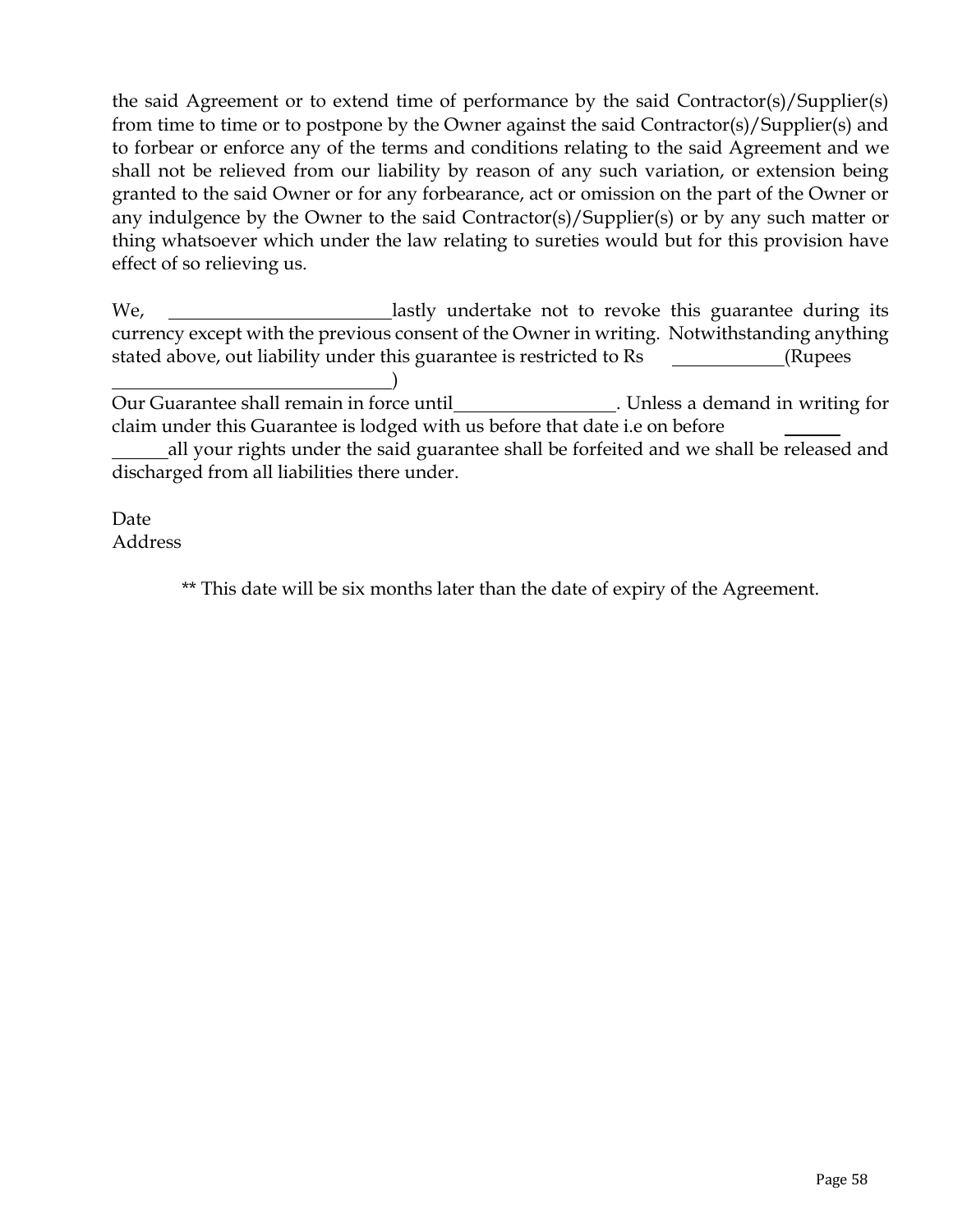the said Agreement or to extend time of performance by the said Contractor(s)/Supplier(s) from time to time or to postpone by the Owner against the said Contractor(s)/Supplier(s) and to forbear or enforce any of the terms and conditions relating to the said Agreement and we shall not be relieved from our liability by reason of any such variation, or extension being granted to the said Owner or for any forbearance, act or omission on the part of the Owner or any indulgence by the Owner to the said Contractor(s)/Supplier(s) or by any such matter or thing whatsoever which under the law relating to sureties would but for this provision have effect of so relieving us.

We, ________________________ lastly undertake not to revoke this guarantee during its currency except with the previous consent of the Owner in writing. Notwithstanding anything stated above, out liability under this guarantee is restricted to Rs ____________ (Rupees ______________________________)

Our Guarantee shall remain in force until_________________. Unless a demand in writing for claim under this Guarantee is lodged with us before that date i.e on before ______ all your rights under the said guarantee shall be forfeited and we shall be released and discharged from all liabilities there under.

Date

Address

** This date will be six months later than the date of expiry of the Agreement.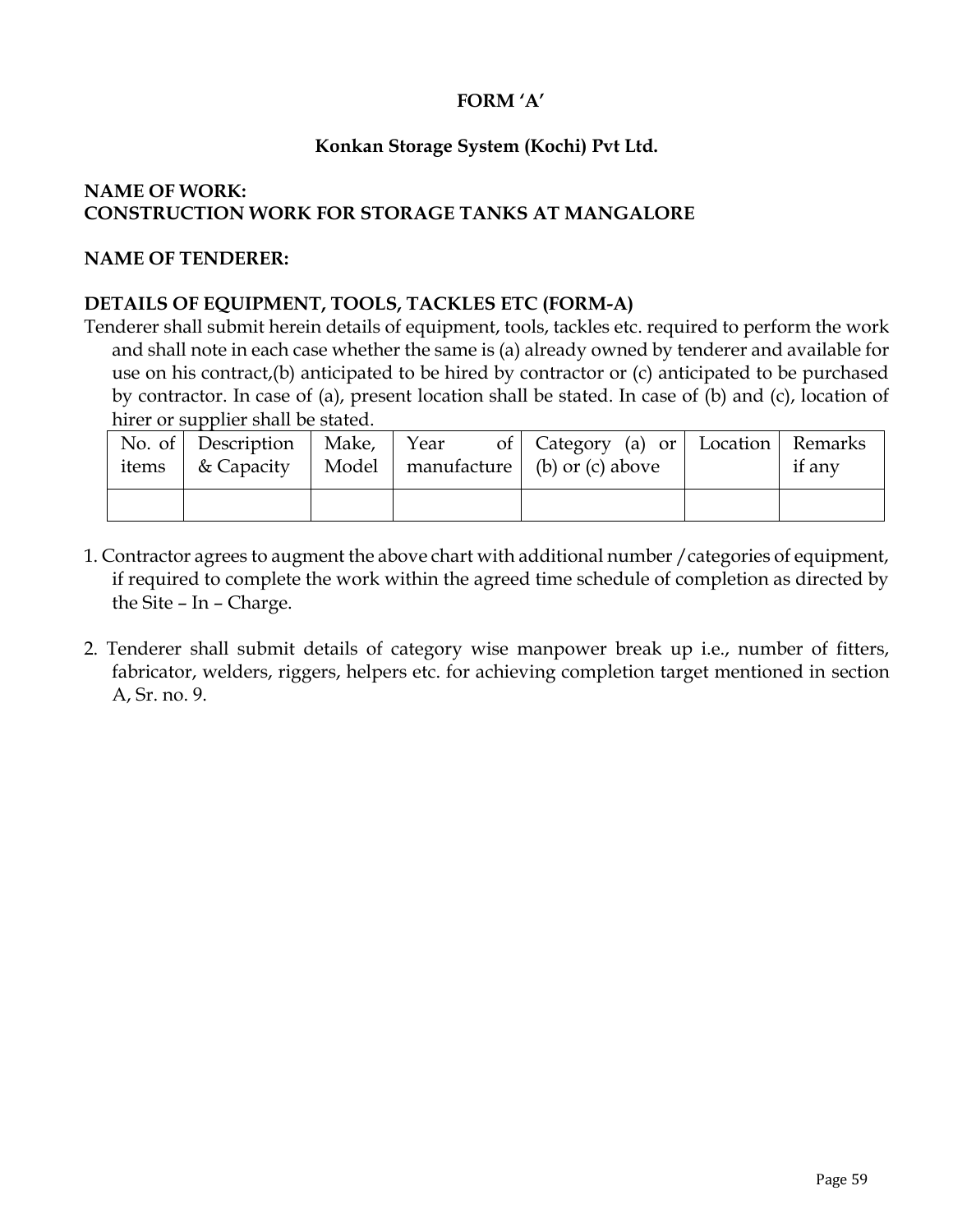**FORM 'A'**

**Konkan Storage System (Kochi) Pvt Ltd.**

**NAME OF WORK:**
**CONSTRUCTION WORK FOR STORAGE TANKS AT MANGALORE**

**NAME OF TENDERER:**

**DETAILS OF EQUIPMENT, TOOLS, TACKLES ETC (FORM-A)**

Tenderer shall submit herein details of equipment, tools, tackles etc. required to perform the work and shall note in each case whether the same is (a) already owned by tenderer and available for use on his contract,(b) anticipated to be hired by contractor or (c) anticipated to be purchased by contractor. In case of (a), present location shall be stated. In case of (b) and (c), location of hirer or supplier shall be stated.

| No. of items | Description & Capacity | Make, Model | Year of manufacture | Category (a) or (b) or (c) above | Location | Remarks if any |
|---|---|---|---|---|---|---|
| | | | | | | |

1. Contractor agrees to augment the above chart with additional number /categories of equipment, if required to complete the work within the agreed time schedule of completion as directed by the Site – In – Charge.

2. Tenderer shall submit details of category wise manpower break up i.e., number of fitters, fabricator, welders, riggers, helpers etc. for achieving completion target mentioned in section A, Sr. no. 9.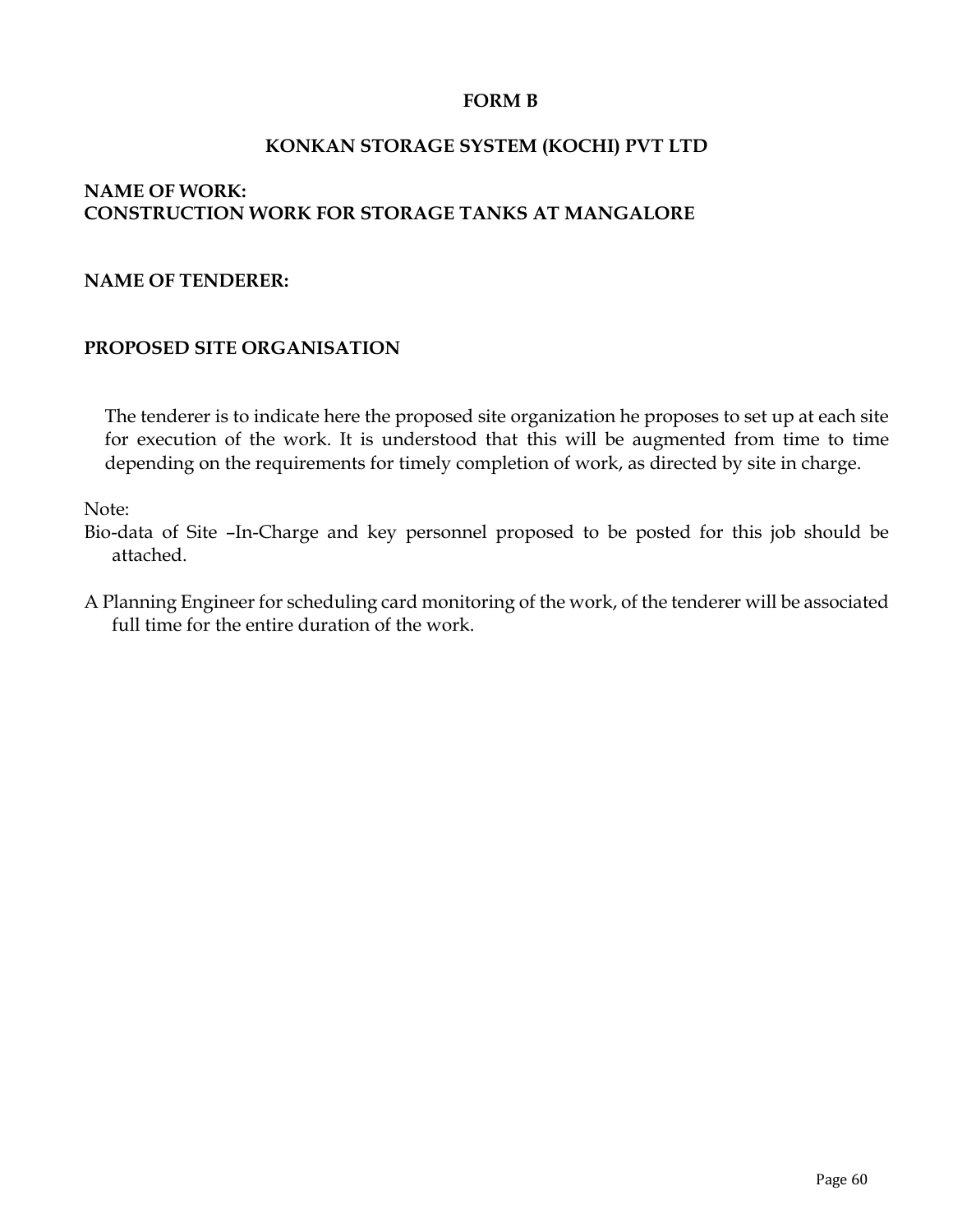**FORM B**

**KONKAN STORAGE SYSTEM (KOCHI) PVT LTD**

**NAME OF WORK:**
**CONSTRUCTION WORK FOR STORAGE TANKS AT MANGALORE**

**NAME OF TENDERER:**

**PROPOSED SITE ORGANISATION**

The tenderer is to indicate here the proposed site organization he proposes to set up at each site for execution of the work. It is understood that this will be augmented from time to time depending on the requirements for timely completion of work, as directed by site in charge.

Note:

Bio-data of Site –In-Charge and key personnel proposed to be posted for this job should be attached.

A Planning Engineer for scheduling card monitoring of the work, of the tenderer will be associated full time for the entire duration of the work.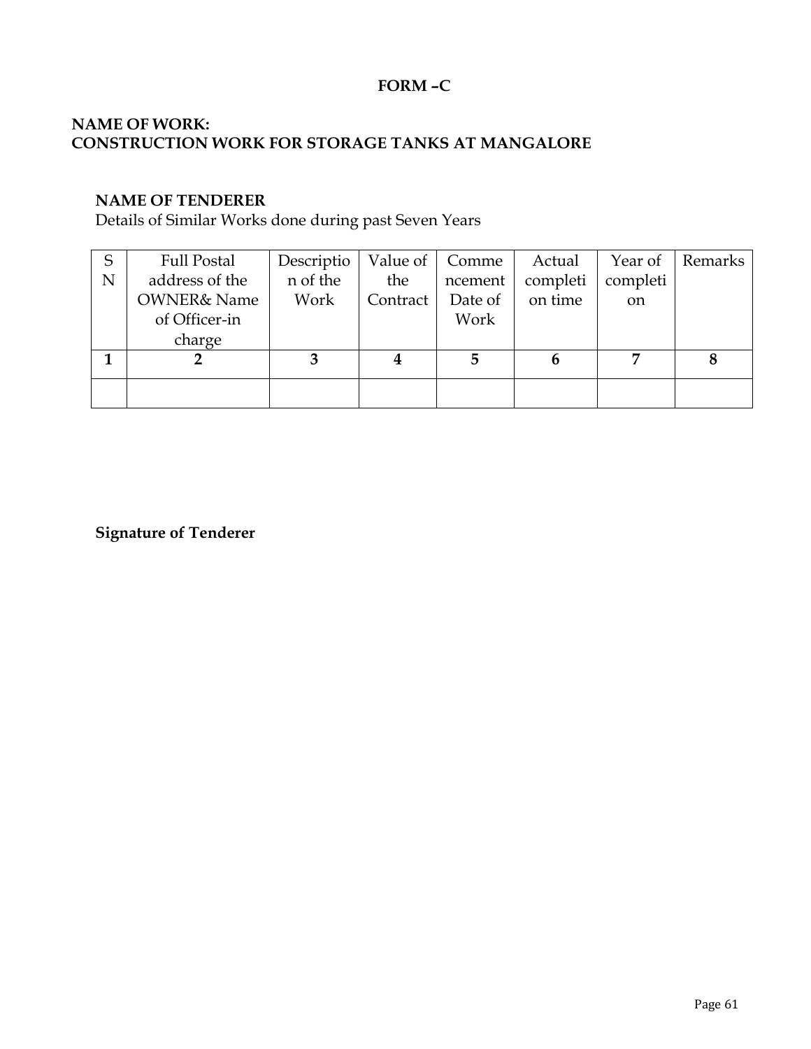**FORM –C**

**NAME OF WORK:**
**CONSTRUCTION WORK FOR STORAGE TANKS AT MANGALORE**

**NAME OF TENDERER**

Details of Similar Works done during past Seven Years

| SN | Full Postal address of the OWNER& Name of Officer-in charge | Description of the Work | Value of the Contract | Commencement Date of Work | Actual completion time | Year of completion | Remarks |
|---|---|---|---|---|---|---|---|
| **1** | **2** | **3** | **4** | **5** | **6** | **7** | **8** |
| | | | | | | | |

**Signature of Tenderer**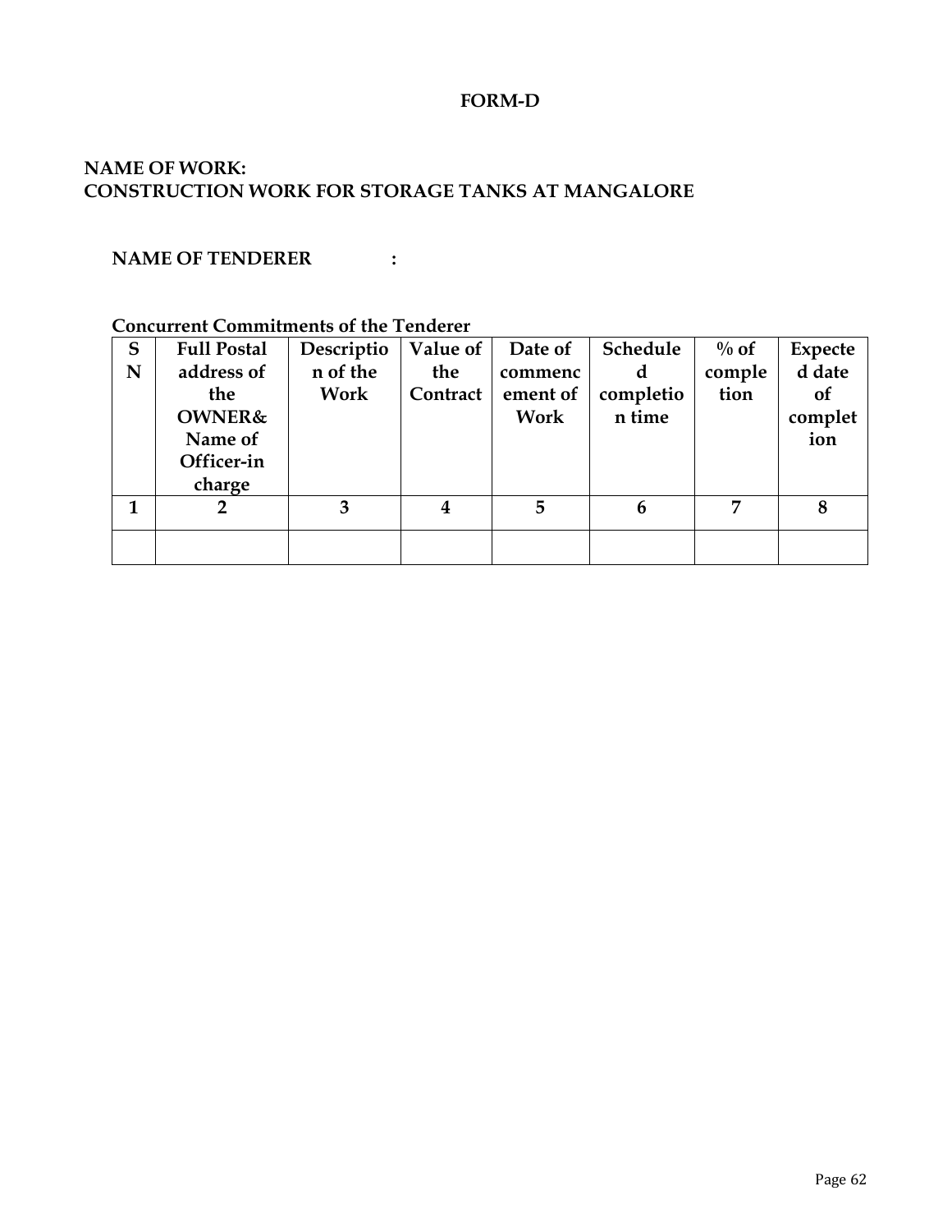**FORM-D**

**NAME OF WORK:**
**CONSTRUCTION WORK FOR STORAGE TANKS AT MANGALORE**

**NAME OF TENDERER :**

**Concurrent Commitments of the Tenderer**

| SN | Full Postal address of the OWNER& Name of Officer-in charge | Description of the Work | Value of the Contract | Date of commencement of Work | Scheduled completion time | % of completion | Expected date of completion |
|---|---|---|---|---|---|---|---|
| 1 | 2 | 3 | 4 | 5 | 6 | 7 | 8 |
| | | | | | | | |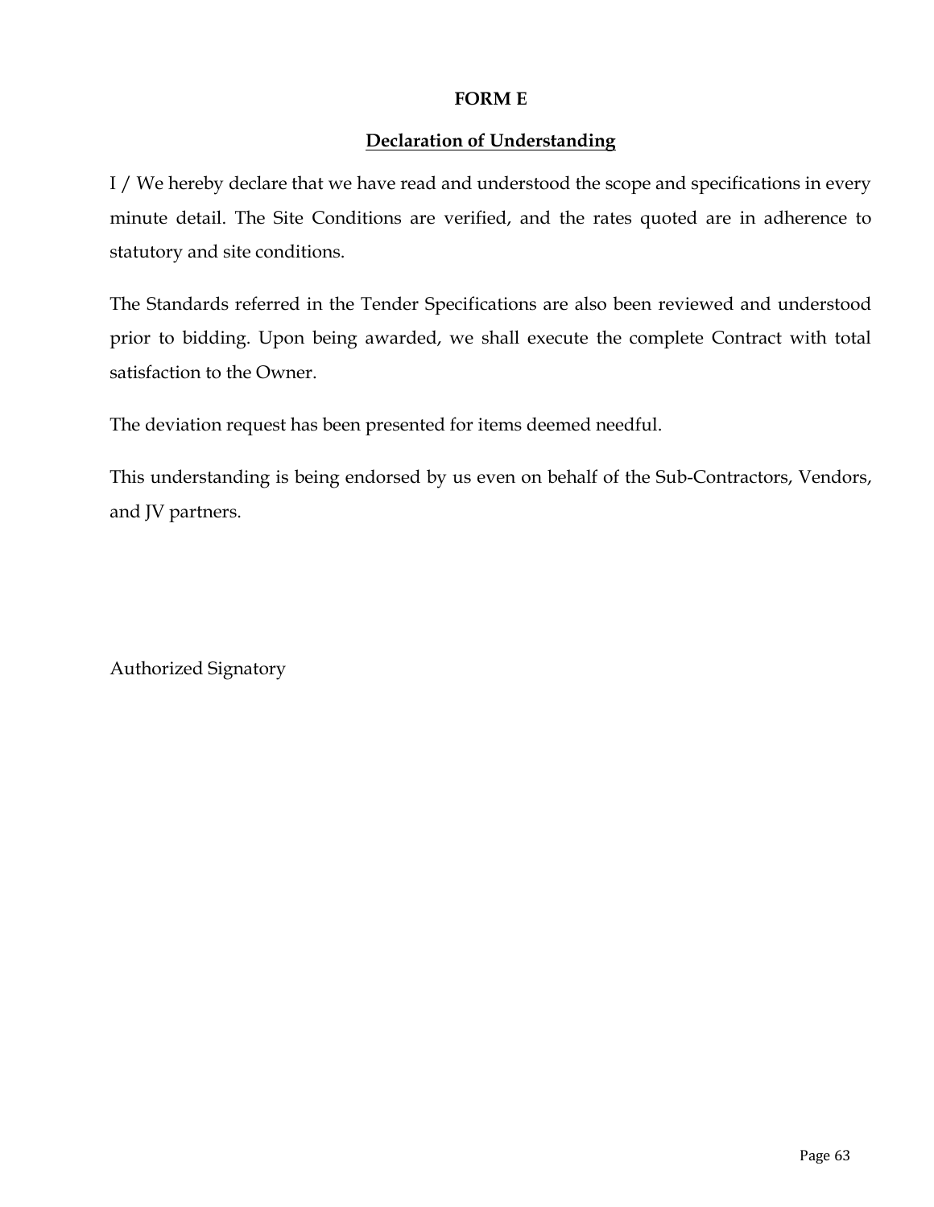**FORM E**

**Declaration of Understanding**

I / We hereby declare that we have read and understood the scope and specifications in every minute detail. The Site Conditions are verified, and the rates quoted are in adherence to statutory and site conditions.

The Standards referred in the Tender Specifications are also been reviewed and understood prior to bidding. Upon being awarded, we shall execute the complete Contract with total satisfaction to the Owner.

The deviation request has been presented for items deemed needful.

This understanding is being endorsed by us even on behalf of the Sub-Contractors, Vendors, and JV partners.

Authorized Signatory